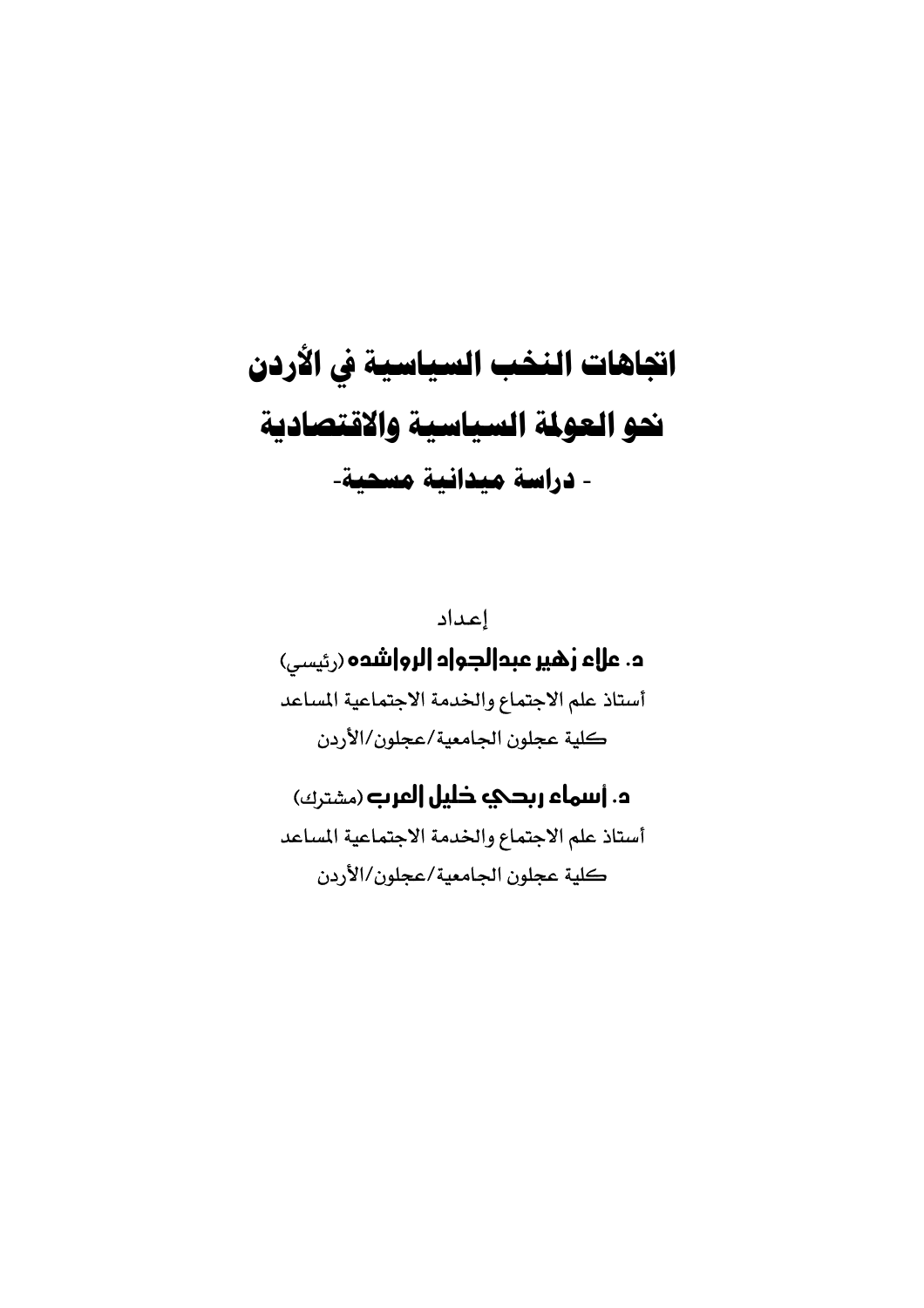# اتجاهات النخب السياسية في الأردن نحو العولمة السياسية والاقتصادية

## - دراسة ميدانية مسحية-

إعداد

**د. علاء زهير عبدالجواد الرواشده** (رئيسي)

أستاذ علم الاجتماع والخدمة الاجتماعية المساعد

كلية عجلون الجامعية/عجلون/الأردن

**د. أسماء ربحي خليل العرب** (مشترك)

أستاذ علم الاجتماع والخدمة الاجتماعية المساعد

كلية عجلون الجامعية/عجلون/الأردن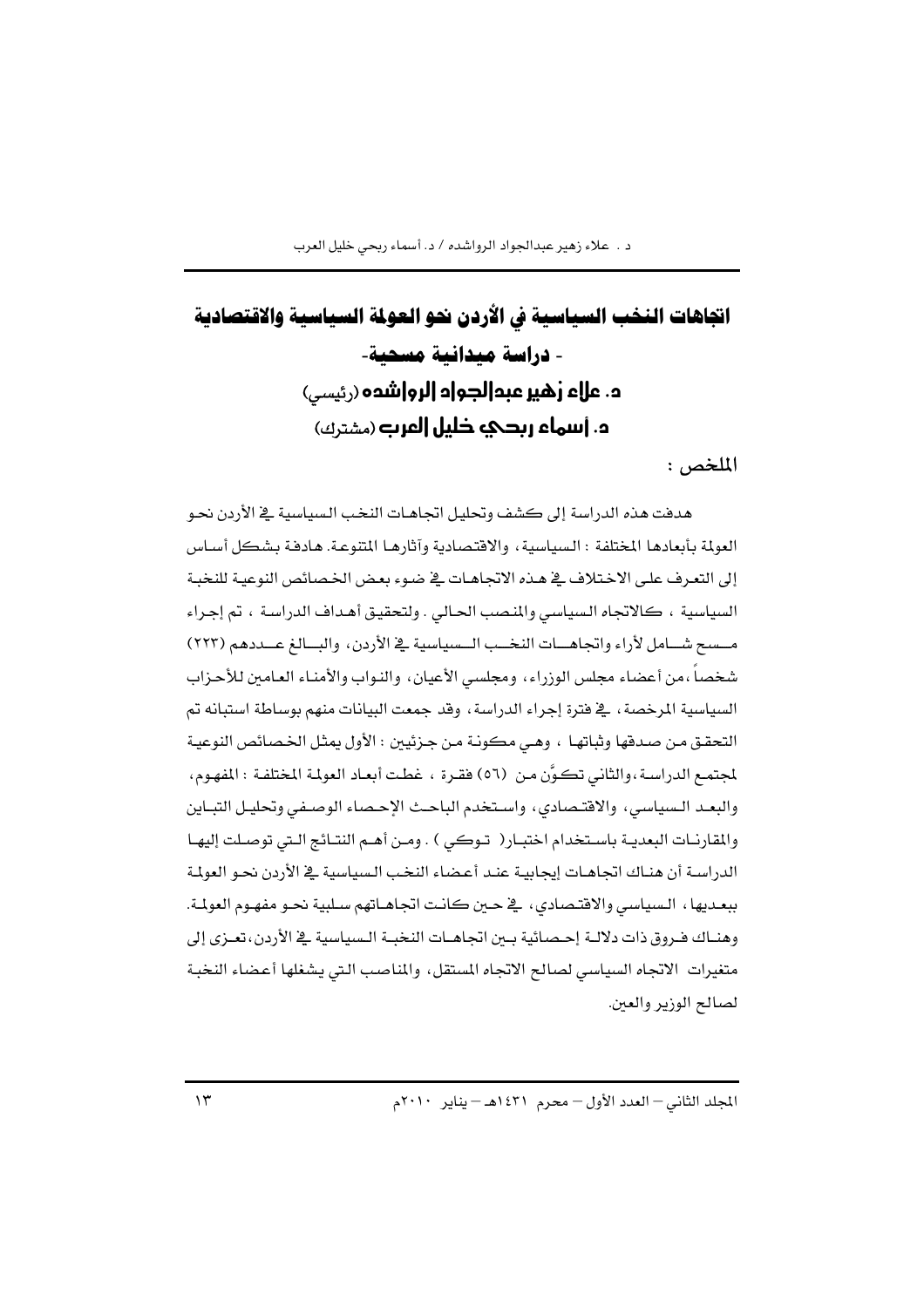# اتجاهات النخب السياسية في الأردن نحو العولمة السياسية والاقتصادية

## - دراسة ميدانية مسحية-

**د. علاء زهير عبدالجواد الرواشده** (رئيسي)

**د. أسماء ربحي خليل العرب** (مشترك)

**الملخص :**

هدفت هذه الدراسة إلى كشف وتحليل اتجاهات النخب السياسية في الأردن نحو العولمة بأبعادها المختلفة : السياسية، والاقتصادية وآثارها المتنوعة. هادفة بشكل أساس إلى التعرف على الاختلاف في هذه الاتجاهات في ضوء بعض الخصائص النوعية للنخبة السياسية ، كالاتجاه السياسي والمنصب الحالي . ولتحقيق أهداف الدراسة ، تم إجراء مسح شامل لأراء واتجاهات النخب السياسية في الأردن، والبالغ عددهم (٢٢٣) شخصاً ،من أعضاء مجلس الوزراء، ومجلسي الأعيان، والنواب والأمناء العامين للأحزاب السياسية المرخصة ، في فترة إجراء الدراسة ، وقد جمعت البيانات منهم بوساطة استبانه تم التحقق من صدقها وثباتها ، وهي مكونة من جزئيين : الأول يمثل الخصائص النوعية لمجتمع الدراسة ،والثاني تكوَّن من (٥٦) فقرة ، غطت أبعاد العولمة المختلفة : المفهوم، والبعد السياسي، والاقتصادي، واستخدم الباحث الإحصاء الوصفي وتحليل التباين والمقارنات البعدية باستخدام اختبار( توكي ) . ومن أهم النتائج التي توصلت إليها الدراسة أن هناك اتجاهات إيجابية عند أعضاء النخب السياسية في الأردن نحو العولمة ببعديها ، السياسي والاقتصادي، في حين كانت اتجاهاتهم سلبية نحو مفهوم العولمة. وهناك فروق ذات دلالة إحصائية بين اتجاهات النخبة السياسية في الأردن،تعزى إلى متغيرات الاتجاه السياسي لصالح الاتجاه المستقل، والمناصب التي يشغلها أعضاء النخبة لصالح الوزير والعين.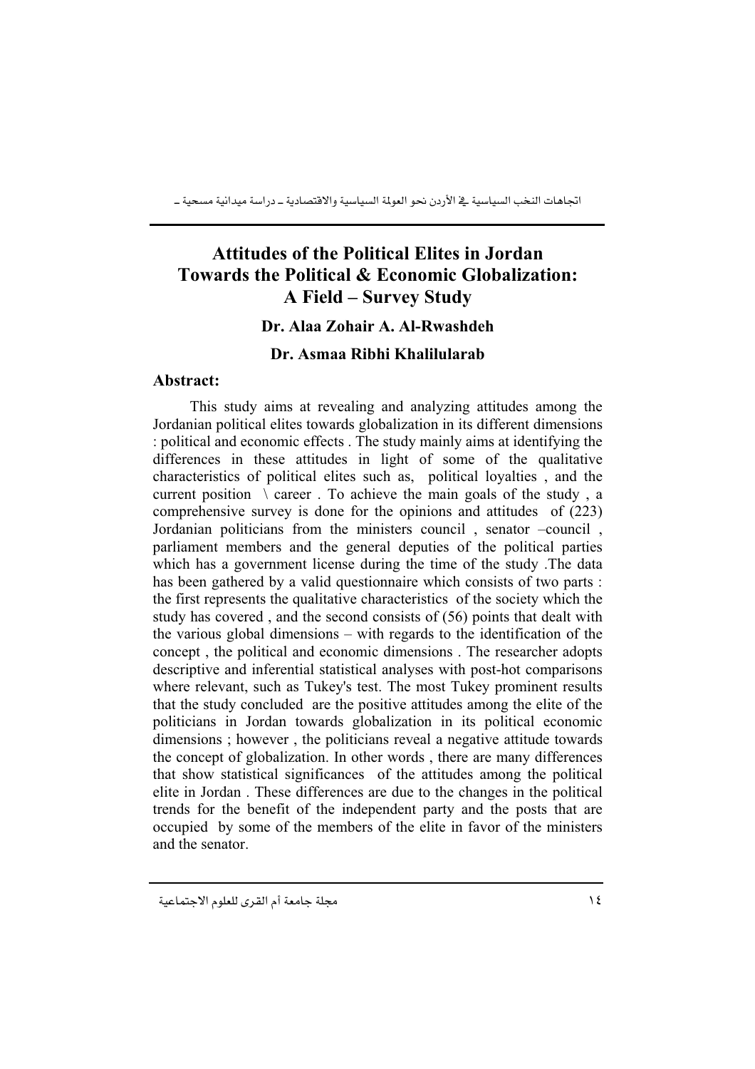# Attitudes of the Political Elites in Jordan Towards the Political & Economic Globalization: A Field – Survey Study

**Dr. Alaa Zohair A. Al-Rwashdeh**

**Dr. Asmaa Ribhi Khalilularab**

## Abstract:

This study aims at revealing and analyzing attitudes among the Jordanian political elites towards globalization in its different dimensions : political and economic effects . The study mainly aims at identifying the differences in these attitudes in light of some of the qualitative characteristics of political elites such as, political loyalties , and the current position \ career . To achieve the main goals of the study , a comprehensive survey is done for the opinions and attitudes of (223) Jordanian politicians from the ministers council , senator –council , parliament members and the general deputies of the political parties which has a government license during the time of the study .The data has been gathered by a valid questionnaire which consists of two parts : the first represents the qualitative characteristics of the society which the study has covered , and the second consists of (56) points that dealt with the various global dimensions – with regards to the identification of the concept , the political and economic dimensions . The researcher adopts descriptive and inferential statistical analyses with post-hot comparisons where relevant, such as Tukey's test. The most Tukey prominent results that the study concluded are the positive attitudes among the elite of the politicians in Jordan towards globalization in its political economic dimensions ; however , the politicians reveal a negative attitude towards the concept of globalization. In other words , there are many differences that show statistical significances of the attitudes among the political elite in Jordan . These differences are due to the changes in the political trends for the benefit of the independent party and the posts that are occupied by some of the members of the elite in favor of the ministers and the senator.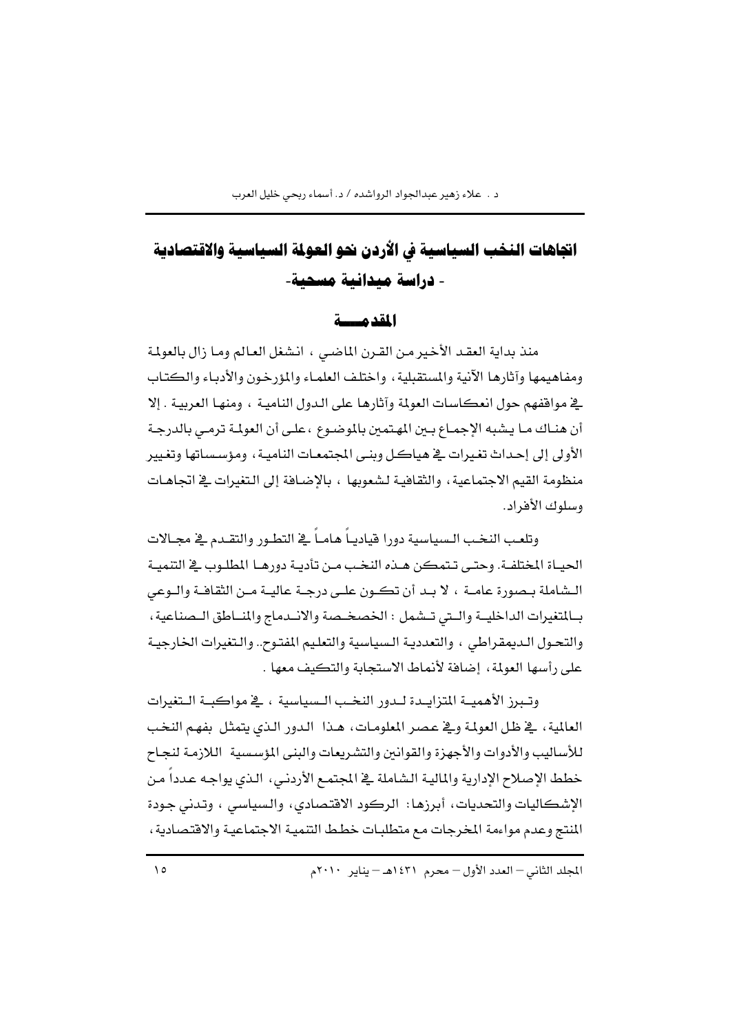# اتجاهات النخب السياسية في الأردن نحو العولمة السياسية والاقتصادية - دراسة ميدانية مسحية-

## المقدمـــة

منذ بداية العقد الأخير من القرن الماضي ، انشغل العالم وما زال بالعولمة ومفاهيمها وآثارها الآنية والمستقبلية ، واختلف العلماء والمؤرخون والأدباء والكتاب في مواقفهم حول انعكاسات العولمة وآثارها على الدول النامية ، ومنها العربية . إلا أن هناك ما يشبه الإجماع بين المهتمين بالموضوع ، على أن العولمة ترمي بالدرجة الأولى إلى إحداث تغيرات في هياكل وبنى المجتمعات النامية ، ومؤسساتها وتغيير منظومة القيم الاجتماعية ، والثقافية لشعوبها ، بالإضافة إلى التغيرات في اتجاهات وسلوك الأفراد.

وتلعب النخب السياسية دورا قيادياً هاماً في التطور والتقدم في مجالات الحياة المختلفة. وحتى تتمكن هذه النخب من تأدية دورها المطلوب في التنمية الشاملة بصورة عامة ، لا بد أن تكون على درجة عالية من الثقافة والوعي بالمتغيرات الداخلية والتي تشمل : الخصخصة والاندماج والمناطق الصناعية ، والتحول الديمقراطي ، والتعددية السياسية والتعليم المفتوح.. والتغيرات الخارجية على رأسها العولمة ، إضافة لأنماط الاستجابة والتكيف معها .

وتبرز الأهمية المتزايدة لدور النخب السياسية ، في مواكبة التغيرات العالمية ، في ظل العولمة وفي عصر المعلومات ، هذا الدور الذي يتمثل بفهم النخب للأساليب والأدوات والأجهزة والقوانين والتشريعات والبنى المؤسسية اللازمة لنجاح خطط الإصلاح الإدارية والمالية الشاملة في المجتمع الأردني ، الذي يواجه عدداً من الإشكاليات والتحديات ، أبرزها : الركود الاقتصادي ، والسياسي ، وتدني جودة المنتج وعدم مواءمة المخرجات مع متطلبات خطط التنمية الاجتماعية والاقتصادية ،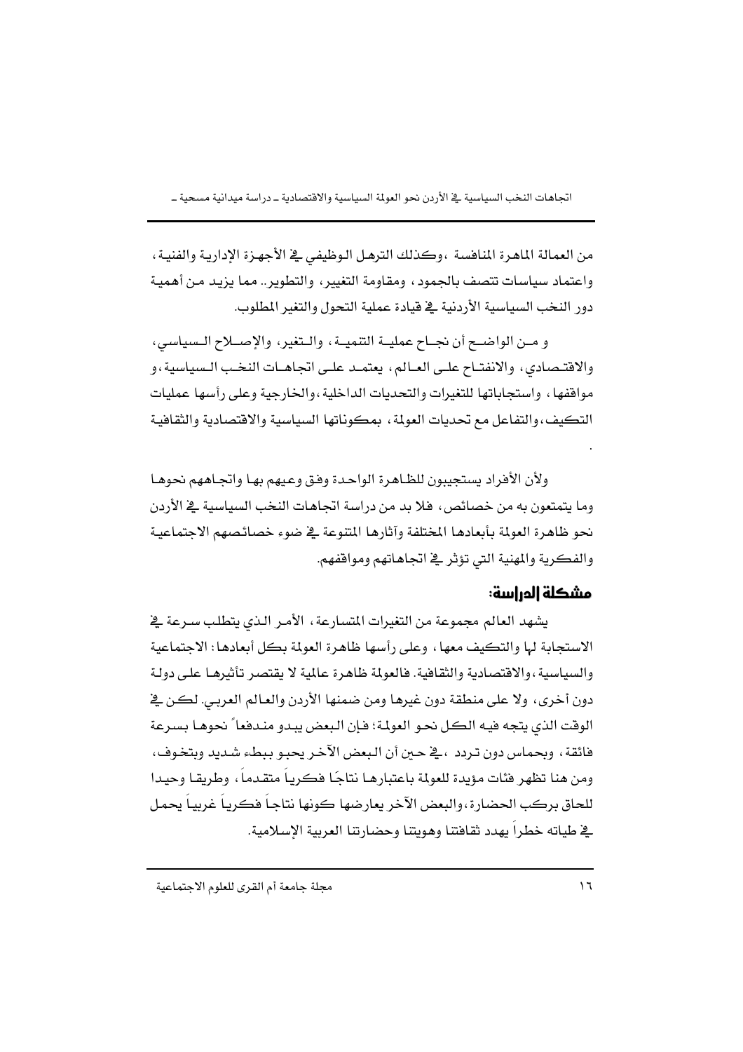من العمالة الماهرة المنافسة ،وكذلك الترهل الوظيفي في الأجهزة الإدارية والفنية، واعتماد سياسات تتصف بالجمود، ومقاومة التغيير، والتطوير.. مما يزيد من أهمية دور النخب السياسية الأردنية في قيادة عملية التحول والتغير المطلوب.

و من الواضح أن نجاح عملية التنمية، والتغير، والإصلاح السياسي، والاقتصادي، والانفتاح على العالم، يعتمد على اتجاهات النخب السياسية،و مواقفها، واستجاباتها للتغيرات والتحديات الداخلية،والخارجية وعلى رأسها عمليات التكيف،والتفاعل مع تحديات العولمة، بمكوناتها السياسية والاقتصادية والثقافية .

ولأن الأفراد يستجيبون للظاهرة الواحدة وفق وعيهم بها واتجاههم نحوها وما يتمتعون به من خصائص، فلا بد من دراسة اتجاهات النخب السياسية في الأردن نحو ظاهرة العولمة بأبعادها المختلفة وآثارها المتنوعة في ضوء خصائصهم الاجتماعية والفكرية والمهنية التي تؤثر في اتجاهاتهم ومواقفهم.

## مشكلة الدراسة:

يشهد العالم مجموعة من التغيرات المتسارعة، الأمر الذي يتطلب سرعة في الاستجابة لها والتكيف معها، وعلى رأسها ظاهرة العولمة بكل أبعادها: الاجتماعية والسياسية،والاقتصادية والثقافية. فالعولمة ظاهرة عالمية لا يقتصر تأثيرها على دولة دون أخرى، ولا على منطقة دون غيرها ومن ضمنها الأردن والعالم العربي. لكن في الوقت الذي يتجه فيه الكل نحو العولمة؛ فإن البعض يبدو مندفعاً نحوها بسرعة فائقة، وبحماس دون تردد ،في حين أن البعض الآخر يحبو ببطء شديد وبتخوف، ومن هنا تظهر فئات مؤيدة للعولمة باعتبارها نتاجًا فكرياً متقدماً، وطريقا وحيدا للحاق بركب الحضارة،والبعض الآخر يعارضها كونها نتاجاً فكرياً غربياً يحمل في طياته خطراً يهدد ثقافتنا وهويتنا وحضارتنا العربية الإسلامية.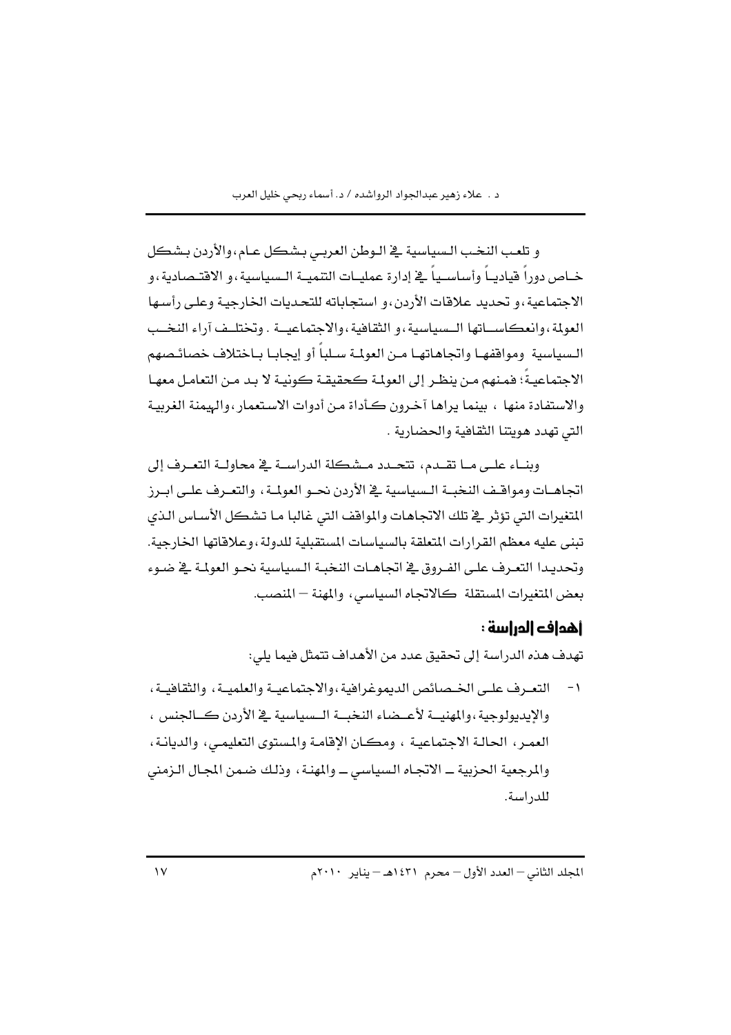و تلعب النخب السياسية في الوطن العربي بشكل عام، والأردن بشكل خاص دوراً قيادياً وأساسياً في إدارة عمليات التنمية السياسية، و الاقتصادية، و الاجتماعية، و تحديد علاقات الأردن، و استجاباته للتحديات الخارجية وعلى رأسها العولمة، وانعكاساتها السياسية، و الثقافية، والاجتماعية . وتختلف آراء النخب السياسية ومواقفها واتجاهاتها من العولمة سلباً أو إيجابا باختلاف خصائصهم الاجتماعيةً؛ فمنهم من ينظر إلى العولمة كحقيقة كونية لا بد من التعامل معها والاستفادة منها ، بينما يراها آخرون كأداة من أدوات الاستعمار، والهيمنة الغربية التي تهدد هويتنا الثقافية والحضارية .

وبناء على ما تقدم، تتحدد مشكلة الدراسة في محاولة التعرف إلى اتجاهات ومواقف النخبة السياسية في الأردن نحو العولمة، والتعرف على ابرز المتغيرات التي تؤثر في تلك الاتجاهات والمواقف التي غالبا ما تشكل الأساس الذي تبنى عليه معظم القرارات المتعلقة بالسياسات المستقبلية للدولة، وعلاقاتها الخارجية. وتحديدا التعرف على الفروق في اتجاهات النخبة السياسية نحو العولمة في ضوء بعض المتغيرات المستقلة كالاتجاه السياسي، والمهنة – المنصب.

## أهداف الدراسة :

تهدف هذه الدراسة إلى تحقيق عدد من الأهداف تتمثل فيما يلي:

١- التعرف على الخصائص الديموغرافية، والاجتماعية والعلمية، والثقافية، والإيديولوجية، والمهنية لأعضاء النخبة السياسية في الأردن كالجنس ، العمر، الحالة الاجتماعية ، ومكان الإقامة والمستوى التعليمي، والديانة، والمرجعية الحزبية ــ الاتجاه السياسي ــ والمهنة، وذلك ضمن المجال الزمني للدراسة.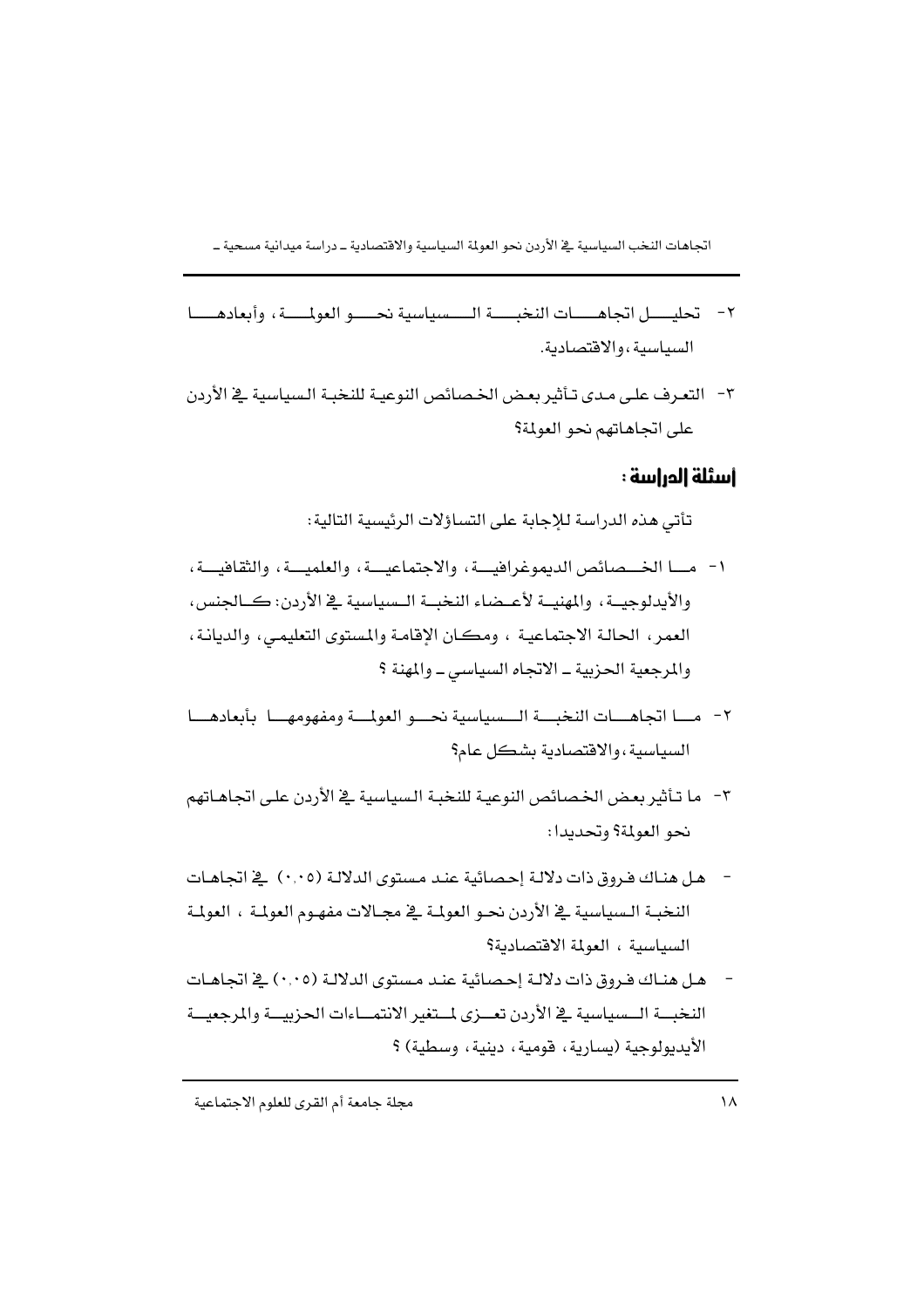٢- تحليل اتجاهات النخبة السياسية نحو العولمة، وأبعادها السياسية، والاقتصادية.

٣- التعرف على مدى تأثير بعض الخصائص النوعية للنخبة السياسية في الأردن على اتجاهاتهم نحو العولمة؟

## أسئلة الدراسة:

تأتي هذه الدراسة للإجابة على التساؤلات الرئيسية التالية:

١- ما الخصائص الديموغرافية، والاجتماعية، والعلمية، والثقافية، والأيدلوجية، والمهنية لأعضاء النخبة السياسية في الأردن: كالجنس، العمر، الحالة الاجتماعية، ومكان الإقامة والمستوى التعليمي، والديانة، والمرجعية الحزبية ـ الاتجاه السياسي ـ والمهنة ؟

٢- ما اتجاهات النخبة السياسية نحو العولمة ومفهومها بأبعادها السياسية، والاقتصادية بشكل عام؟

٣- ما تأثير بعض الخصائص النوعية للنخبة السياسية في الأردن على اتجاهاتهم نحو العولمة؟ وتحديدا:

- هل هناك فروق ذات دلالة إحصائية عند مستوى الدلالة (٠,٠٥) في اتجاهات النخبة السياسية في الأردن نحو العولمة في مجالات مفهوم العولمة، العولمة السياسية، العولمة الاقتصادية؟
- هل هناك فروق ذات دلالة إحصائية عند مستوى الدلالة (٠,٠٥) في اتجاهات النخبة السياسية في الأردن تعزى لمتغير الانتماءات الحزبية والمرجعية الأيديولوجية (يسارية، قومية، دينية، وسطية) ؟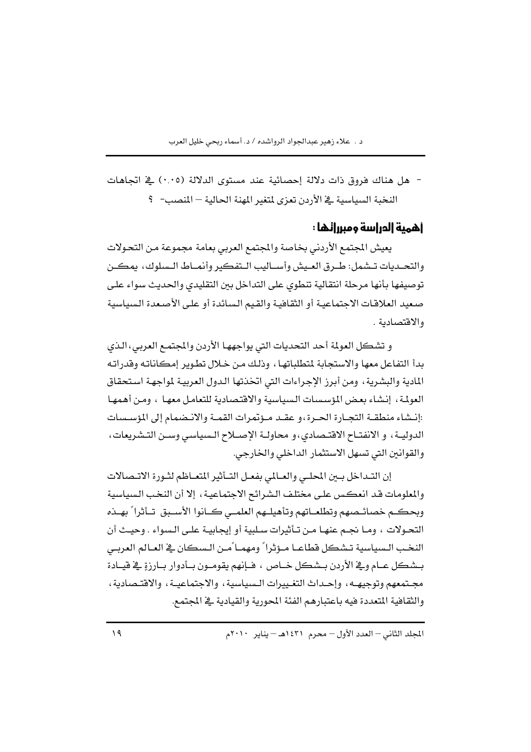- هل هناك فروق ذات دلالة إحصائية عند مستوى الدلالة (٠.٠٥) في اتجاهات النخبة السياسية في الأردن تعزى لمتغير المهنة الحالية – المنصب- ؟

## أهمية الدراسة ومبرراتها:

يعيش المجتمع الأردني بخاصة والمجتمع العربي بعامة مجموعة من التحولات والتحديات تشمل: طرق العيش وأساليب التفكير وأنماط السلوك، يمكن توصيفها بأنها مرحلة انتقالية تنطوي على التداخل بين التقليدي والحديث سواء على صعيد العلاقات الاجتماعية أو الثقافية والقيم السائدة أو على الأصعدة السياسية والاقتصادية .

و تشكل العولمة أحد التحديات التي يواجهها الأردن والمجتمع العربي، الذي بدأ التفاعل معها والاستجابة لمتطلباتها، وذلك من خلال تطوير إمكاناته وقدراته المادية والبشرية، ومن أبرز الإجراءات التي اتخذتها الدول العربية لمواجهة استحقاق العولمة، إنشاء بعض المؤسسات السياسية والاقتصادية للتعامل معها ، ومن أهمها :إنشاء منطقة التجارة الحرة،و عقد مؤتمرات القمة والانضمام إلى المؤسسات الدولية، و الانفتاح الاقتصادي، و محاولة الإصلاح السياسي وسن التشريعات، والقوانين التي تسهل الاستثمار الداخلي والخارجي.

إن التداخل بين المحلي والعالمي بفعل التأثير المتعاظم لثورة الاتصالات والمعلومات قد انعكس على مختلف الشرائح الاجتماعية، إلا أن النخب السياسية وبحكم خصائصهم وتطلعاتهم وتأهيلهم العلمي كانوا الأسبق تأثراً بهذه التحولات ، وما نجم عنها من تأثيرات سلبية أو إيجابية على السواء . وحيث أن النخب السياسية تشكل قطاعا مؤثراً ومهماً من السكان في العالم العربي بشكل عام وفي الأردن بشكل خاص ، فإنهم يقومون بأدوار بارزةٍ في قيادة مجتمعهم وتوجيهه، وإحداث التغييرات السياسية، والاجتماعية، والاقتصادية، والثقافية المتعددة فيه باعتبارهم الفئة المحورية والقيادية في المجتمع.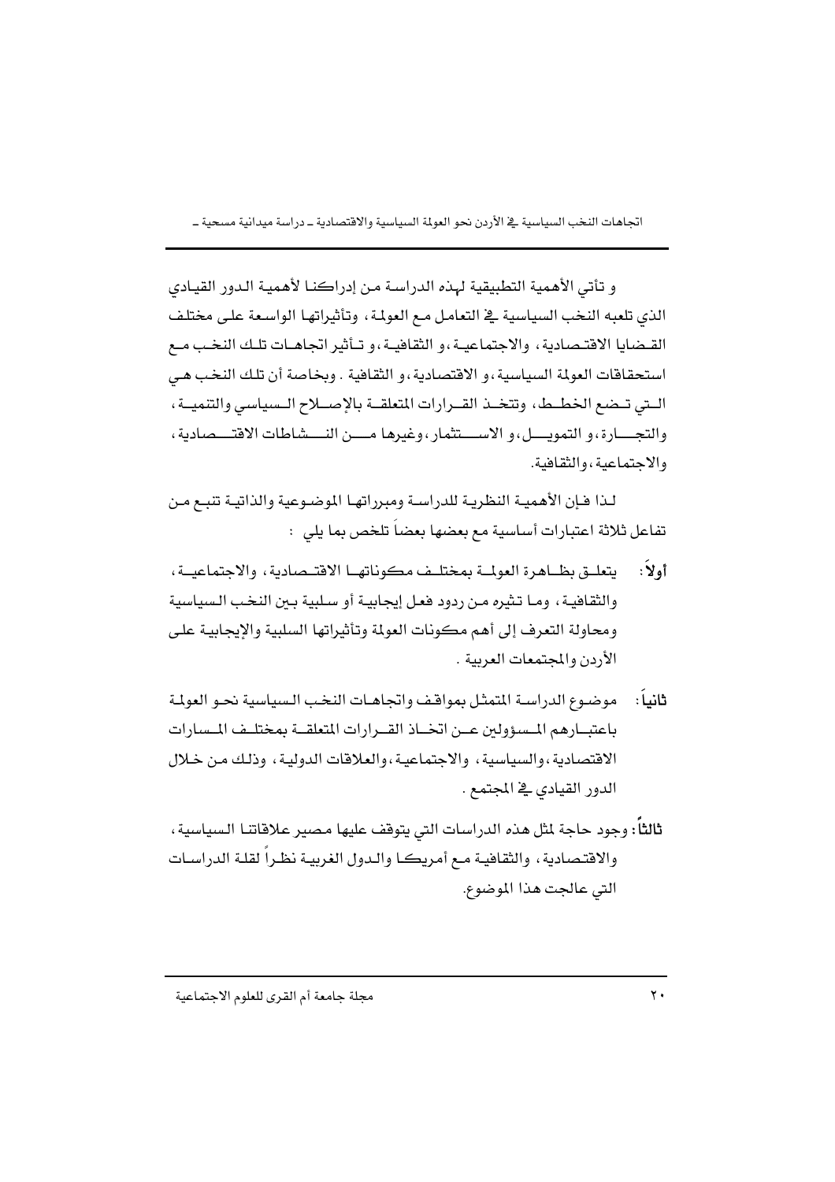و تأتي الأهمية التطبيقية لهذه الدراسة من إدراكنا لأهمية الدور القيادي الذي تلعبه النخب السياسية في التعامل مع العولمة، وتأثيراتها الواسعة على مختلف القضايا الاقتصادية، والاجتماعية، و الثقافية، و تأثير اتجاهات تلك النخب مع استحقاقات العولمة السياسية، و الاقتصادية، و الثقافية . وبخاصة أن تلك النخب هي التي تضع الخطط، وتتخذ القرارات المتعلقة بالإصلاح السياسي والتنمية، والتجارة، و التمويل، و الاستثمار، وغيرها من النشاطات الاقتصادية، والاجتماعية، والثقافية.

لذا فإن الأهمية النظرية للدراسة ومبرراتها الموضوعية والذاتية تنبع من تفاعل ثلاثة اعتبارات أساسية مع بعضها بعضاً تلخص بما يلي :

**أولاً:** يتعلق بظاهرة العولمة بمختلف مكوناتها الاقتصادية، والاجتماعية، والثقافية، وما تثيره من ردود فعل إيجابية أو سلبية بين النخب السياسية ومحاولة التعرف إلى أهم مكونات العولمة وتأثيراتها السلبية والإيجابية على الأردن والمجتمعات العربية .

**ثانياً:** موضوع الدراسة المتمثل بمواقف واتجاهات النخب السياسية نحو العولمة باعتبارهم المسؤولين عن اتخاذ القرارات المتعلقة بمختلف المسارات الاقتصادية، والسياسية، والاجتماعية، والعلاقات الدولية، وذلك من خلال الدور القيادي في المجتمع .

**ثالثاً:** وجود حاجة لمثل هذه الدراسات التي يتوقف عليها مصير علاقاتنا السياسية، والاقتصادية، والثقافية مع أمريكا والدول الغربية نظراً لقلة الدراسات التي عالجت هذا الموضوع.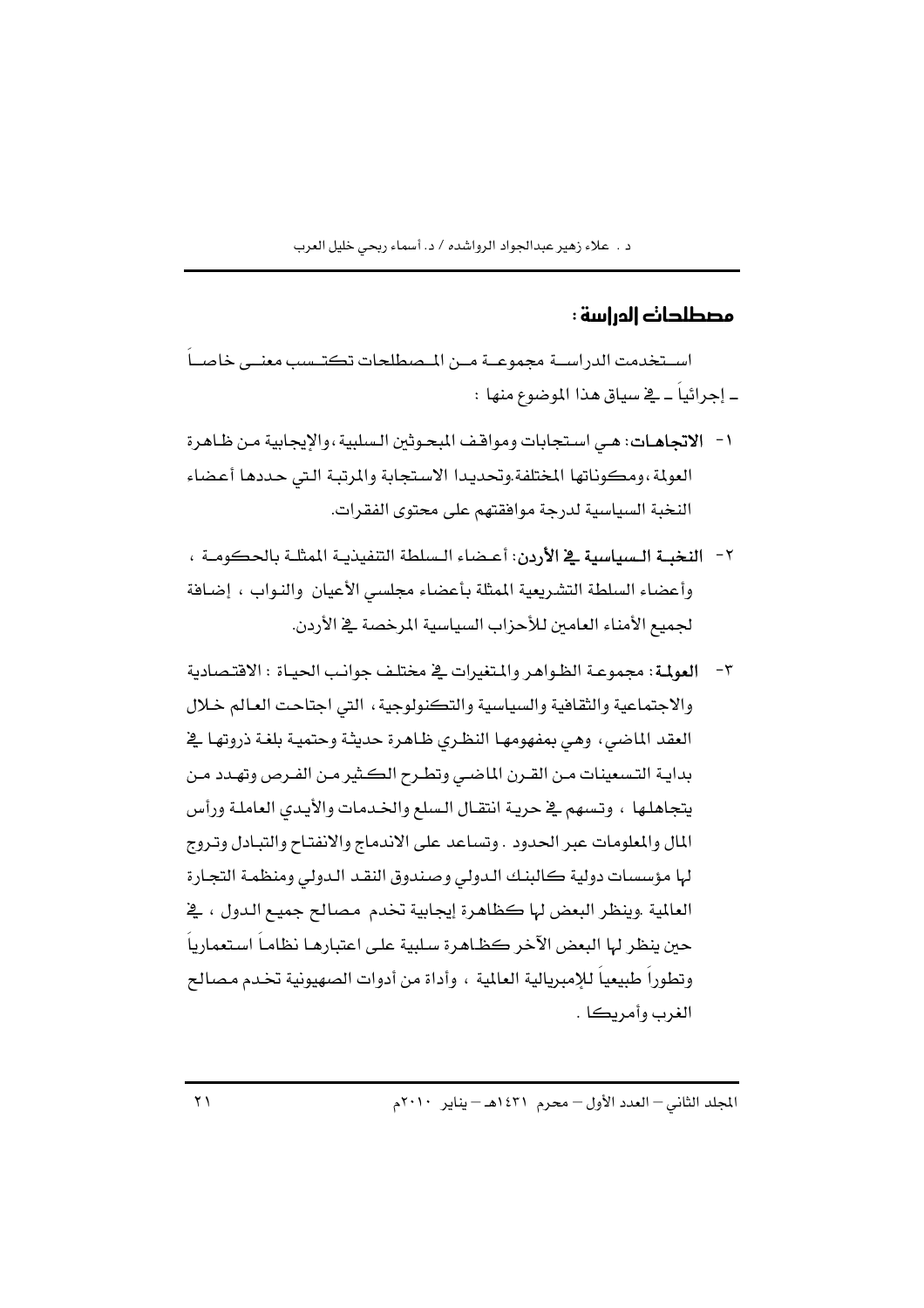## مصطلحات الدراسة :

استخدمت الدراسة مجموعة من المصطلحات تكتسب معنى خاصاً ـ إجرائياً ـ في سياق هذا الموضوع منها :

١- **الاتجاهات**: هي استجابات ومواقف المبحوثين السلبية،والإيجابية من ظاهرة العولمة،ومكوناتها المختلفة.وتحديدا الاستجابة والمرتبة التي حددها أعضاء النخبة السياسية لدرجة موافقتهم على محتوى الفقرات.

٢- **النخبة السياسية في الأردن**: أعضاء السلطة التنفيذية الممثلة بالحكومة ، وأعضاء السلطة التشريعية الممثلة بأعضاء مجلسي الأعيان والنواب ، إضافة لجميع الأمناء العامين للأحزاب السياسية المرخصة في الأردن.

٣- **العولمة**: مجموعة الظواهر والمتغيرات في مختلف جوانب الحياة : الاقتصادية والاجتماعية والثقافية والسياسية والتكنولوجية، التي اجتاحت العالم خلال العقد الماضي، وهي بمفهومها النظري ظاهرة حديثة وحتمية بلغة ذروتها في بداية التسعينات من القرن الماضي وتطرح الكثير من الفرص وتهدد من يتجاهلها ، وتسهم في حرية انتقال السلع والخدمات والأيدي العاملة ورأس المال والمعلومات عبر الحدود . وتساعد على الاندماج والانفتاح والتبادل وتروج لها مؤسسات دولية كالبنك الدولي وصندوق النقد الدولي ومنظمة التجارة العالمية .وينظر البعض لها كظاهرة إيجابية تخدم مصالح جميع الدول ، في حين ينظر لها البعض الآخر كظاهرة سلبية على اعتبارها نظاماً استعمارياً وتطوراً طبيعياً للإمبريالية العالمية ، وأداة من أدوات الصهيونية تخدم مصالح الغرب وأمريكا .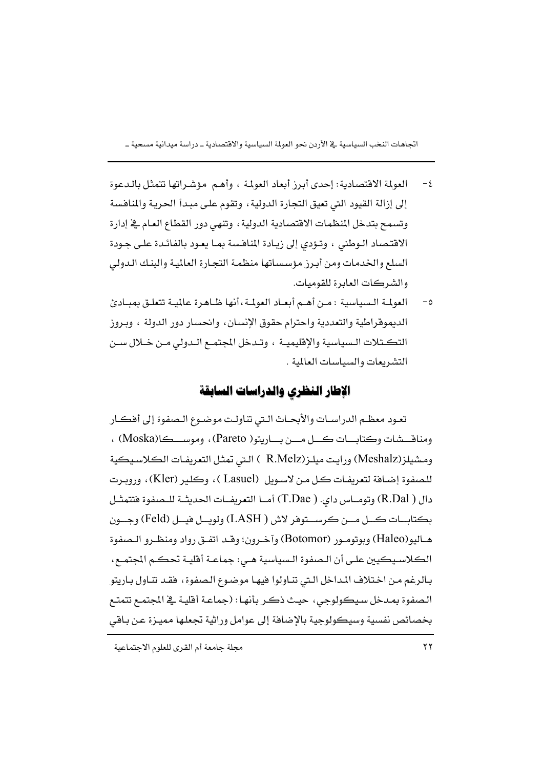٤- العولمة الاقتصادية: إحدى أبرز أبعاد العولمة ، وأهم مؤشراتها تتمثل بالدعوة إلى إزالة القيود التي تعيق التجارة الدولية، وتقوم على مبدأ الحرية والمنافسة وتسمح بتدخل المنظمات الاقتصادية الدولية، وتنهي دور القطاع العام في إدارة الاقتصاد الوطني ، وتؤدي إلى زيادة المنافسة بما يعود بالفائدة على جودة السلع والخدمات ومن أبرز مؤسساتها منظمة التجارة العالمية والبنك الدولي والشركات العابرة للقوميات.

٥- العولمة السياسية : من أهم أبعاد العولمة، أنها ظاهرة عالمية تتعلق بمبادئ الديموقراطية والتعددية واحترام حقوق الإنسان، وانحسار دور الدولة ، وبروز التكتلات السياسية والإقليمية ، وتدخل المجتمع الدولي من خلال سن التشريعات والسياسات العالمية .

## الإطار النظري والدراسات السابقة

تعود معظم الدراسات والأبحاث التي تناولت موضوع الصفوة إلى أفكار ومناقشات وكتابات كل من باريتو( Pareto)، وموسكا(Moska) ، ومشيلز(Meshalz) ورايت ميلز(R.Melz ) التي تمثل التعريفات الكلاسيكية للصفوة إضافة لتعريفات كل من لاسويل (Lasuel )، وكلير (Kler)، وروبرت دال ( R.Dal) وتوماس داي. ( T.Dae) أما التعريفات الحديثة للصفوة فتتمثل بكتابات كل من كرستوفر لاش ( LASH) ولويل فيل (Feld) وجون هاليو(Haleo) وبوتومور (Botomor) وآخرون؛ وقد اتفق رواد ومنظرو الصفوة الكلاسيكيين على أن الصفوة السياسية هي: جماعة أقلية تحكم المجتمع، بالرغم من اختلاف المداخل التي تناولوا فيها موضوع الصفوة، فقد تناول باريتو الصفوة بمدخل سيكولوجي، حيث ذكر بأنها: (جماعة أقلية في المجتمع تتمتع بخصائص نفسية وسيكولوجية بالإضافة إلى عوامل وراثية تجعلها مميزة عن باقي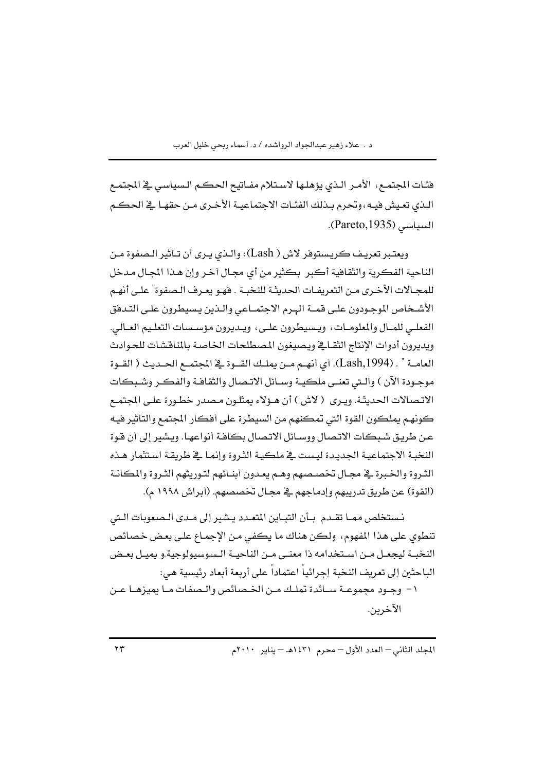فئات المجتمع، الأمر الذي يؤهلها لاستلام مفاتيح الحكم السياسي في المجتمع الذي تعيش فيه، وتحرم بذلك الفئات الاجتماعية الأخرى من حقها في الحكم السياسي (Pareto,1935).

ويعتبر تعريف كريستوفر لاش ( Lash): والذي يرى أن تأثير الصفوة من الناحية الفكرية والثقافية أكبر بكثير من أي مجال آخر وإن هذا المجال مدخل للمجالات الأخرى من التعريفات الحديثة للنخبة . فهو يعرف الصفوة" على أنهم الأشخاص الموجودون على قمة الهرم الاجتماعي والذين يسيطرون على التدفق الفعلي للمال والمعلومات، ويسيطرون على، ويديرون مؤسسات التعليم العالي. ويديرون أدوات الإنتاج الثقافي ويصيغون المصطلحات الخاصة بالمناقشات للحوادث العامة " . (Lash,1994). أي أنهم من يملك القوة في المجتمع الحديث ( القوة موجودة الآن ) والتي تعنى ملكية وسائل الاتصال والثقافة والفكر وشبكات الاتصالات الحديثة. ويرى ( لاش ) أن هؤلاء يمثلون مصدر خطورة على المجتمع كونهم يملكون القوة التي تمكنهم من السيطرة على أفكار المجتمع والتأثير فيه عن طريق شبكات الاتصال ووسائل الاتصال بكافة أنواعها. ويشير إلى أن قوة النخبة الاجتماعية الجديدة ليست في ملكية الثروة وإنما في طريقة استثمار هذه الثروة والخبرة في مجال تخصصهم وهم يعدون أبنائهم لتوريثهم الثروة والمكانة (القوة) عن طريق تدريبهم وإدماجهم في مجال تخصصهم. (أبراش ١٩٩٨ م).

نستخلص مما تقدم بأن التباين المتعدد يشير إلى مدى الصعوبات التي تنطوي على هذا المفهوم، ولكن هناك ما يكفي من الإجماع على بعض خصائص النخبة ليجعل من استخدامه ذا معنى من الناحية السوسيولوجية.و يميل بعض الباحثين إلى تعريف النخبة إجرائياً اعتماداً على أربعة أبعاد رئيسية هي:

١- وجود مجموعة سائدة تملك من الخصائص والصفات ما يميزها عن الآخرين.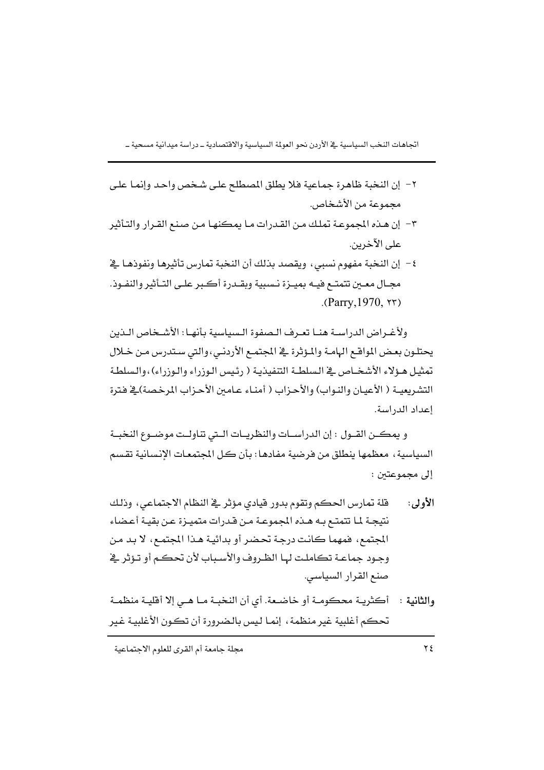٢- إن النخبة ظاهرة جماعية فلا يطلق المصطلح على شخص واحد وإنما على مجموعة من الأشخاص.

٣- إن هذه المجموعة تملك من القدرات ما يمكنها من صنع القرار والتأثير على الآخرين.

٤- إن النخبة مفهوم نسبي، ويقصد بذلك أن النخبة تمارس تأثيرها ونفوذها في مجال معين تتمتع فيه بميزة نسبية وبقدرة أكبر على التأثير والنفوذ. (Parry,1970, ٢٣).

ولأغراض الدراسة هنا تعرف الصفوة السياسية بأنها: الأشخاص الذين يحتلون بعض المواقع الهامة والمؤثرة في المجتمع الأردني، والتي ستدرس من خلال تمثيل هؤلاء الأشخاص في السلطة التنفيذية ( رئيس الوزراء والوزراء)، والسلطة التشريعية ( الأعيان والنواب) والأحزاب ( أمناء عامين الأحزاب المرخصة) في فترة إعداد الدراسة.

و يمكن القول : إن الدراسات والنظريات التي تناولت موضوع النخبة السياسية، معظمها ينطلق من فرضية مفادها: بأن كل المجتمعات الإنسانية تقسم إلى مجموعتين :

**الأولى:** قلة تمارس الحكم وتقوم بدور قيادي مؤثر في النظام الاجتماعي، وذلك نتيجة لما تتمتع به هذه المجموعة من قدرات متميزة عن بقية أعضاء المجتمع، فمهما كانت درجة تحضر أو بدائية هذا المجتمع، لا بد من وجود جماعة تكاملت لها الظروف والأسباب لأن تحكم أو تؤثر في صنع القرار السياسي.

**والثانية :** أكثرية محكومة أو خاضعة. أي أن النخبة ما هي إلا أقلية منظمة تحكم أغلبية غير منظمة، إنما ليس بالضرورة أن تكون الأغلبية غير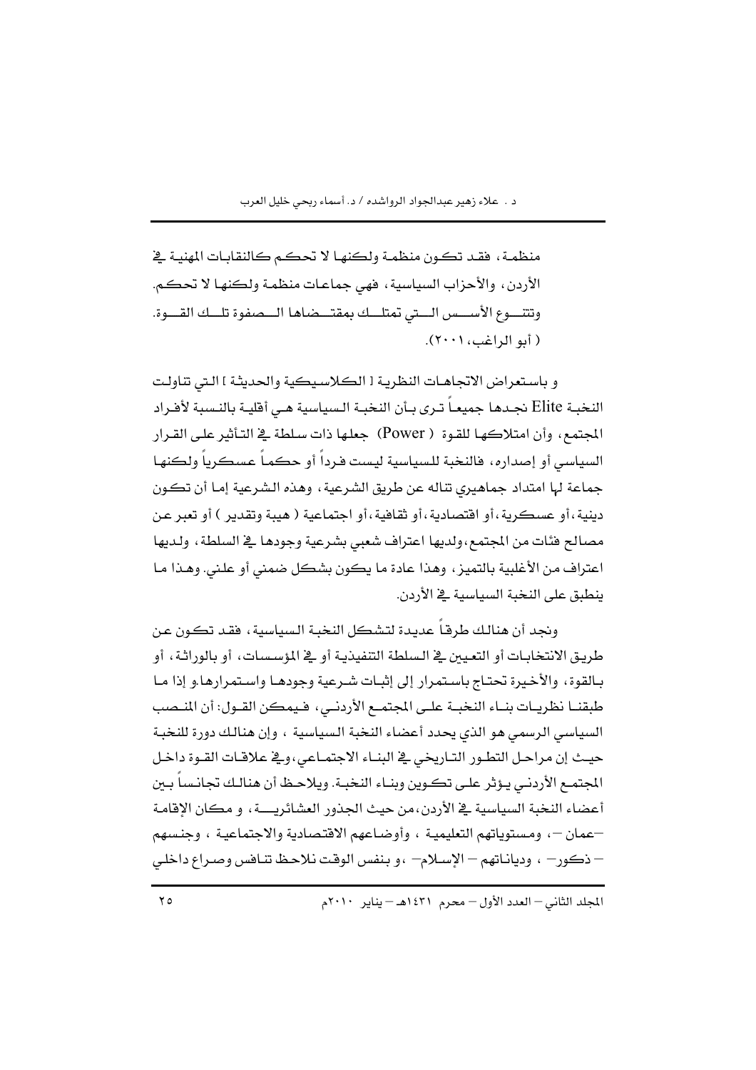منظمة، فقد تكون منظمة ولكنها لا تحكم كالنقابات المهنية في الأردن، والأحزاب السياسية، فهي جماعات منظمة ولكنها لا تحكم. وتتنوع الأسس التي تمتلك بمقتضاها الصفوة تلك القوة. ( أبو الراغب، ٢٠٠١).

و باستعراض الاتجاهات النظرية [ الكلاسيكية والحديثة ] التي تناولت النخبة Elite نجدها جميعاً ترى بأن النخبة السياسية هي أقلية بالنسبة لأفراد المجتمع، وأن امتلاكها للقوة ( Power) جعلها ذات سلطة في التأثير على القرار السياسي أو إصداره، فالنخبة للسياسية ليست فرداً أو حكماً عسكرياً ولكنها جماعة لها امتداد جماهيري تناله عن طريق الشرعية، وهذه الشرعية إما أن تكون دينية، أو عسكرية، أو اقتصادية، أو ثقافية، أو اجتماعية ( هيبة وتقدير ) أو تعبر عن مصالح فئات من المجتمع، ولديها اعتراف شعبي بشرعية وجودها في السلطة، ولديها اعتراف من الأغلبية بالتميز، وهذا عادة ما يكون بشكل ضمني أو علني. وهذا ما ينطبق على النخبة السياسية في الأردن.

ونجد أن هنالك طرقاً عديدة لتشكل النخبة السياسية، فقد تكون عن طريق الانتخابات أو التعيين في السلطة التنفيذية أو في المؤسسات، أو بالوراثة، أو بالقوة، والأخيرة تحتاج باستمرار إلى إثبات شرعية وجودها واستمرارها.و إذا ما طبقنا نظريات بناء النخبة على المجتمع الأردني، فيمكن القول: أن المنصب السياسي الرسمي هو الذي يحدد أعضاء النخبة السياسية ، وإن هنالك دورة للنخبة حيث إن مراحل التطور التاريخي في البناء الاجتماعي، وفي علاقات القوة داخل المجتمع الأردني يؤثر على تكوين وبناء النخبة. ويلاحظ أن هنالك تجانساً بين أعضاء النخبة السياسية في الأردن، من حيث الجذور العشائرية، و مكان الإقامة –عمان–، ومستوياتهم التعليمية ، وأوضاعهم الاقتصادية والاجتماعية ، وجنسهم – ذكور– ، ودياناتهم – الإسلام– ،و بنفس الوقت نلاحظ تنافس وصراع داخلي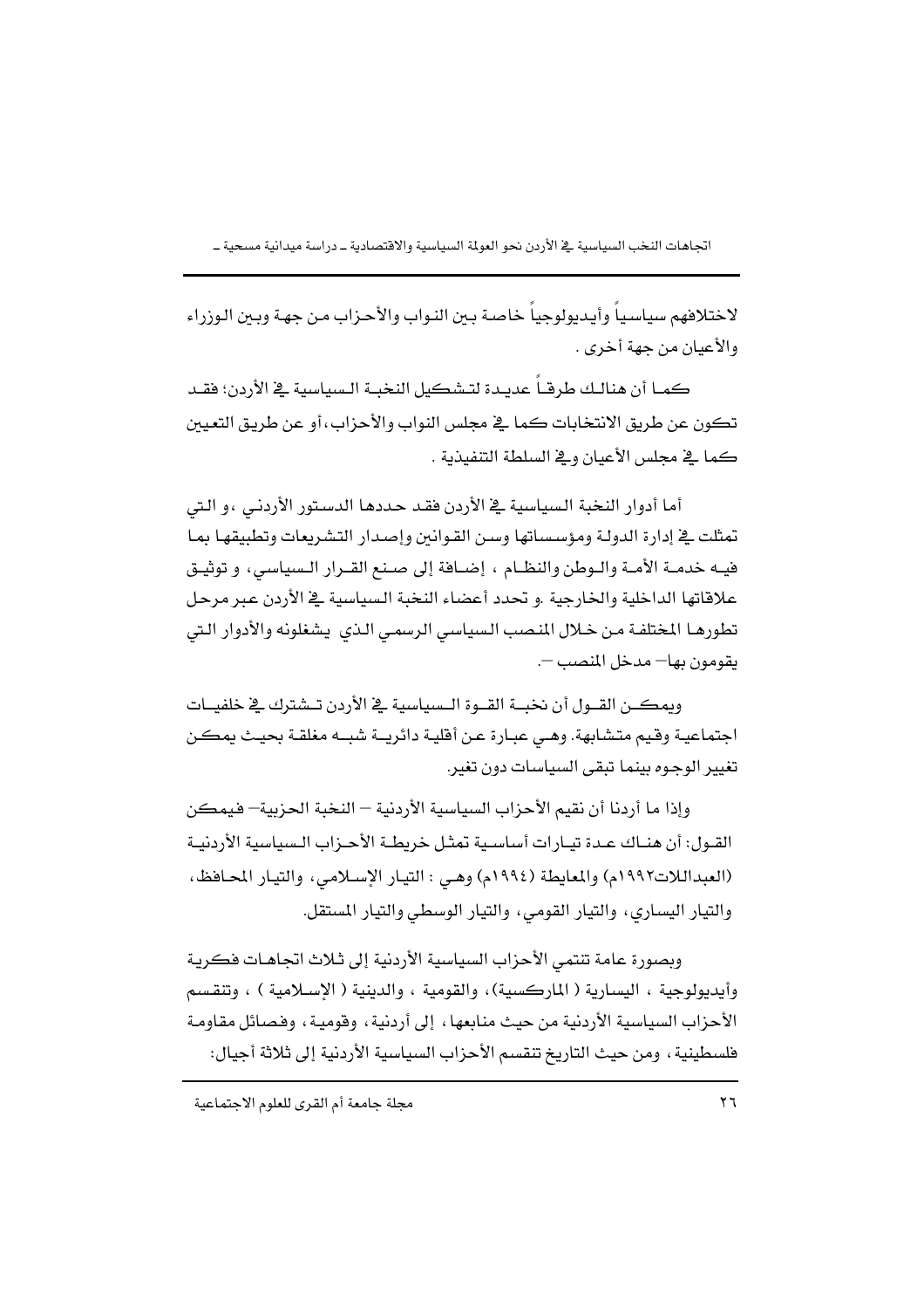لاختلافهم سياسياً وأيديولوجياً خاصة بين النواب والأحزاب من جهة وبين الوزراء والأعيان من جهة أخرى .

كما أن هنالك طرقاً عديدة لتشكيل النخبة السياسية في الأردن؛ فقد تكون عن طريق الانتخابات كما في مجلس النواب والأحزاب، أو عن طريق التعيين كما في مجلس الأعيان وفي السلطة التنفيذية .

أما أدوار النخبة السياسية في الأردن فقد حددها الدستور الأردني ،و التي تمثلت في إدارة الدولة ومؤسساتها وسن القوانين وإصدار التشريعات وتطبيقها بما فيه خدمة الأمة والوطن والنظام ، إضافة إلى صنع القرار السياسي، و توثيق علاقاتها الداخلية والخارجية .و تحدد أعضاء النخبة السياسية في الأردن عبر مرحل تطورها المختلفة من خلال المنصب السياسي الرسمي الذي يشغلونه والأدوار التي يقومون بها– مدخل المنصب –.

ويمكن القول أن نخبة القوة السياسية في الأردن تشترك في خلفيات اجتماعية وقيم متشابهة. وهي عبارة عن أقلية دائرية شبه مغلقة بحيث يمكن تغيير الوجوه بينما تبقى السياسات دون تغير.

وإذا ما أردنا أن نقيم الأحزاب السياسية الأردنية – النخبة الحزبية– فيمكن القول: أن هناك عدة تيارات أساسية تمثل خريطة الأحزاب السياسية الأردنية (العبداللات١٩٩٢م) والمعايطة (١٩٩٤م) وهي : التيار الإسلامي، والتيار المحافظ، والتيار اليساري، والتيار القومي، والتيار الوسطي والتيار المستقل.

وبصورة عامة تنتمي الأحزاب السياسية الأردنية إلى ثلاث اتجاهات فكرية وأيديولوجية ، اليسارية ( الماركسية)، والقومية ، والدينية ( الإسلامية ) ، وتنقسم الأحزاب السياسية الأردنية من حيث منابعها ، إلى أردنية، وقومية، وفصائل مقاومة فلسطينية، ومن حيث التاريخ تنقسم الأحزاب السياسية الأردنية إلى ثلاثة أجيال: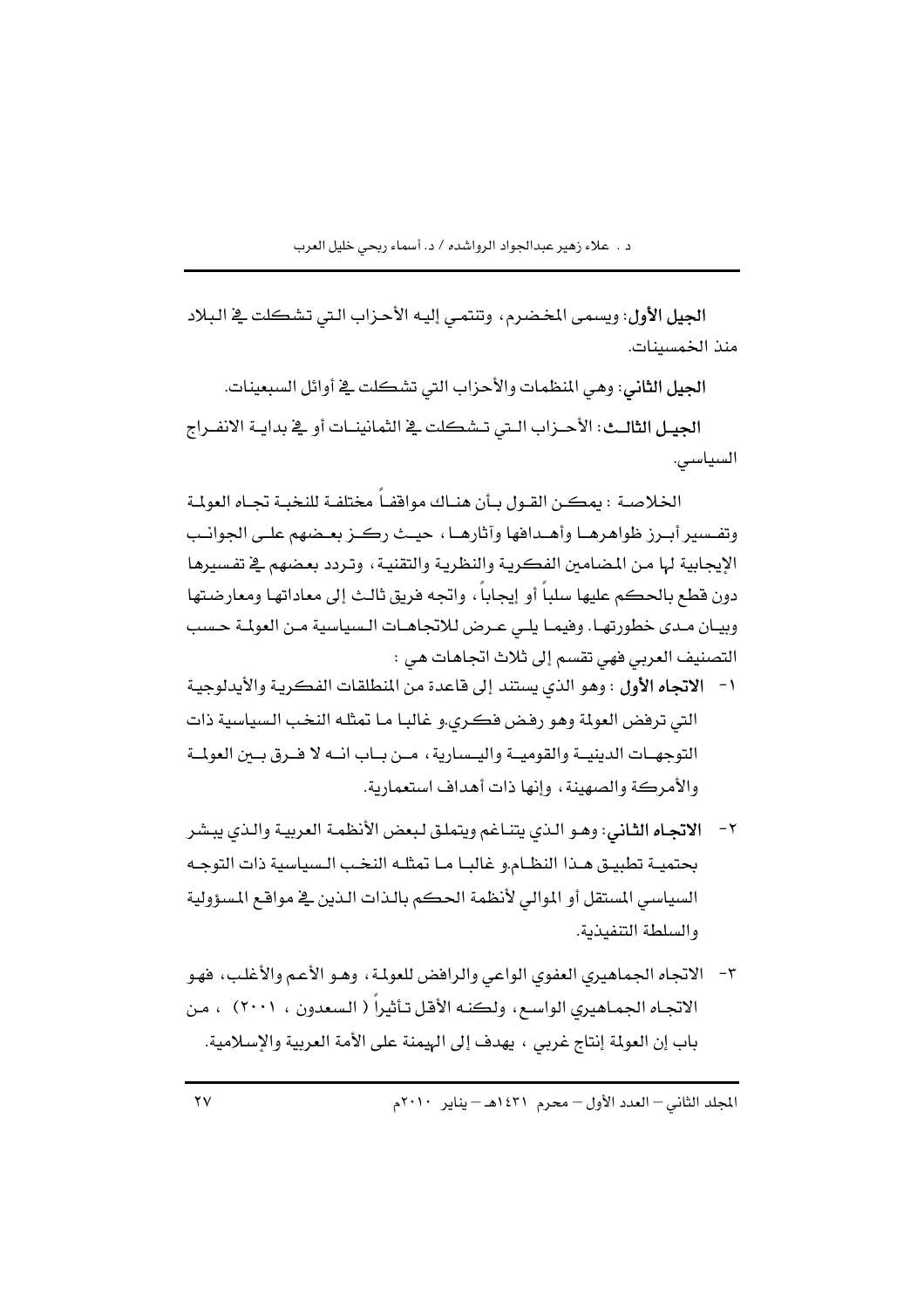**الجيل الأول**: ويسمى المخضرم، وتنتمي إليه الأحزاب التي تشكلت في البلاد منذ الخمسينات.

**الجيل الثاني**: وهي المنظمات والأحزاب التي تشكلت في أوائل السبعينات.

**الجيل الثالث**: الأحزاب التي تشكلت في الثمانينات أو في بداية الانفراج السياسي.

الخلاصة : يمكن القول بأن هناك مواقفاً مختلفة للنخبة تجاه العولمة وتفسير أبرز ظواهرها وأهدافها وآثارها ، حيث ركز بعضهم على الجوانب الإيجابية لها من المضامين الفكرية والنظرية والتقنية ، وتردد بعضهم في تفسيرها دون قطع بالحكم عليها سلباً أو إيجاباً ، واتجه فريق ثالث إلى معاداتها ومعارضتها وبيان مدى خطورتها. وفيما يلي عرض للاتجاهات السياسية من العولمة حسب التصنيف العربي فهي تقسم إلى ثلاث اتجاهات هي :

١- **الاتجاه الأول** : وهو الذي يستند إلى قاعدة من المنطلقات الفكرية والأيدلوجية التي ترفض العولمة وهو رفض فكري.و غالبا ما تمثله النخب السياسية ذات التوجهات الدينية والقومية واليسارية ، من باب انه لا فرق بين العولمة والأمركة والصهينة ، وإنها ذات أهداف استعمارية.

٢- **الاتجاه الثاني**: وهو الذي يتناغم ويتملق لبعض الأنظمة العربية والذي يبشر بحتمية تطبيق هذا النظام.و غالبا ما تمثله النخب السياسية ذات التوجه السياسي المستقل أو الموالي لأنظمة الحكم بالذات الذين في مواقع المسؤولية والسلطة التنفيذية.

٣- الاتجاه الجماهيري العفوي الواعي والرافض للعولمة ، وهو الأعم والأغلب، فهو الاتجاه الجماهيري الواسع، ولكنه الأقل تأثيراً ( السعدون ، ٢٠٠١) ، من باب إن العولمة إنتاج غربي ، يهدف إلى الهيمنة على الأمة العربية والإسلامية.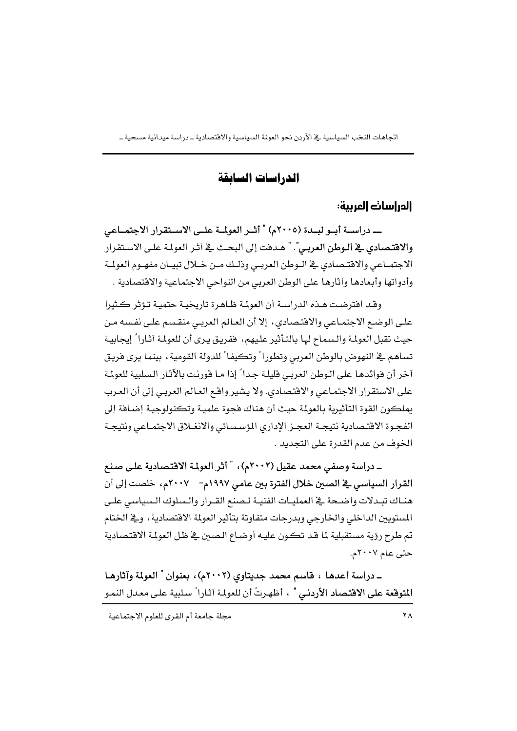# الدراسات السابقة

## الدراسات العربية:

**ـــ دراسة أبـو لبـدة (٢٠٠٥م) " أثـر العولمـة علـى الاسـتقرار الاجتمـاعي والاقتصادي في الـوطن العربـي".** " هـدفت إلى البحـث في أثـر العولمـة علـى الاسـتقرار الاجتمـاعي والاقتـصادي في الـوطن العربـي وذلـك مـن خـلال تبيـان مفهـوم العولمـة وأدواتها وأبعادها وآثارها على الوطن العربي من النواحي الاجتماعية والاقتصادية .

وقد افترضـت هـذه الدراسـة أن العولمـة ظـاهرة تاريخيـة حتميـة تـؤثر كـثيرا علـى الوضـع الاجتمـاعي والاقتـصادي، إلا أن العـالم العربـي منقـسم علـى نفـسه مـن حيث تقبل العولمـة والـسماح لهـا بالتـأثير علـيهم، ففريق يـرى أن للعولمـة آثـاراً إيجابيـة تساهم في النهوض بالوطن العربي وتطوراً وتكيفاً للدولة القومية، بينما يرى فريق آخر أن فوائدها على الـوطن العربـي قليلـة جداً إذا مـا قورنـت بالآثـار الـسلبية للعولمـة على الاستقرار الاجتمـاعي والاقتـصادي. ولا يـشير واقـع العـالم العربـي إلى أن العـرب يملكون القوة التأثيرية بالعولمة حيث أن هنـاك فجـوة علميـة وتكنولوجيـة إضـافة إلى الفجـوة الاقتـصادية نتيجـة العجـز الإداري المؤسـساتي والانغـلاق الاجتمـاعي ونتيجـة الخوف من عدم القدرة على التجديد .

**ـ دراسة وصفي محمد عقيل (٢٠٠٢م)، " أثر العولمـة الاقتـصادية علـى صـنع القرار السياسي في الصين خلال الفترة بين عامي ١٩٩٧م- ٢٠٠٧م**، خلصت إلى أن هنـاك تبـدلات واضـحة في العمليـات الفنيـة لـصنع القـرار والـسلوك الـسياسي علـى المستويين الداخلي والخارجي وبدرجات متفاوتة بتأثير العولمة الاقتصادية، وفي الختام تم طرح رؤية مستقبلية لما قد تكـون عليـه أوضـاع الـصين في ظل العولمـة الاقتـصادية حتى عام ٢٠٠٧م.

**ـ دراسة أعدها ، قاسم محمد جديتاوي (٢٠٠٢م)، بعنوان " العولمة وآثارهـا المتوقعة على الاقتصاد الأردني "** ، أظهـرتْ أن للعولمـة آثـاراً سـلبية علـى معـدل النمـو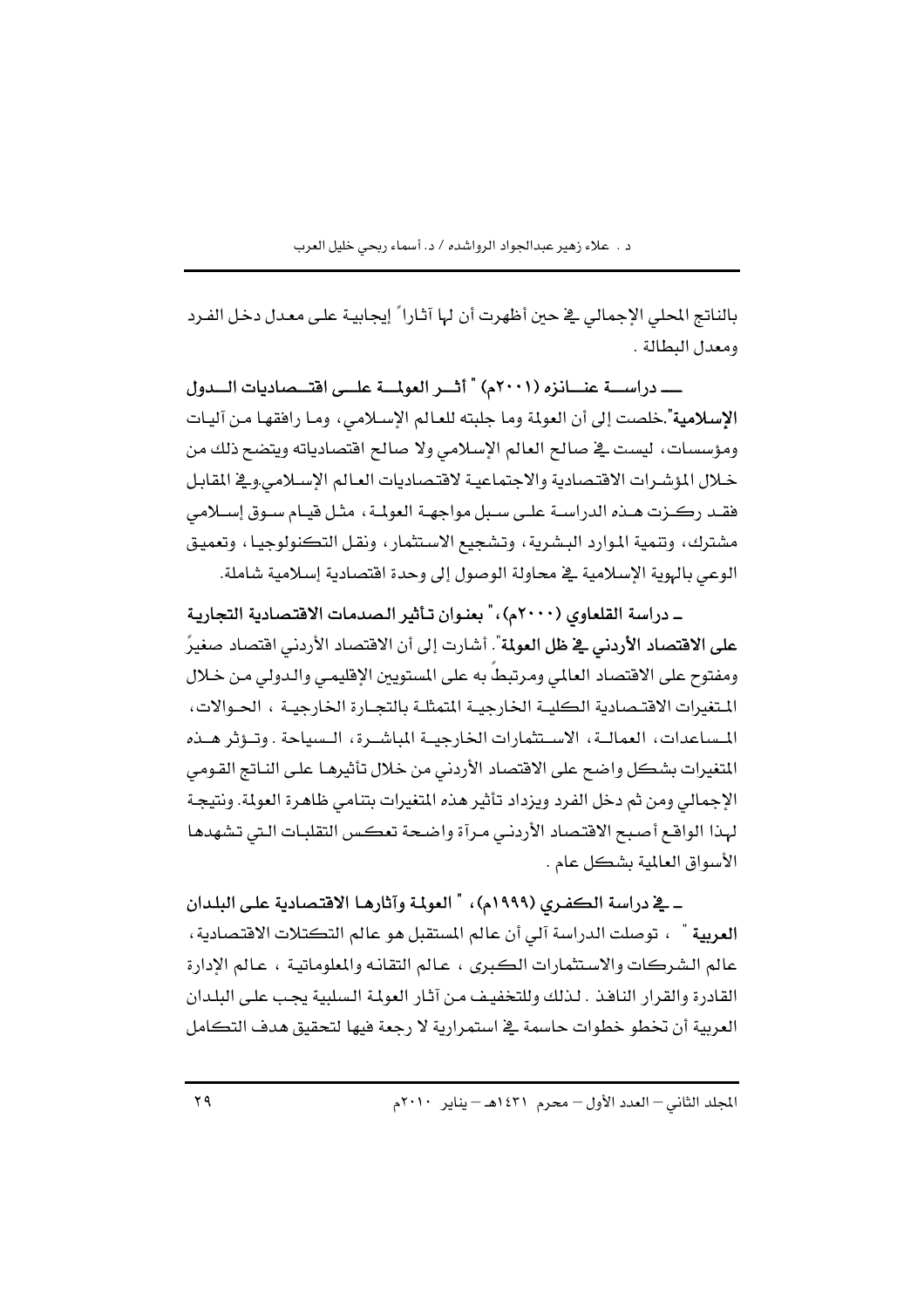بالناتج المحلي الإجمالي في حين أظهرت أن لها آثاراً إيجابية على معدل دخل الفرد ومعدل البطالة .

ــــ دراســة عنــانزه (٢٠٠١م) " **أثــر العولمــة علــى اقتــصاديات الــدول الإسلامية**".خلصت إلى أن العولمة وما جلبته للعالم الإسلامي، وما رافقها من آليات ومؤسسات، ليست في صالح العالم الإسلامي ولا صالح اقتصادياته ويتضح ذلك من خلال المؤشرات الاقتصادية والاجتماعية لاقتصاديات العالم الإسلامي.وفي المقابل فقد ركزت هذه الدراسة على سبل مواجهة العولمة، مثل قيام سوق إسلامي مشترك، وتنمية الموارد البشرية، وتشجيع الاستثمار، ونقل التكنولوجيا، وتعميق الوعي بالهوية الإسلامية في محاولة الوصول إلى وحدة اقتصادية إسلامية شاملة.

ـ دراسة القلعاوي (٢٠٠٠م)، " **بعنوان تأثير الصدمات الاقتصادية التجارية على الاقتصاد الأردني في ظل العولمة**". أشارت إلى أن الاقتصاد الأردني اقتصاد صغيرٌ ومفتوح على الاقتصاد العالمي ومرتبطٌ به على المستويين الإقليمي والدولي من خلال المتغيرات الاقتصادية الكلية الخارجية المتمثلة بالتجارة الخارجية ، الحوالات، المساعدات، العمالة، الاستثمارات الخارجية المباشرة، السياحة . وتؤثر هذه المتغيرات بشكل واضح على الاقتصاد الأردني من خلال تأثيرها على الناتج القومي الإجمالي ومن ثم دخل الفرد ويزداد تأثير هذه المتغيرات بتنامي ظاهرة العولمة. ونتيجة لهذا الواقع أصبح الاقتصاد الأردني مرآة واضحة تعكس التقلبات التي تشهدها الأسواق العالمية بشكل عام .

ـ في دراسة الكفري (١٩٩٩م)، " **العولمة وآثارها الاقتصادية على البلدان العربية** " ، توصلت الدراسة آلي أن عالم المستقبل هو عالم التكتلات الاقتصادية، عالم الشركات والاستثمارات الكبرى ، عالم التقانه والمعلوماتية ، عالم الإدارة القادرة والقرار النافذ . لذلك وللتخفيف من آثار العولمة السلبية يجب على البلدان العربية أن تخطو خطوات حاسمة في استمرارية لا رجعة فيها لتحقيق هدف التكامل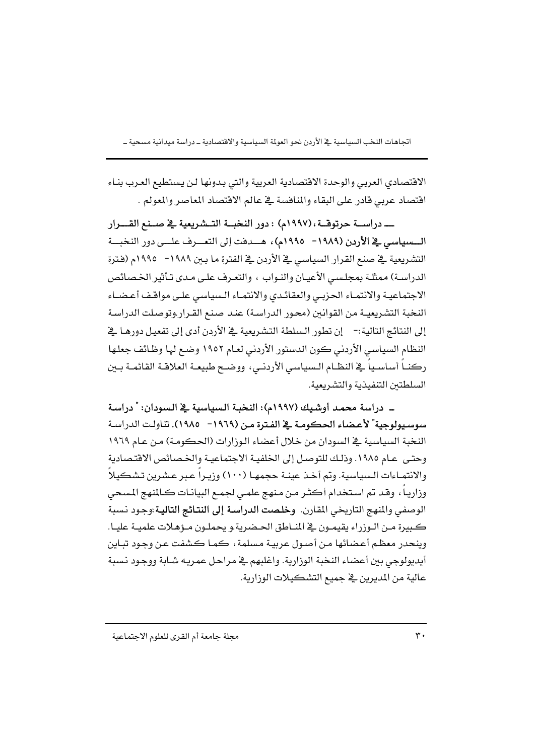الاقتصادي العربي والوحدة الاقتصادية العربية والتي بدونها لن يستطيع العرب بناء اقتصاد عربي قادر على البقاء والمنافسة في عالم الاقتصاد المعاصر والمعولم .

ـــ **دراسة حرتوقة، (١٩٩٧م) : دور النخبة التشريعية في صنع القرار السياسي في الأردن (١٩٨٩- ١٩٩٥م)**، هدفت إلى التعرف على دور النخبة التشريعية في صنع القرار السياسي في الأردن في الفترة ما بين ١٩٨٩- ١٩٩٥م (فترة الدراسة) ممثلة بمجلسي الأعيان والنواب ، والتعرف على مدى تأثير الخصائص الاجتماعية والانتماء الحزبي والعقائدي والانتماء السياسي على مواقف أعضاء النخبة التشريعية من القوانين (محور الدراسة) عند صنع القرار.وتوصلت الدراسة إلى النتائج التالية:- إن تطور السلطة التشريعية في الأردن أدى إلى تفعيل دورها في النظام السياسي الأردني كون الدستور الأردني لعام ١٩٥٢ وضع لها وظائف جعلها ركناً أساسياً في النظام السياسي الأردني، ووضح طبيعة العلاقة القائمة بين السلطتين التنفيذية والتشريعية.

ـ **دراسة محمد أوشيك (١٩٩٧م): النخبة السياسية في السودان: " دراسة سوسيولوجية" لأعضاء الحكومة في الفترة من (١٩٦٩- ١٩٨٥)**. تناولت الدراسة النخبة السياسية في السودان من خلال أعضاء الوزارات (الحكومة) من عام ١٩٦٩ وحتى عام ١٩٨٥. وذلك للتوصل إلى الخلفية الاجتماعية والخصائص الاقتصادية والانتماءات السياسية. وتم أخذ عينة حجمها (١٠٠) وزيراً عبر عشرين تشكيلاً وزارياً، وقد تم استخدام أكثر من منهج علمي لجمع البيانات كالمنهج المسحي الوصفي والمنهج التاريخي المقارن. **وخلصت الدراسة إلى النتائج التالية**:وجود نسبة كبيرة من الوزراء يقيمون في المناطق الحضرية.و يحملون مؤهلات علمية عليا. وينحدر معظم أعضائها من أصول عربية مسلمة، كما كشفت عن وجود تباين أيديولوجي بين أعضاء النخبة الوزارية. واغلبهم في مراحل عمريه شابة ووجود نسبة عالية من المديرين في جميع التشكيلات الوزارية.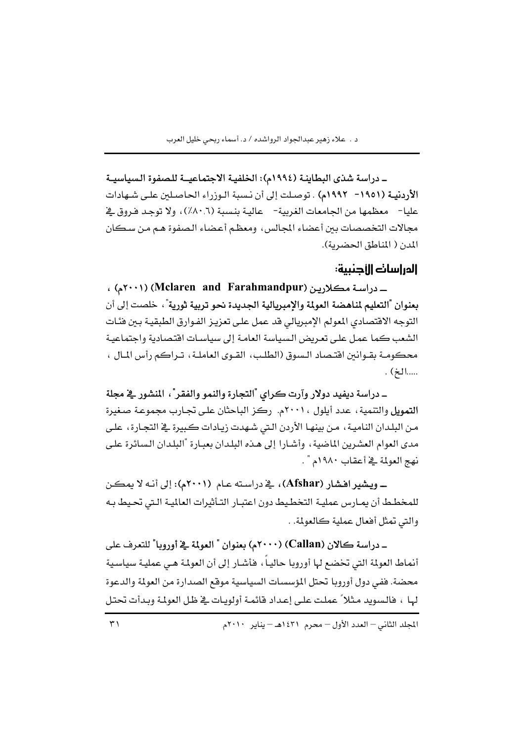ـ **دراسة شذى البطاينة (١٩٩٤م): الخلفية الاجتماعية للصفوة السياسية الأردنية (١٩٥١- ١٩٩٢م)** . توصلت إلى أن نسبة الوزراء الحاصلين على شهادات عليا- معظمها من الجامعات الغربية- عالية بنسبة (٨٠٫٦٪)، ولا توجد فروق في مجالات التخصصات بين أعضاء المجالس، ومعظم أعضاء الصفوة هم من سكان المدن ( المناطق الحضرية).

## الدراسات الأجنبية:

ـ **دراسة مكلارين (Mclaren and Farahmandpur) (٢٠٠١م) ، بعنوان "التعليم لمناهضة العولمة والإمبريالية الجديدة نحو تربية ثورية"**، خلصت إلى أن التوجه الاقتصادي المعولم الإمبريالي قد عمل على تعزيز الفوارق الطبقية بين فئات الشعب كما عمل على تعريض السياسة العامة إلى سياسات اقتصادية واجتماعية محكومة بقوانين اقتصاد السوق (الطلب، القوى العاملة، تراكم رأس المال ، .....الخ) .

ـ **دراسة ديفيد دولار وآرت كراي "التجارة والنمو والفقر"، المنشور في مجلة التمويل** والتنمية، عدد أيلول ، ٢٠٠١م. ركز الباحثان على تجارب مجموعة صغيرة من البلدان النامية، من بينها الأردن التي شهدت زيادات كبيرة في التجارة، على مدى العوام العشرين الماضية، وأشارا إلى هذه البلدان بعبارة "البلدان السائرة على نهج العولمة في أعقاب ١٩٨٠م " .

ـ **ويشير افشار (Afshar)**، في دراسته عام **(٢٠٠١م)**: إلى أنه لا يمكن للمخطط أن يمارس عملية التخطيط دون اعتبار التأثيرات العالمية التي تحيط به والتي تمثل أفعال عملية كالعولمة. .

ـ **دراسة كالان (Callan) (٢٠٠٠م) بعنوان " العولمة في أوروبا"** للتعرف على أنماط العولمة التي تخضع لها أوروبا حالياً، فأشار إلى أن العولمة هي عملية سياسية محضة. ففي دول أوروبا تحتل المؤسسات السياسية موقع الصدارة من العولمة والدعوة لها ، فالسويد مثلاً عملت على إعداد قائمة أولويات في ظل العولمة وبدأت تحتل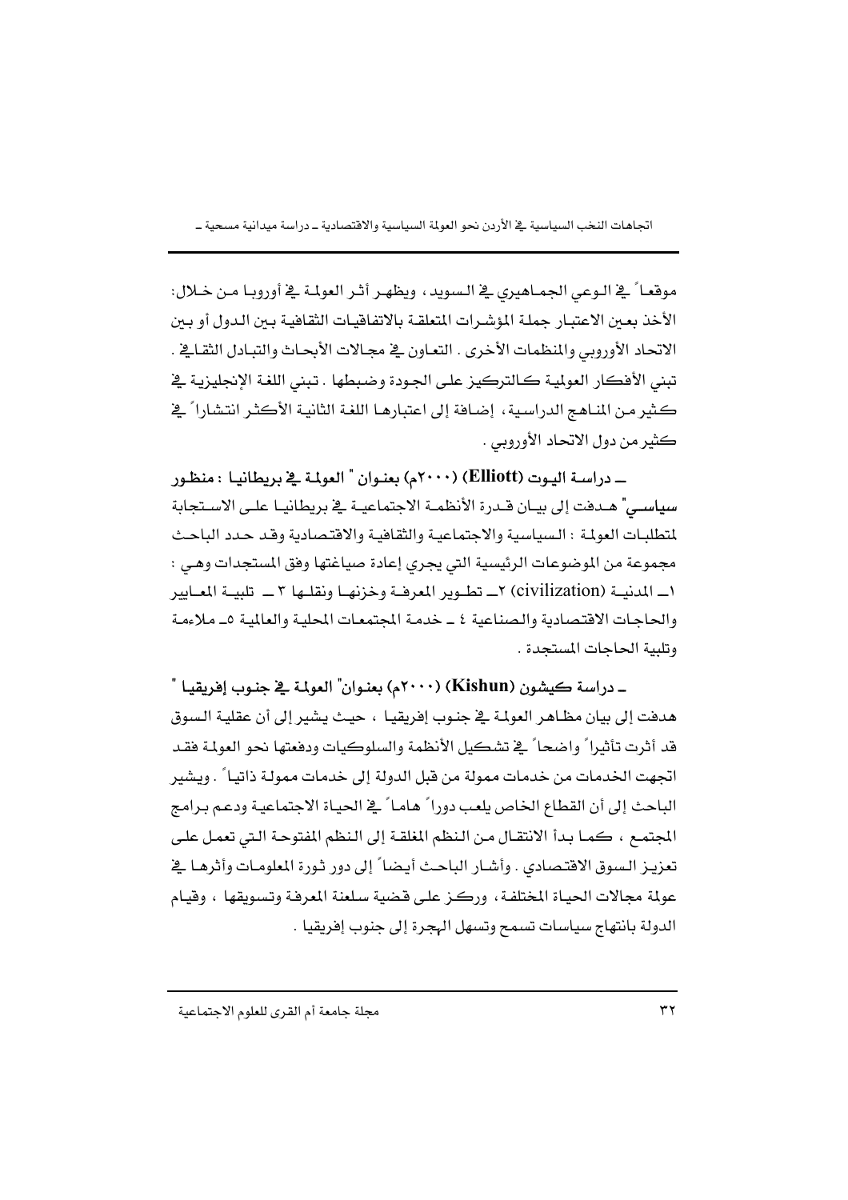موقعاً في الوعي الجماهيري في السويد، ويظهر أثر العولمة في أوروبا من خلال: الأخذ بعين الاعتبار جملة المؤشرات المتعلقة بالاتفاقيات الثقافية بين الدول أو بين الاتحاد الأوروبي والمنظمات الأخرى. التعاون في مجالات الأبحاث والتبادل الثقافي. تبني الأفكار العولمية كالتركيز على الجودة وضبطها. تبني اللغة الإنجليزية في كثير من المناهج الدراسية، إضافة إلى اعتبارها اللغة الثانية الأكثر انتشاراً في كثير من دول الاتحاد الأوروبي.

**ـ دراسة اليوت (Elliott) (٢٠٠٠م) بعنوان " العولمة في بريطانيا : منظور سياسي"** هدفت إلى بيان قدرة الأنظمة الاجتماعية في بريطانيا على الاستجابة لمتطلبات العولمة : السياسية والاجتماعية والثقافية والاقتصادية وقد حدد الباحث مجموعة من الموضوعات الرئيسية التي يجري إعادة صياغتها وفق المستجدات وهي : ١ـ المدنية (civilization) ٢ـ تطوير المعرفة وخزنها ونقلها ٣ ـ تلبية المعايير والحاجات الاقتصادية والصناعية ٤ ـ خدمة المجتمعات المحلية والعالمية ٥ـ ملاءمة وتلبية الحاجات المستجدة .

**ـ دراسة كيشون (Kishun) (٢٠٠٠م) بعنوان" العولمة في جنوب إفريقيا "** هدفت إلى بيان مظاهر العولمة في جنوب إفريقيا ، حيث يشير إلى أن عقلية السوق قد أثرت تأثيراً واضحاً في تشكيل الأنظمة والسلوكيات ودفعتها نحو العولمة فقد اتجهت الخدمات من خدمات ممولة من قبل الدولة إلى خدمات ممولة ذاتياً . ويشير الباحث إلى أن القطاع الخاص يلعب دوراً هاماً في الحياة الاجتماعية ودعم برامج المجتمع ، كما بدأ الانتقال من النظم المغلقة إلى النظم المفتوحة التي تعمل على تعزيز السوق الاقتصادي . وأشار الباحث أيضاً إلى دور ثورة المعلومات وأثرها في عولمة مجالات الحياة المختلفة، وركز على قضية سلعنة المعرفة وتسويقها ، وقيام الدولة بانتهاج سياسات تسمح وتسهل الهجرة إلى جنوب إفريقيا .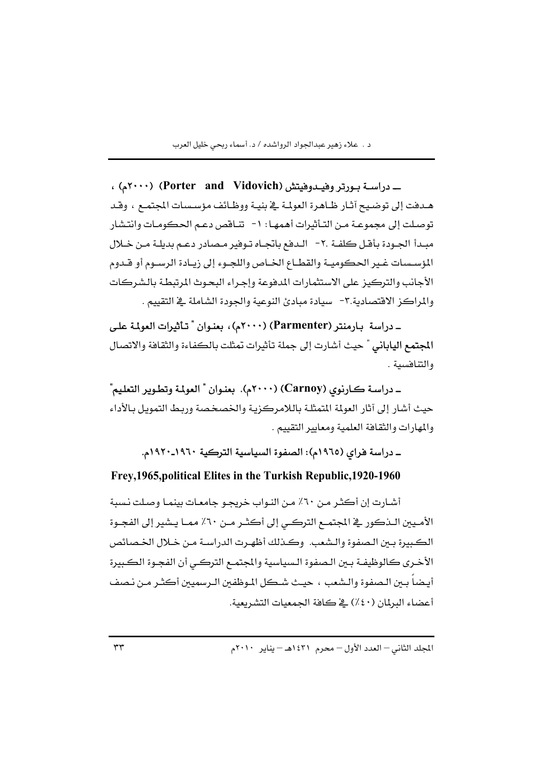ـــ دراسـة بـورتر وفيـدوفيتش (Porter and Vidovich) (٢٠٠٠م) ، هـدفت إلى توضيـح آثـار ظـاهرة العولمـة في بنيـة ووظـائف مؤسـسات المجتمـع ، وقـد توصلت إلى مجموعـة مـن التـأثيرات أهمهـا : ١- تنـاقص دعـم الحكومـات وانتـشار مبـدأ الجـودة بأقـل كلفـة .٢- الـدفع باتجـاه تـوفير مـصادر دعـم بديلـة مـن خـلال المؤسـسات غـير الحكوميـة والقطـاع الخـاص واللجـوء إلى زيـادة الرسـوم أو قـدوم الأجانب والتركيز على الاستثمارات المدفوعة وإجراء البحوث المرتبطة بالـشركات والمراكز الاقتصادية.٣- سيادة مبادئ النوعية والجودة الشاملة في التقييم .

ـ دراسة بارمنتر (Parmenter) (٢٠٠٠م)، بعنـوان " **تـأثيرات العولمة على المجتمع الياباني** " حيث أشارت إلى جملة تأثيرات تمثلت بالكفاءة والثقافة والاتصال والتنافسية .

ـ دراسـة كـارنوي (Carnoy) (٢٠٠٠م). بعنـوان " **العولمة وتطوير التعليم**" حيث أشار إلى آثار العولمة المتمثلة باللامركزية والخصخصة وربط التمويل بالأداء والمهارات والثقافة العلمية ومعايير التقييم .

**ـ دراسة فراي (١٩٦٥م): الصفوة السياسية التركية ١٩٦٠ـ١٩٢٠م.**

**Frey,1965,political Elites in the Turkish Republic,1920-1960**

أشـارت إن أكثـر مـن ٦٠٪ مـن النـواب خريجـو جامعـات بينمـا وصـلت نـسبة الأمـيين الـذكور في المجتمـع التركـي إلى أكثـر مـن ٦٠٪ ممـا يـشير إلى الفجـوة الكـبيرة بـين الـصفوة والـشعب. وكـذلك أظهـرت الدراسـة مـن خـلال الخـصائص الأخـرى كـالوظيفـة بـين الـصفوة الـسياسية والمجتمـع التركـي أن الفجـوة الكـبيرة أيـضاً بـين الـصفوة والـشعب ، حيـث شـكل المـوظفين الـرسميين أكثـر مـن نـصف أعضاء البرلمان (٤٠٪) في كافة الجمعيات التشريعية.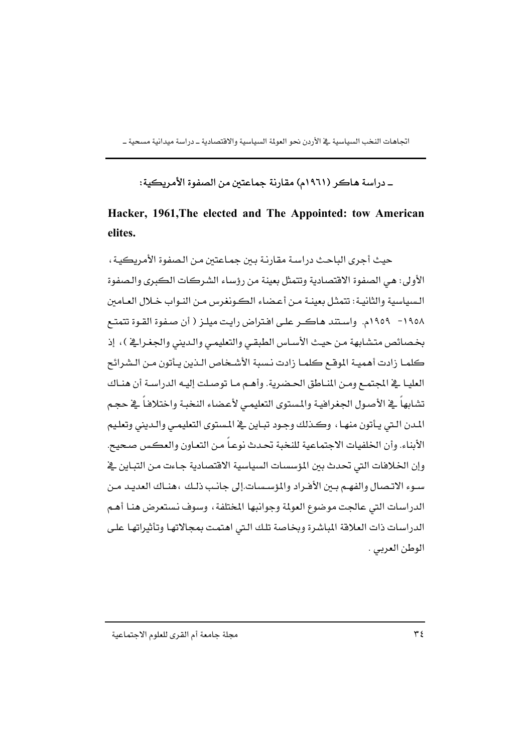**ـ دراسة هاكر (١٩٦١م) مقارنة جماعتين من الصفوة الأمريكية:**

**Hacker, 1961,The elected and The Appointed: tow American elites.**

حيث أجرى الباحث دراسة مقارنة بين جماعتين من الصفوة الأمريكية، الأولى: هي الصفوة الاقتصادية وتتمثل بعينة من رؤساء الشركات الكبرى والصفوة السياسية والثانية: تتمثل بعينة من أعضاء الكونغرس من النواب خلال العامين ١٩٥٨- ١٩٥٩م. واستند هاكر على افتراض رايت ميلز ( أن صفوة القوة تتمتع بخصائص متشابهة من حيث الأساس الطبقي والتعليمي والديني والجغرافي )، إذ كلما زادت أهمية الموقع كلما زادت نسبة الأشخاص الذين يأتون من الشرائح العليا في المجتمع ومن المناطق الحضرية. وأهم ما توصلت إليه الدراسة أن هناك تشابهاً في الأصول الجغرافية والمستوى التعليمي لأعضاء النخبة واختلافاً في حجم المدن التي يأتون منها، وكذلك وجود تباين في المستوى التعليمي والديني وتعليم الأبناء. وأن الخلفيات الاجتماعية للنخبة تحدث نوعاً من التعاون والعكس صحيح. وإن الخلافات التي تحدث بين المؤسسات السياسية الاقتصادية جاءت من التباين في سوء الاتصال والفهم بين الأفراد والمؤسسات.إلى جانب ذلك ،هناك العديد من الدراسات التي عالجت موضوع العولمة وجوانبها المختلفة، وسوف نستعرض هنا أهم الدراسات ذات العلاقة المباشرة وبخاصة تلك التي اهتمت بمجالاتها وتأثيراتها على الوطن العربي .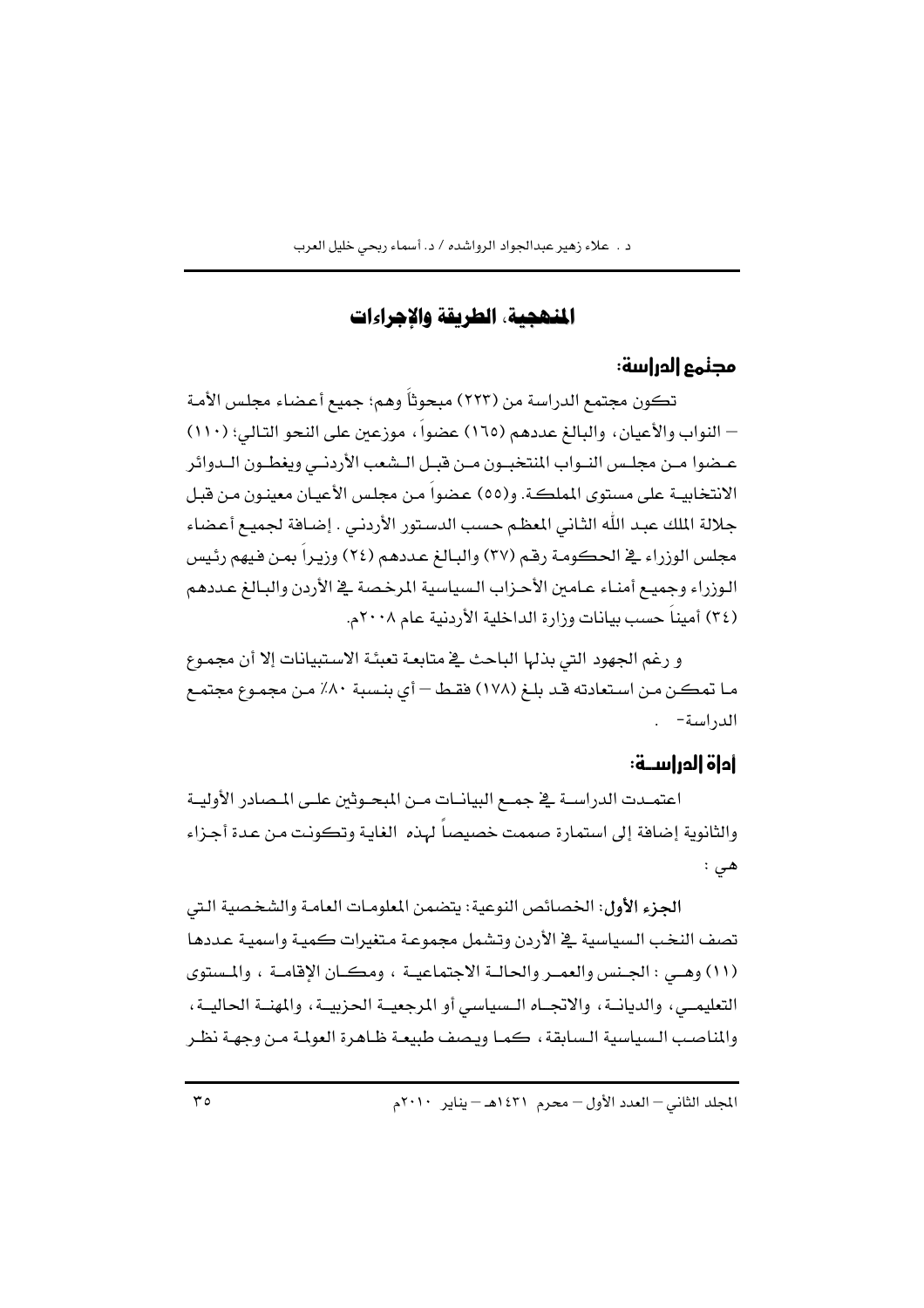## المنهجية، الطريقة والإجراءات

### مجتمع الدراسة:

تكون مجتمع الدراسة من (٢٢٣) مبحوثاً وهم: جميع أعضاء مجلس الأمة – النواب والأعيان، والبالغ عددهم (١٦٥) عضواً، موزعين على النحو التالي: (١١٠) عضوا من مجلس النواب المنتخبون من قبل الشعب الأردني ويغطون الدوائر الانتخابية على مستوى المملكة. و(٥٥) عضواً من مجلس الأعيان معينون من قبل جلالة الملك عبد الله الثاني المعظم حسب الدستور الأردني . إضافة لجميع أعضاء مجلس الوزراء في الحكومة رقم (٣٧) والبالغ عددهم (٢٤) وزيراً بمن فيهم رئيس الوزراء وجميع أمناء عامين الأحزاب السياسية المرخصة في الأردن والبالغ عددهم (٣٤) أميناً حسب بيانات وزارة الداخلية الأردنية عام ٢٠٠٨م.

و رغم الجهود التي بذلها الباحث في متابعة تعبئة الاستبيانات إلا أن مجموع ما تمكن من استعادته قد بلغ (١٧٨) فقط – أي بنسبة ٨٠٪ من مجموع مجتمع الدراسة- .

### أداة الدراسة:

اعتمدت الدراسة في جمع البيانات من المبحوثين على المصادر الأولية والثانوية إضافة إلى استمارة صممت خصيصاً لهذه الغاية وتكونت من عدة أجزاء هي :

**الجزء الأول:** الخصائص النوعية: يتضمن المعلومات العامة والشخصية التي تصف النخب السياسية في الأردن وتشمل مجموعة متغيرات كمية واسمية عددها (١١) وهي : الجنس والعمر والحالة الاجتماعية ، ومكان الإقامة ، والمستوى التعليمي، والديانة، والاتجاه السياسي أو المرجعية الحزبية، والمهنة الحالية، والمناصب السياسية السابقة، كما ويصف طبيعة ظاهرة العولمة من وجهة نظر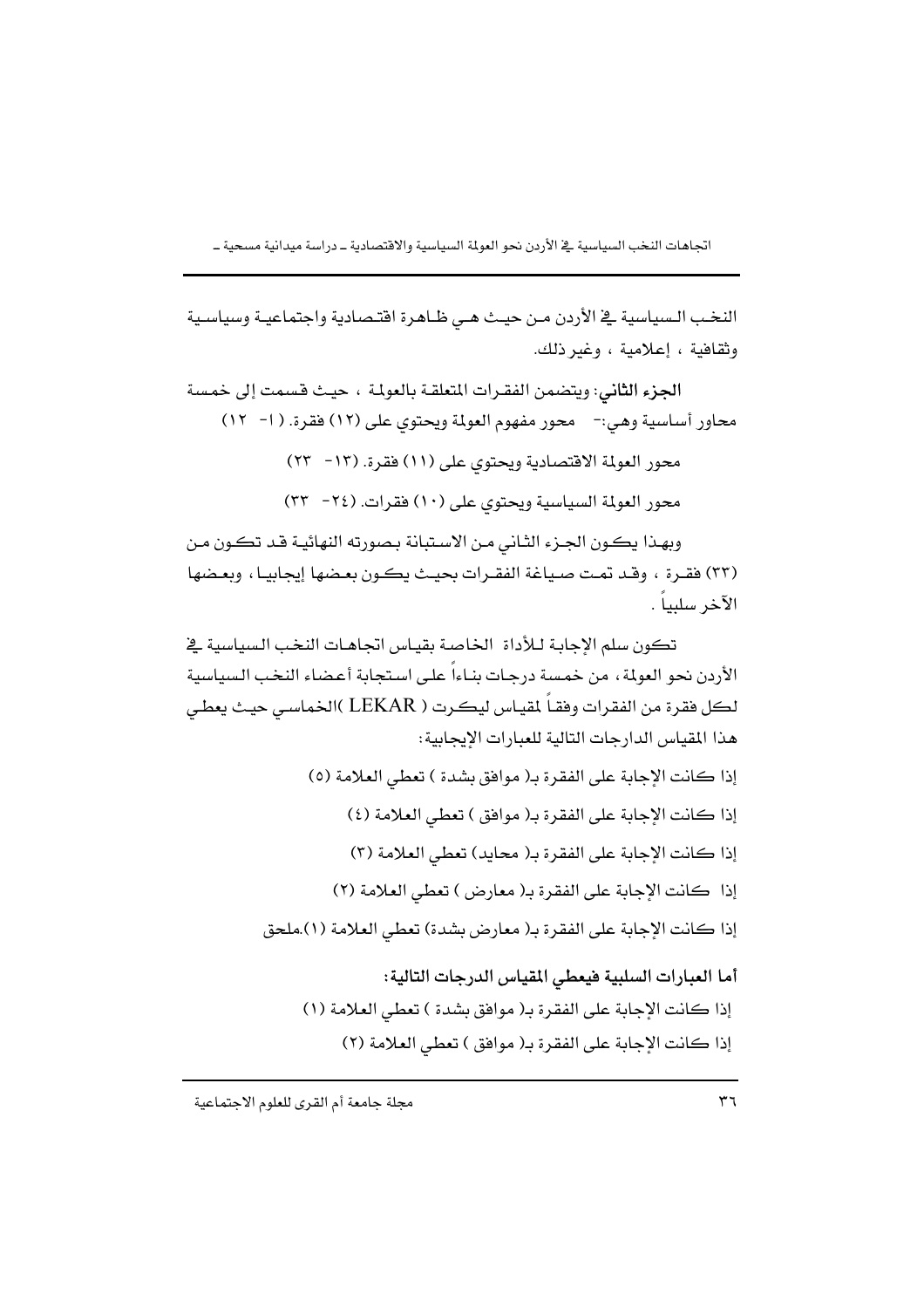النخب السياسية في الأردن من حيث هي ظاهرة اقتصادية واجتماعية وسياسية وثقافية ، إعلامية ، وغير ذلك.

**الجزء الثاني**: ويتضمن الفقرات المتعلقة بالعولمة ، حيث قسمت إلى خمسة محاور أساسية وهي:- محور مفهوم العولمة ويحتوي على (١٢) فقرة. (١- ١٢)

محور العولمة الاقتصادية ويحتوي على (١١) فقرة. (١٣- ٢٣)

محور العولمة السياسية ويحتوي على (١٠) فقرات. (٢٤- ٣٣)

وبهذا يكون الجزء الثاني من الاستبانة بصورته النهائية قد تكون من (٣٣) فقرة ، وقد تمت صياغة الفقرات بحيث يكون بعضها إيجابيا ، وبعضها الآخر سلبياً .

تكون سلم الإجابة للأداة الخاصة بقياس اتجاهات النخب السياسية في الأردن نحو العولمة ، من خمسة درجات بناءاً على استجابة أعضاء النخب السياسية لكل فقرة من الفقرات وفقاً لمقياس ليكرت ( LEKAR )الخماسي حيث يعطي هذا المقياس الدارجات التالية للعبارات الإيجابية:

إذا كانت الإجابة على الفقرة بـ( موافق بشدة ) تعطي العلامة (٥)

إذا كانت الإجابة على الفقرة بـ( موافق ) تعطي العلامة (٤)

إذا كانت الإجابة على الفقرة بـ( محايد) تعطي العلامة (٣)

إذا كانت الإجابة على الفقرة بـ( معارض ) تعطي العلامة (٢)

إذا كانت الإجابة على الفقرة بـ( معارض بشدة) تعطي العلامة (١).ملحق

**أما العبارات السلبية فيعطي المقياس الدرجات التالية:**

إذا كانت الإجابة على الفقرة بـ( موافق بشدة ) تعطي العلامة (١)

إذا كانت الإجابة على الفقرة بـ( موافق ) تعطي العلامة (٢)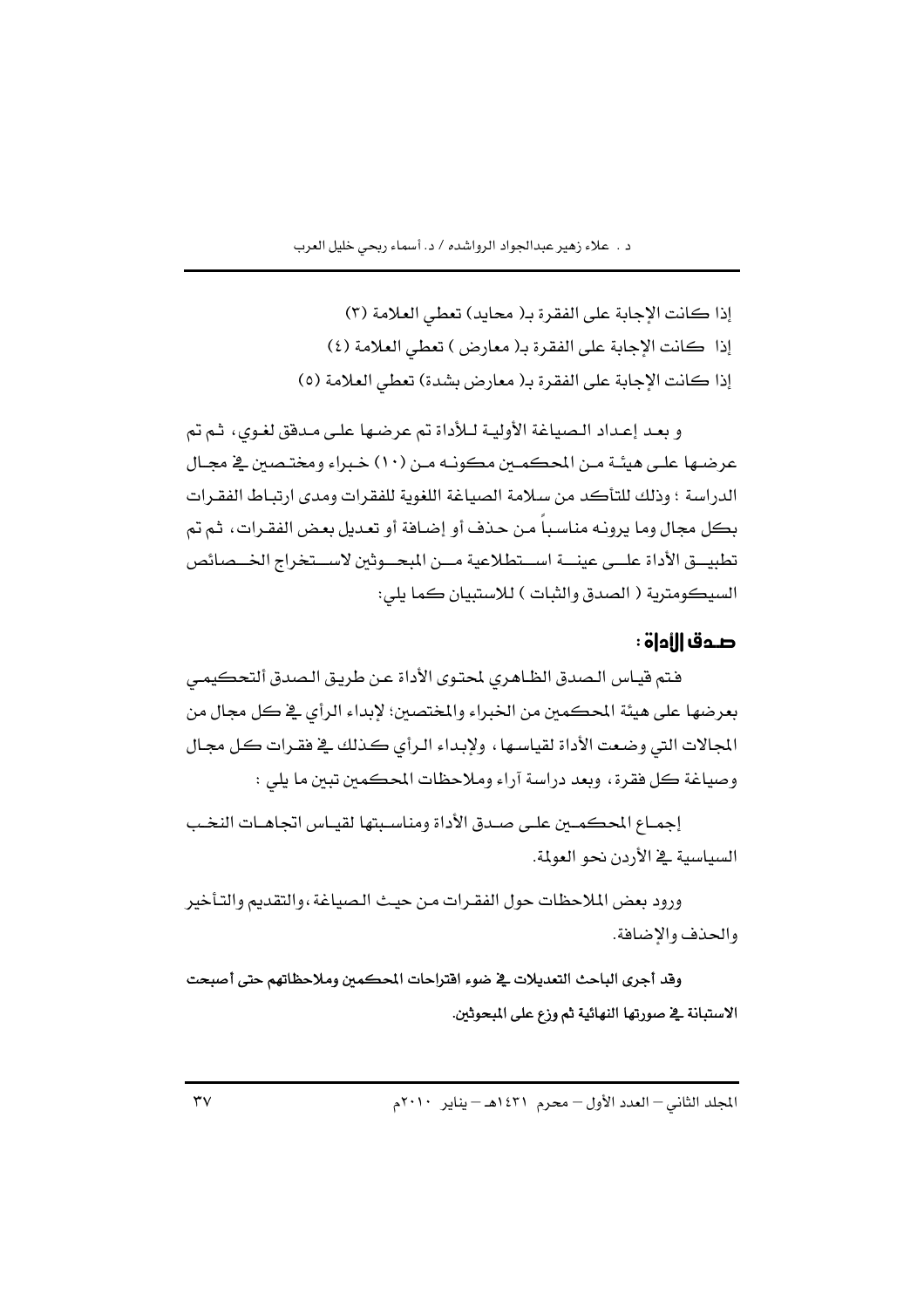إذا كانت الإجابة على الفقرة بـ( محايد) تعطي العلامة (٣)

إذا كانت الإجابة على الفقرة بـ( معارض ) تعطي العلامة (٤)

إذا كانت الإجابة على الفقرة بـ( معارض بشدة) تعطي العلامة (٥)

و بعد إعداد الصياغة الأولية للأداة تم عرضها على مدقق لغوي، ثم تم عرضها على هيئة من المحكمين مكونه من (١٠) خبراء ومختصين في مجال الدراسة ؛ وذلك للتأكد من سلامة الصياغة اللغوية للفقرات ومدى ارتباط الفقرات بكل مجال وما يرونه مناسباً من حذف أو إضافة أو تعديل بعض الفقرات، ثم تم تطبيق الأداة على عينة استطلاعية من المبحوثين لاستخراج الخصائص السيكومترية ( الصدق والثبات ) للاستبيان كما يلي:

## صدق الأداة :

فتم قياس الصدق الظاهري لمحتوى الأداة عن طريق الصدق ألتحكيمي بعرضها على هيئة المحكمين من الخبراء والمختصين؛ لإبداء الرأي في كل مجال من المجالات التي وضعت الأداة لقياسها، ولإبداء الرأي كذلك في فقرات كل مجال وصياغة كل فقرة، وبعد دراسة آراء وملاحظات المحكمين تبين ما يلي :

إجماع المحكمين على صدق الأداة ومناسبتها لقياس اتجاهات النخب السياسية في الأردن نحو العولمة.

ورود بعض الملاحظات حول الفقرات من حيث الصياغة،والتقديم والتأخير والحذف والإضافة.

**وقد أجرى الباحث التعديلات في ضوء اقتراحات المحكمين وملاحظاتهم حتى أصبحت الاستبانة في صورتها النهائية ثم وزع على المبحوثين.**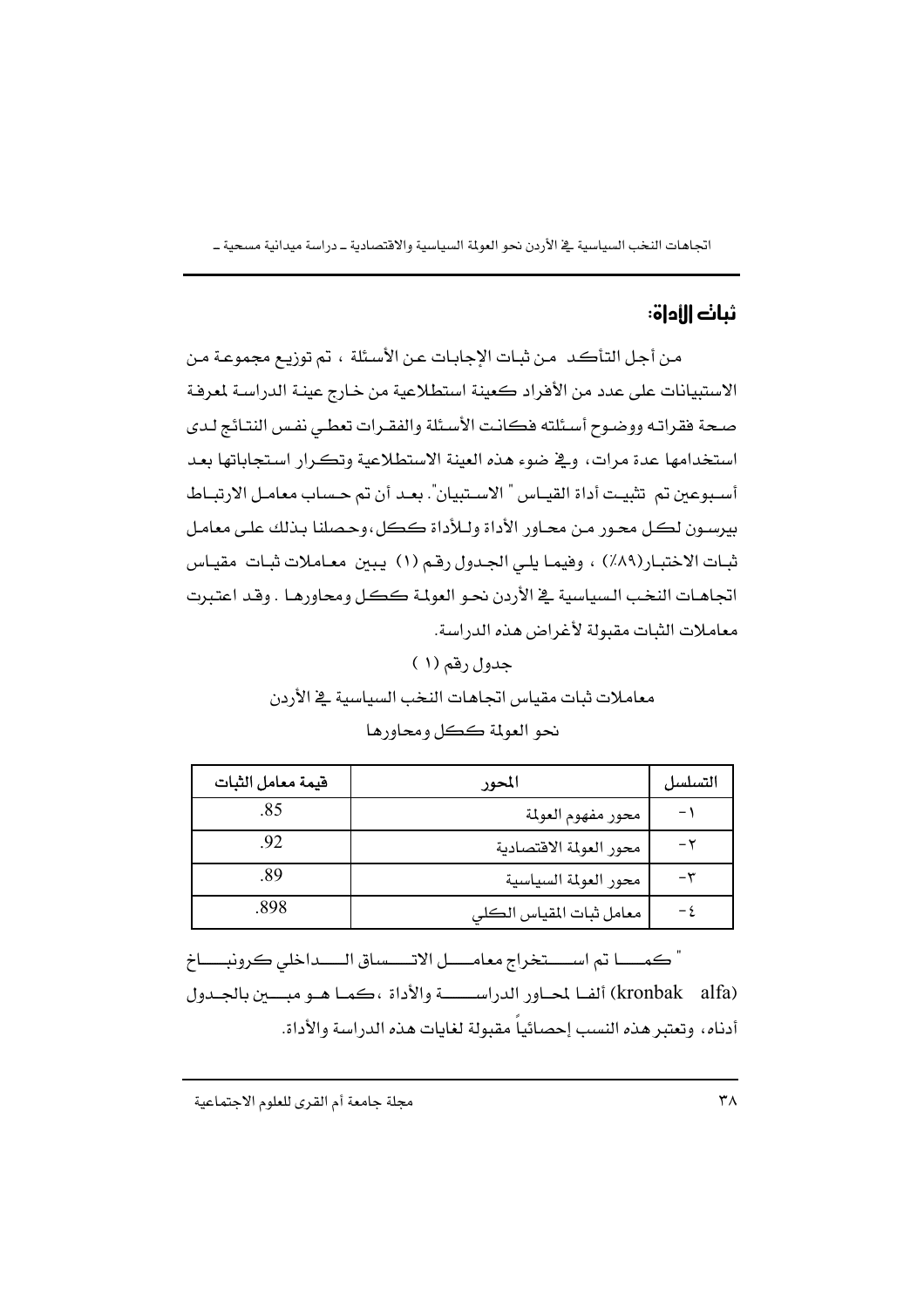## ثبات الأداة:

من أجل التأكد من ثبات الإجابات عن الأسئلة ، تم توزيع مجموعة من الاستبيانات على عدد من الأفراد كعينة استطلاعية من خارج عينة الدراسة لمعرفة صحة فقراته ووضوح أسئلته فكانت الأسئلة والفقرات تعطي نفس النتائج لدى استخدامها عدة مرات، وفي ضوء هذه العينة الاستطلاعية وتكرار استجاباتها بعد أسبوعين تم تثبيت أداة القياس " الاستبيان". بعد أن تم حساب معامل الارتباط بيرسون لكل محور من محاور الأداة وللأداة ككل،وحصلنا بذلك على معامل ثبات الاختبار(٨٩٪) ، وفيما يلي الجدول رقم (١) يبين معاملات ثبات مقياس اتجاهات النخب السياسية في الأردن نحو العولمة ككل ومحاورها . وقد اعتبرت معاملات الثبات مقبولة لأغراض هذه الدراسة.

جدول رقم (١)

معاملات ثبات مقياس اتجاهات النخب السياسية في الأردن

نحو العولمة ككل ومحاورها

| التسلسل | المحور | قيمة معامل الثبات |
|---|---|---|
| -١ | محور مفهوم العولمة | .85 |
| -٢ | محور العولمة الاقتصادية | .92 |
| -٣ | محور العولمة السياسية | .89 |
| -٤ | معامل ثبات المقياس الكلي | .898 |

" كما تم استخراج معامل الاتساق الداخلي كرونباخ (kronbak alfa) ألفا لمحاور الدراسة والأداة ،كما هو مبين بالجدول أدناه، وتعتبر هذه النسب إحصائياً مقبولة لغايات هذه الدراسة والأداة.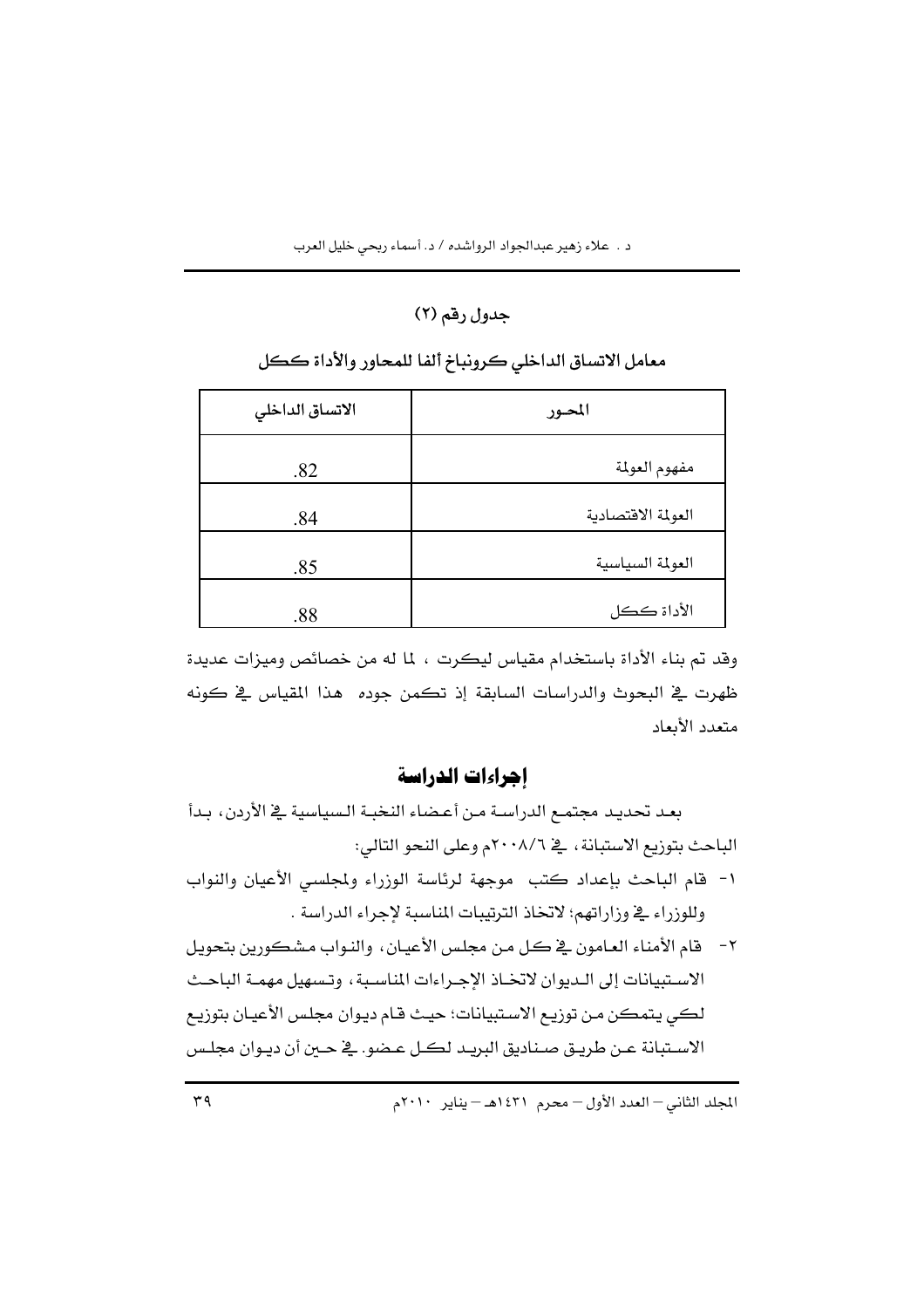جدول رقم (٢)

**معامل الاتساق الداخلي كرونباخ ألفا للمحاور والأداة ككل**

| المحـور | الاتساق الداخلي |
|---|---|
| مفهوم العولمة | .82 |
| العولمة الاقتصادية | .84 |
| العولمة السياسية | .85 |
| الأداة ككل | .88 |

وقد تم بناء الأداة باستخدام مقياس ليكرت ، لما له من خصائص وميزات عديدة ظهرت في البحوث والدراسات السابقة إذ تكمن جوده هذا المقياس في كونه متعدد الأبعاد

## إجراءات الدراسة

بعد تحديد مجتمع الدراسة من أعضاء النخبة السياسية في الأردن، بدأ الباحث بتوزيع الاستبانة، في ٢٠٠٨/٦م وعلى النحو التالي:

١- قام الباحث بإعداد كتب موجهة لرئاسة الوزراء ولمجلسي الأعيان والنواب وللوزراء في وزاراتهم؛ لاتخاذ الترتيبات المناسبة لإجراء الدراسة .

٢- قام الأمناء العامون في كل من مجلس الأعيان، والنواب مشكورين بتحويل الاستبيانات إلى الديوان لاتخاذ الإجراءات المناسبة، وتسهيل مهمة الباحث لكي يتمكن من توزيع الاستبيانات؛ حيث قام ديوان مجلس الأعيان بتوزيع الاستبانة عن طريق صناديق البريد لكل عضو. في حين أن ديوان مجلس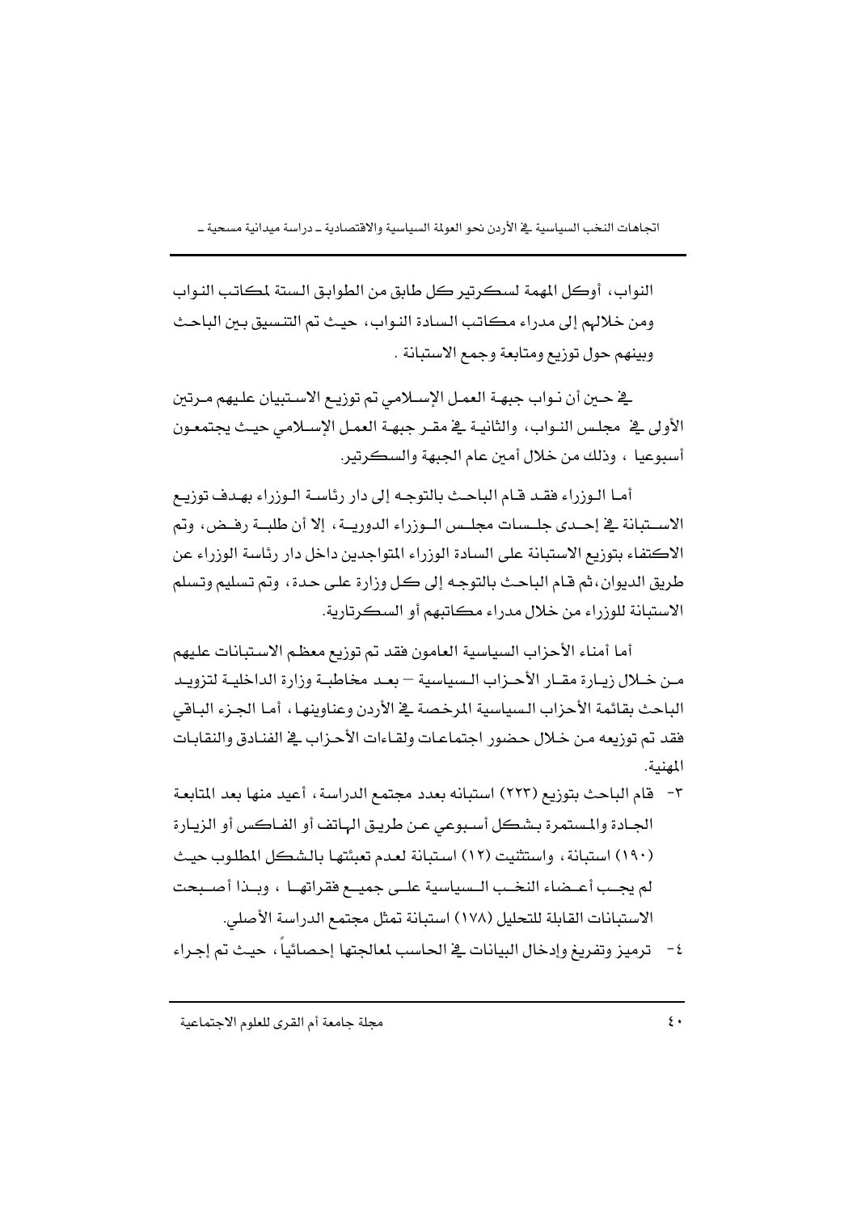النواب، أوكل المهمة لسكرتير كل طابق من الطوابق الستة لمكاتب النواب ومن خلالهم إلى مدراء مكاتب السادة النواب، حيث تم التنسيق بين الباحث وبينهم حول توزيع ومتابعة وجمع الاستبانة .

في حين أن نواب جبهة العمل الإسلامي تم توزيع الاستبيان عليهم مرتين الأولى في مجلس النواب، والثانية في مقر جبهة العمل الإسلامي حيث يجتمعون أسبوعيا ، وذلك من خلال أمين عام الجبهة والسكرتير.

أما الوزراء فقد قام الباحث بالتوجه إلى دار رئاسة الوزراء بهدف توزيع الاستبانة في إحدى جلسات مجلس الوزراء الدورية، إلا أن طلبة رفض، وتم الاكتفاء بتوزيع الاستبانة على السادة الوزراء المتواجدين داخل دار رئاسة الوزراء عن طريق الديوان، ثم قام الباحث بالتوجه إلى كل وزارة على حدة، وتم تسليم وتسلم الاستبانة للوزراء من خلال مدراء مكاتبهم أو السكرتارية.

أما أمناء الأحزاب السياسية العامون فقد تم توزيع معظم الاستبانات عليهم من خلال زيارة مقار الأحزاب السياسية – بعد مخاطبة وزارة الداخلية لتزويد الباحث بقائمة الأحزاب السياسية المرخصة في الأردن وعناوينها، أما الجزء الباقي فقد تم توزيعه من خلال حضور اجتماعات ولقاءات الأحزاب في الفنادق والنقابات المهنية.

٣- قام الباحث بتوزيع (٢٢٣) استبانه بعدد مجتمع الدراسة، أعيد منها بعد المتابعة الجادة والمستمرة بشكل أسبوعي عن طريق الهاتف أو الفاكس أو الزيارة (١٩٠) استبانة، واستثنيت (١٢) استبانة لعدم تعبئتها بالشكل المطلوب حيث لم يجب أعضاء النخب السياسية على جميع فقراتها ، وبذا أصبحت الاستبانات القابلة للتحليل (١٧٨) استبانة تمثل مجتمع الدراسة الأصلي.

٤- ترميز وتفريغ وإدخال البيانات في الحاسب لمعالجتها إحصائياً، حيث تم إجراء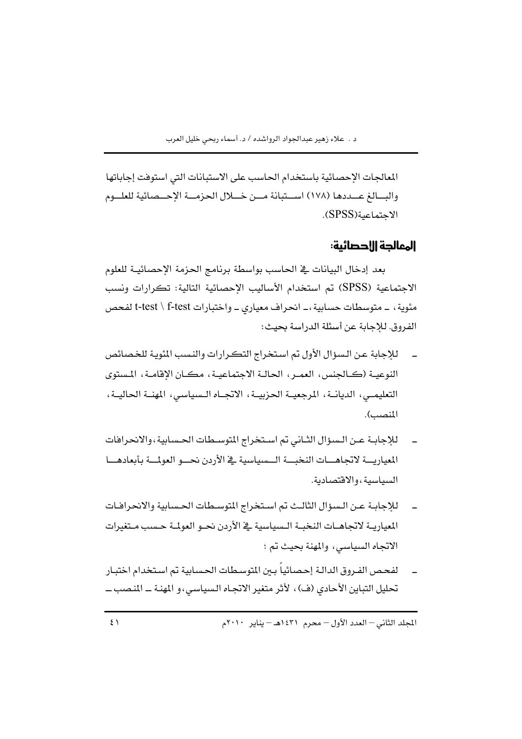المعالجات الإحصائية باستخدام الحاسب على الاستبانات التي استوفت إجاباتها والبالغ عددها (١٧٨) استبانة من خلال الحزمة الإحصائية للعلوم الاجتماعية(SPSS).

## المعالجة الإحصائية:

بعد إدخال البيانات في الحاسب بواسطة برنامج الحزمة الإحصائية للعلوم الاجتماعية (SPSS) تم استخدام الأساليب الإحصائية التالية: تكرارات ونسب مئوية، ـ متوسطات حسابية،ـ انحراف معياري ـ واختبارات t-test \ f-test لفحص الفروق. للإجابة عن أسئلة الدراسة بحيث:

- للإجابة عن السؤال الأول تم استخراج التكرارات والنسب المئوية للخصائص النوعية (كالجنس، العمر، الحالة الاجتماعية، مكان الإقامة، المستوى التعليمي، الديانة، المرجعية الحزبية، الاتجاه السياسي، المهنة الحالية، المنصب).
- للإجابة عن السؤال الثاني تم استخراج المتوسطات الحسابية،والانحرافات المعيارية لاتجاهات النخبة السياسية في الأردن نحو العولمة بأبعادها السياسية،والاقتصادية.
- للإجابة عن السؤال الثالث تم استخراج المتوسطات الحسابية والانحرافات المعيارية لاتجاهات النخبة السياسية في الأردن نحو العولمة حسب متغيرات الاتجاه السياسي، والمهنة بحيث تم ؛
- لفحص الفروق الدالة إحصائياً بين المتوسطات الحسابية تم استخدام اختبار تحليل التباين الأحادي (ف)، لأثر متغير الاتجاه السياسي،و المهنة ــ المنصب ــ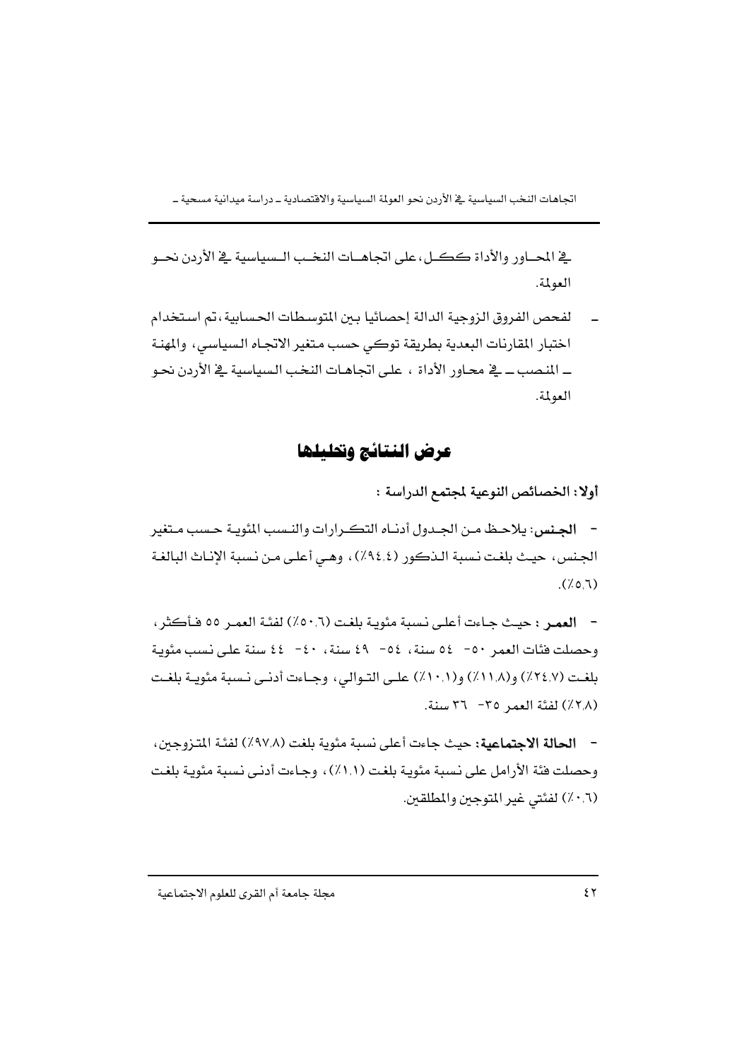في المحاور والأداة ككل، على اتجاهات النخب السياسية في الأردن نحو العولمة.

- لفحص الفروق الزوجية الدالة إحصائيا بين المتوسطات الحسابية، تم استخدام اختبار المقارنات البعدية بطريقة توكي حسب متغير الاتجاه السياسي، والمهنة ــ المنصب ــ في محاور الأداة ، على اتجاهات النخب السياسية في الأردن نحو العولمة.

## عرض النتائج وتحليلها

**أولا: الخصائص النوعية لمجتمع الدراسة :**

- **الجنس**: يلاحظ من الجدول أدناه التكرارات والنسب المئوية حسب متغير الجنس، حيث بلغت نسبة الذكور (٩٤،٤٪)، وهي أعلى من نسبة الإناث البالغة (٥،٦٪).

- **العمر** : حيث جاءت أعلى نسبة مئوية بلغت (٥٠،٦٪) لفئة العمر ٥٥ فأكثر، وحصلت فئات العمر ٥٠- ٥٤ سنة، ٥٤- ٤٩ سنة، ٤٠- ٤٤ سنة على نسب مئوية بلغت (٢٤،٧٪) و(١١،٨٪) و(١٠،١٪) على التوالي، وجاءت أدنى نسبة مئوية بلغت (٢،٨٪) لفئة العمر ٣٥- ٣٦ سنة.

- **الحالة الاجتماعية**: حيث جاءت أعلى نسبة مئوية بلغت (٩٧،٨٪) لفئة المتزوجين، وحصلت فئة الأرامل على نسبة مئوية بلغت (١،١٪)، وجاءت أدنى نسبة مئوية بلغت (٠،٦٪) لفئتي غير المتوجين والمطلقين.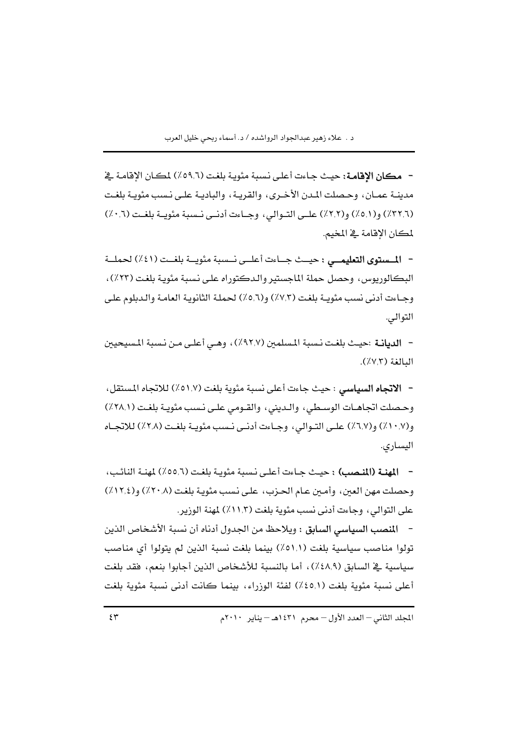- **مكان الإقامة:** حيث جاءت أعلى نسبة مئوية بلغت (٥٩,٦٪) لمكان الإقامة في مدينة عمان، وحصلت المدن الأخرى، والقرية، والبادية على نسب مئوية بلغت (٣٢,٦٪) و(٥,١٪) و(٢,٢٪) على التوالي، وجاءت أدنى نسبة مئوية بلغت (٠,٦٪) لمكان الإقامة في المخيم.

- **المستوى التعليمي :** حيث جاءت أعلى نسبة مئوية بلغت (٤١٪) لحملة البكالوريوس، وحصل حملة الماجستير والدكتوراه على نسبة مئوية بلغت (٢٣٪)، وجاءت أدنى نسب مئوية بلغت (٧,٣٪) و(٥,٦٪) لحملة الثانوية العامة والدبلوم على التوالي.

- **الديانة** :حيث بلغت نسبة المسلمين (٩٢,٧٪)، وهي أعلى من نسبة المسيحيين البالغة (٧,٣٪).

- **الاتجاه السياسي** : حيث جاءت أعلى نسبة مئوية بلغت (٥١,٧٪) للاتجاه المستقل، وحصلت اتجاهات الوسطي، والديني، والقومي على نسب مئوية بلغت (٢٨,١٪) و(١٠,٧٪) و(٦,٧٪) على التوالي، وجاءت أدنى نسب مئوية بلغت (٢,٨٪) للاتجاه اليساري.

- **المهنة (المنصب) :** حيث جاءت أعلى نسبة مئوية بلغت (٥٥,٦٪) لمهنة النائب، وحصلت مهن العين، وأمين عام الحزب، على نسب مئوية بلغت (٢٠,٨٪) و(١٢,٤٪) على التوالي، وجاءت أدنى نسب مئوية بلغت (١١,٣٪) لمهنة الوزير.

- **المنصب السياسي السابق :** ويلاحظ من الجدول أدناه أن نسبة الأشخاص الذين تولوا مناصب سياسية بلغت (٥١,١٪) بينما بلغت نسبة الذين لم يتولوا أي مناصب سياسية في السابق (٤٨,٩٪)، أما بالنسبة للأشخاص الذين أجابوا بنعم، فقد بلغت أعلى نسبة مئوية بلغت (٤٥,١٪) لفئة الوزراء، بينما كانت أدنى نسبة مئوية بلغت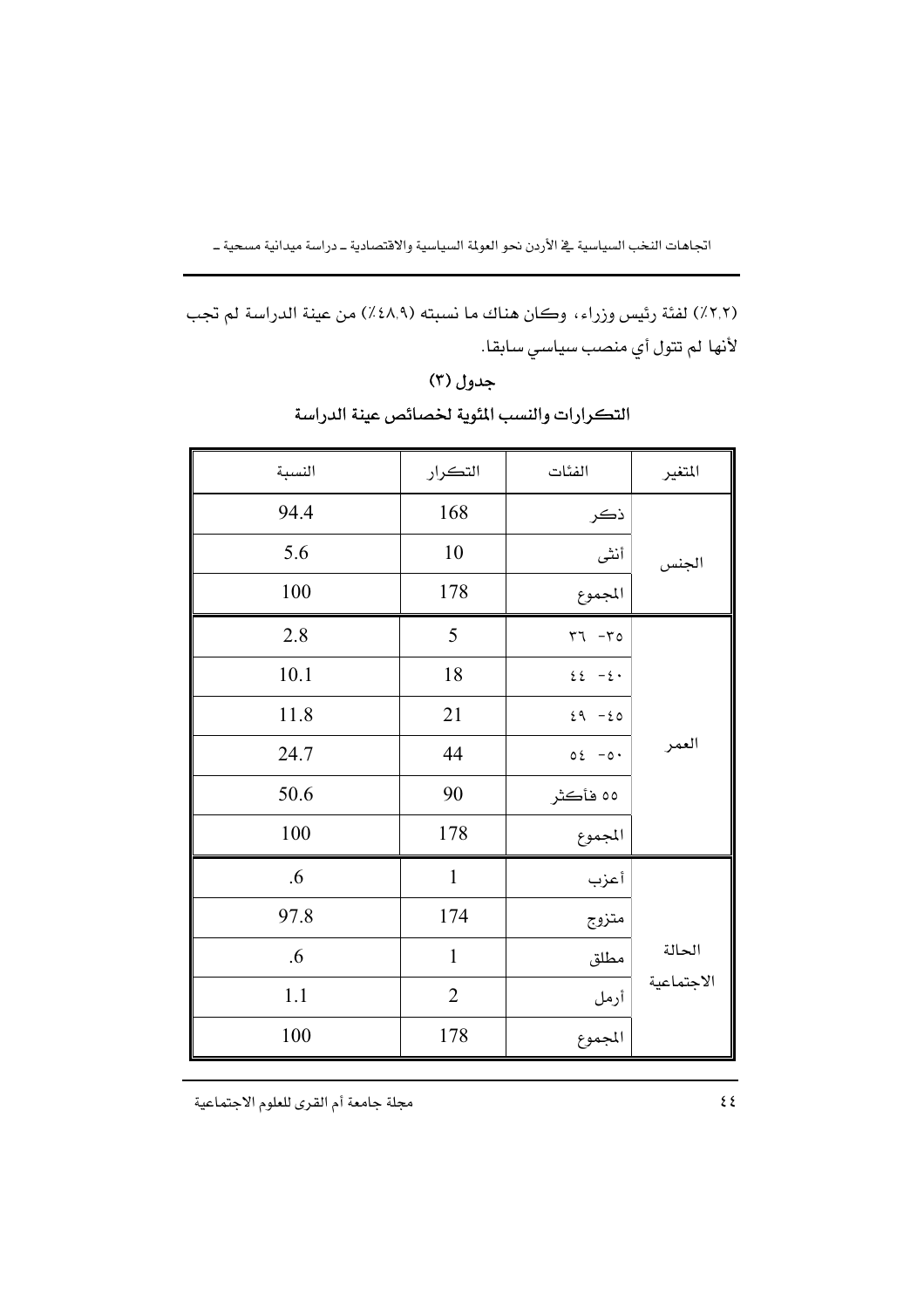(٢,٢٪) لفئة رئيس وزراء، وكان هناك ما نسبته (٤٨,٩٪) من عينة الدراسة لم تجب لأنها لم تتول أي منصب سياسي سابقا.

جدول (٣)

التكرارات والنسب المئوية لخصائص عينة الدراسة

| المتغير | الفئات | التكرار | النسبة |
|---|---|---|---|
| الجنس | ذكر | 168 | 94.4 |
| | أنثى | 10 | 5.6 |
| | المجموع | 178 | 100 |
| العمر | ٣٥- ٣٦ | 5 | 2.8 |
| | ٤٠- ٤٤ | 18 | 10.1 |
| | ٤٥- ٤٩ | 21 | 11.8 |
| | ٥٠- ٥٤ | 44 | 24.7 |
| | ٥٥ فأكثر | 90 | 50.6 |
| | المجموع | 178 | 100 |
| الحالة الاجتماعية | أعزب | 1 | .6 |
| | متزوج | 174 | 97.8 |
| | مطلق | 1 | .6 |
| | أرمل | 2 | 1.1 |
| | المجموع | 178 | 100 |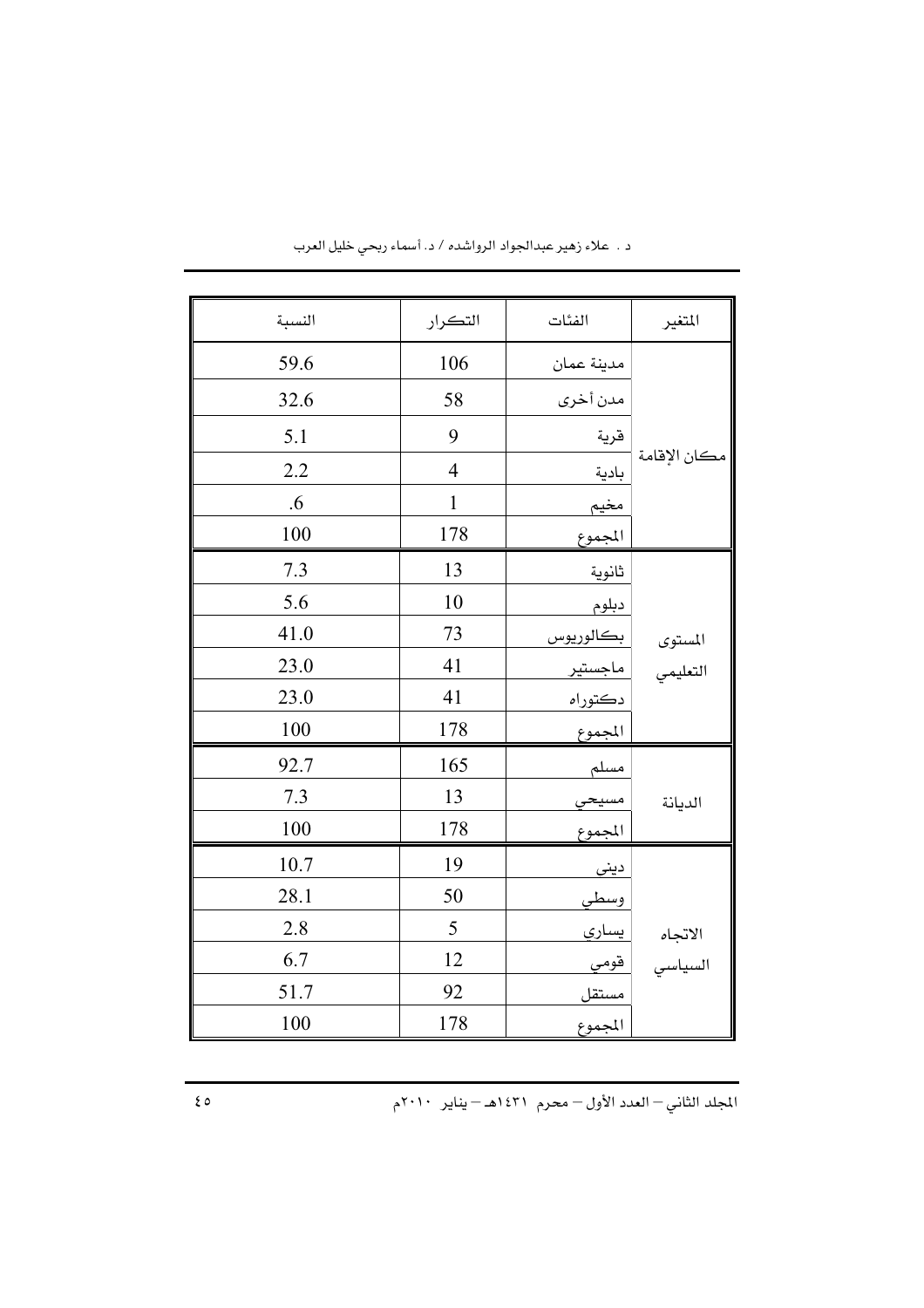| المتغير | الفئات | التكرار | النسبة |
| --- | --- | --- | --- |
| مكان الإقامة | مدينة عمان | 106 | 59.6 |
| | مدن أخرى | 58 | 32.6 |
| | قرية | 9 | 5.1 |
| | بادية | 4 | 2.2 |
| | مخيم | 1 | .6 |
| | المجموع | 178 | 100 |
| المستوى التعليمي | ثانوية | 13 | 7.3 |
| | دبلوم | 10 | 5.6 |
| | بكالوريوس | 73 | 41.0 |
| | ماجستير | 41 | 23.0 |
| | دكتوراه | 41 | 23.0 |
| | المجموع | 178 | 100 |
| الديانة | مسلم | 165 | 92.7 |
| | مسيحي | 13 | 7.3 |
| | المجموع | 178 | 100 |
| الاتجاه السياسي | ديني | 19 | 10.7 |
| | وسطي | 50 | 28.1 |
| | يساري | 5 | 2.8 |
| | قومي | 12 | 6.7 |
| | مستقل | 92 | 51.7 |
| | المجموع | 178 | 100 |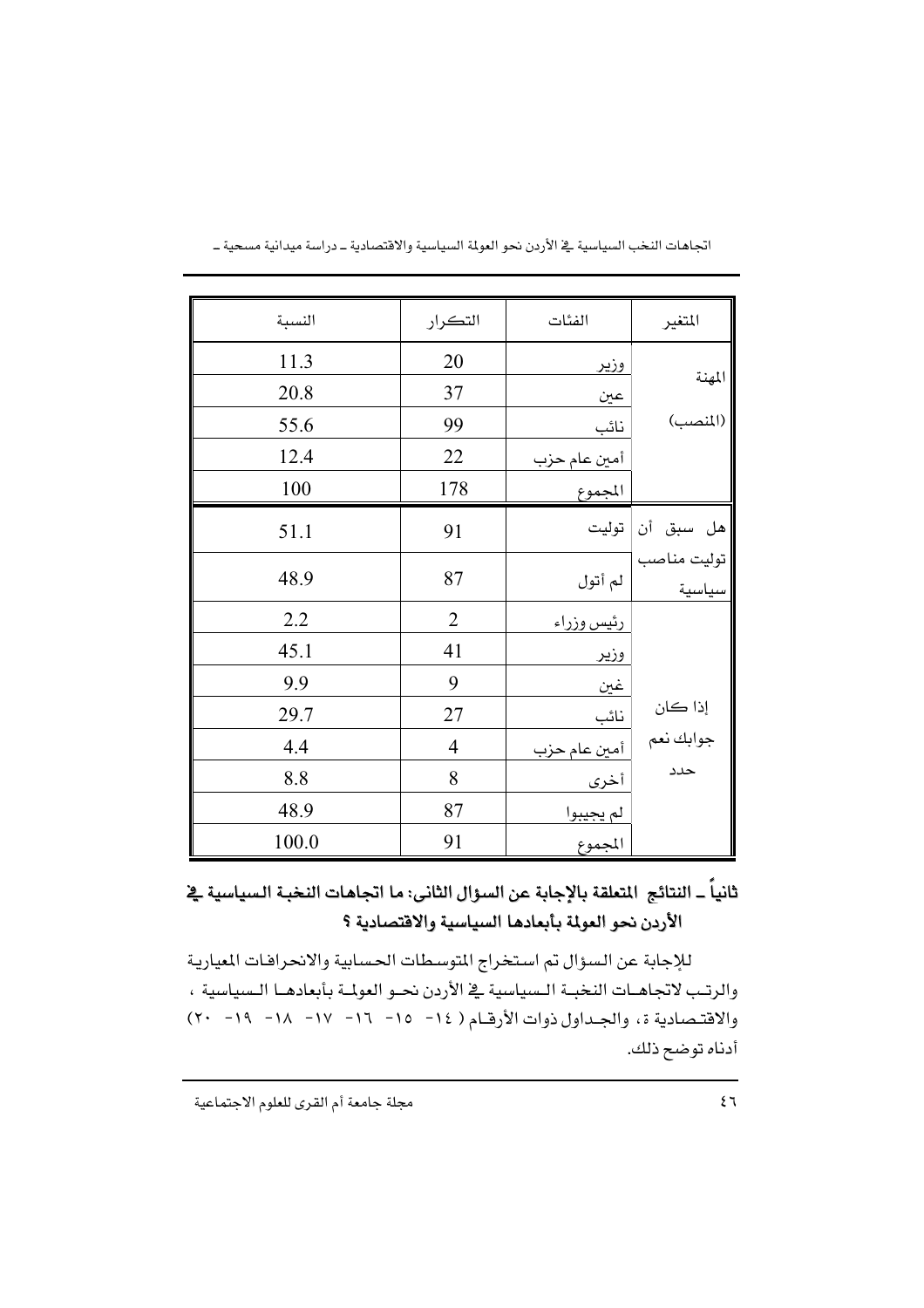| المتغير | الفئات | التكرار | النسبة |
|---|---|---|---|
| المهنة (المنصب) | وزير | 20 | 11.3 |
| | عين | 37 | 20.8 |
| | نائب | 99 | 55.6 |
| | أمين عام حزب | 22 | 12.4 |
| | المجموع | 178 | 100 |
| هل سبق أن توليت مناصب سياسية | توليت | 91 | 51.1 |
| | لم أتول | 87 | 48.9 |
| إذا كان جوابك نعم حدد | رئيس وزراء | 2 | 2.2 |
| | وزير | 41 | 45.1 |
| | عين | 9 | 9.9 |
| | نائب | 27 | 29.7 |
| | أمين عام حزب | 4 | 4.4 |
| | أخرى | 8 | 8.8 |
| | لم يجيبوا | 87 | 48.9 |
| | المجموع | 91 | 100.0 |

## ثانياً ـ النتائج المتعلقة بالإجابة عن السؤال الثاني: ما اتجاهات النخبة السياسية في الأردن نحو العولمة بأبعادها السياسية والاقتصادية ؟

للإجابة عن السؤال تم استخراج المتوسطات الحسابية والانحرافات المعيارية والرتب لاتجاهات النخبة السياسية في الأردن نحو العولمة بأبعادها السياسية ، والاقتصادية ة، والجداول ذوات الأرقام ( ١٤- ١٥- ١٦- ١٧- ١٨- ١٩- ٢٠) أدناه توضح ذلك.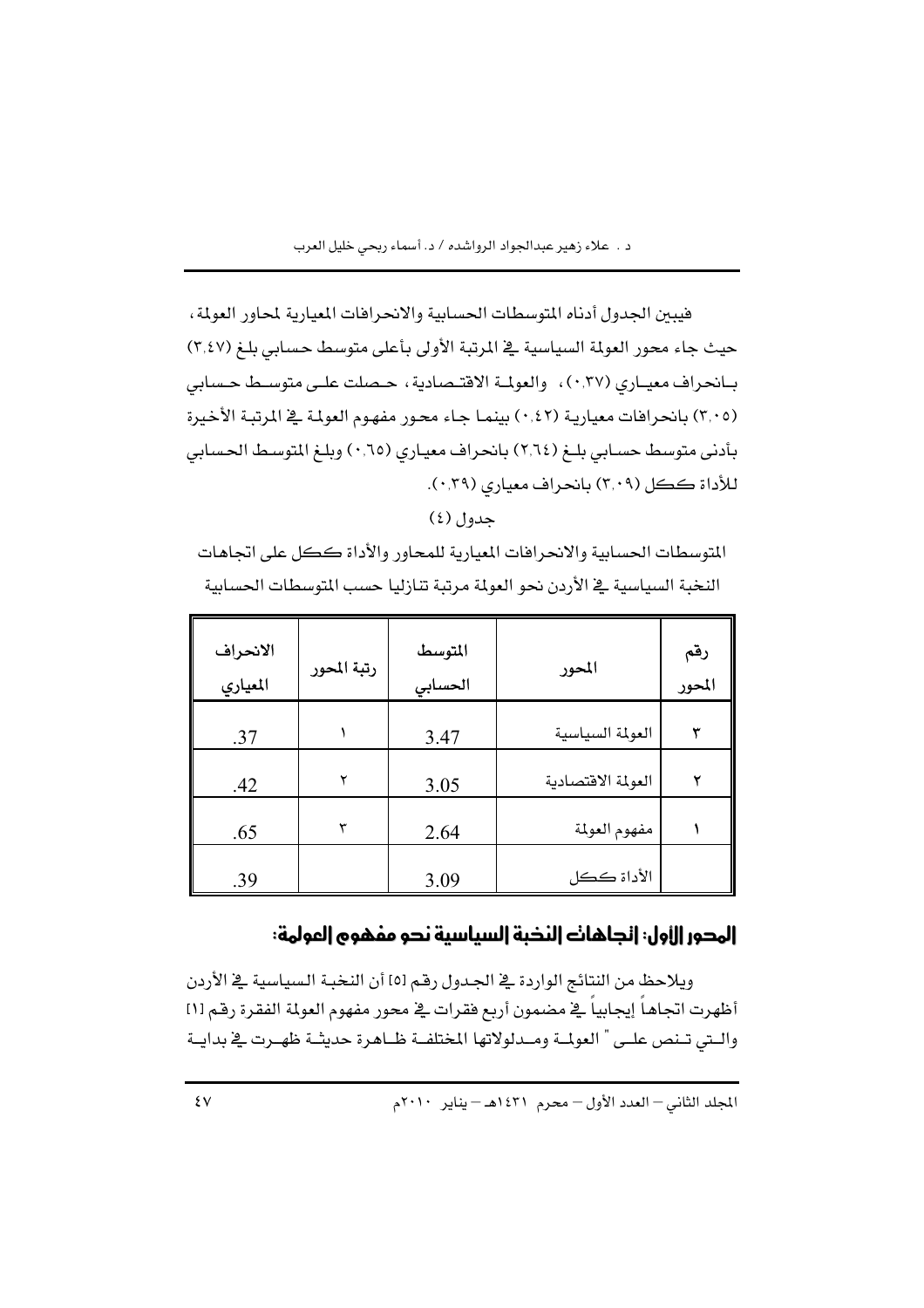فيبين الجدول أدناه المتوسطات الحسابية والانحرافات المعيارية لمحاور العولمة، حيث جاء محور العولمة السياسية في المرتبة الأولى بأعلى متوسط حسابي بلغ (٣,٤٧) بانحراف معياري (٠,٣٧)، والعولمة الاقتصادية، حصلت على متوسط حسابي (٣,٠٥) بانحرافات معيارية (٠,٤٢) بينما جاء محور مفهوم العولمة في المرتبة الأخيرة بأدنى متوسط حسابي بلغ (٢,٦٤) بانحراف معياري (٠,٦٥) وبلغ المتوسط الحسابي للأداة ككل (٣,٠٩) بانحراف معياري (٠,٣٩).

جدول (٤)

المتوسطات الحسابية والانحرافات المعيارية للمحاور والأداة ككل على اتجاهات النخبة السياسية في الأردن نحو العولمة مرتبة تنازليا حسب المتوسطات الحسابية

| رقم المحور | المحور | المتوسط الحسابي | رتبة المحور | الانحراف المعياري |
|---|---|---|---|---|
| ٣ | العولمة السياسية | 3.47 | ١ | .37 |
| ٢ | العولمة الاقتصادية | 3.05 | ٢ | .42 |
| ١ | مفهوم العولمة | 2.64 | ٣ | .65 |
| | الأداة ككل | 3.09 | | .39 |

## المحور الأول: اتجاهات النخبة السياسية نحو مفهوم العولمة:

ويلاحظ من النتائج الواردة في الجدول رقم [٥] أن النخبة السياسية في الأردن أظهرت اتجاهاً إيجابياً في مضمون أربع فقرات في محور مفهوم العولمة الفقرة رقم [١] والتي تنص على " العولمة ومدلولاتها المختلفة ظاهرة حديثة ظهرت في بداية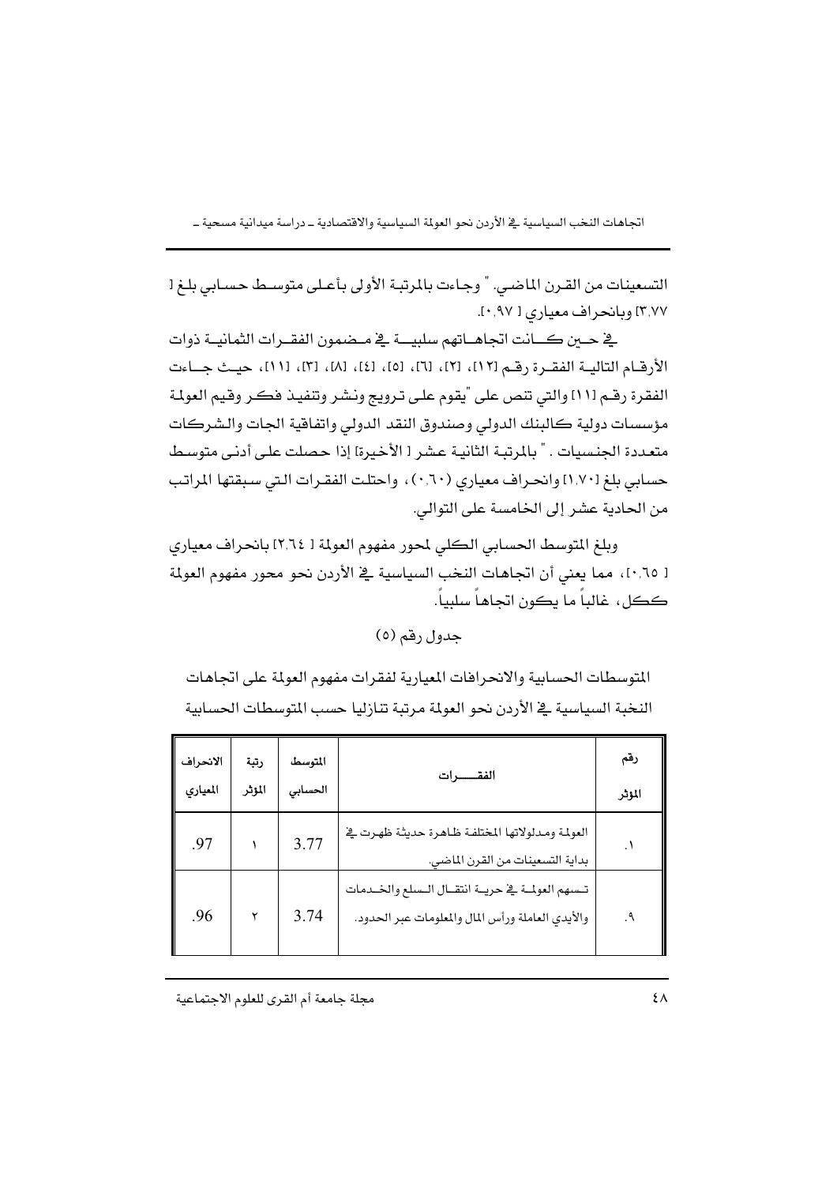التسعينات من القرن الماضي. " وجاءت بالمرتبة الأولى بأعلى متوسط حسابي بلغ [ ٣,٧٧] وبانحراف معياري [ ٠,٩٧].

في حين كانت اتجاهاتهم سلبية في مضمون الفقرات الثمانية ذوات الأرقام التالية الفقرة رقم [١٢]، [٢]، [٦]، [٥]، [٤]، [٨]، [٣]، [١١]، حيث جاءت الفقرة رقم [١١] والتي تنص على "يقوم على ترويج ونشر وتنفيذ فكر وقيم العولمة مؤسسات دولية كالبنك الدولي وصندوق النقد الدولي واتفاقية الجات والشركات متعددة الجنسيات . " بالمرتبة الثانية عشر [ الأخيرة] إذا حصلت على أدنى متوسط حسابي بلغ [١,٧٠] وانحراف معياري (٠,٦٠)، واحتلت الفقرات التي سبقتها المراتب من الحادية عشر إلى الخامسة على التوالي.

وبلغ المتوسط الحسابي الكلي لمحور مفهوم العولمة [ ٢,٦٤] بانحراف معياري [ ٠,٦٥]، مما يعني أن اتجاهات النخب السياسية في الأردن نحو محور مفهوم العولمة ككل، غالباً ما يكون اتجاهاً سلبياً.

جدول رقم (٥)

المتوسطات الحسابية والانحرافات المعيارية لفقرات مفهوم العولمة على اتجاهات النخبة السياسية في الأردن نحو العولمة مرتبة تنازليا حسب المتوسطات الحسابية

| رقم المؤثر | الفقرات | المتوسط الحسابي | رتبة المؤثر | الانحراف المعياري |
|---|---|---|---|---|
| ١. | العولمة ومدلولاتها المختلفة ظاهرة حديثة ظهرت في بداية التسعينات من القرن الماضي. | 3.77 | ١ | .97 |
| ٩. | تسهم العولمة في حرية انتقال السلع والخدمات والأيدي العاملة ورأس المال والمعلومات عبر الحدود. | 3.74 | ٢ | .96 |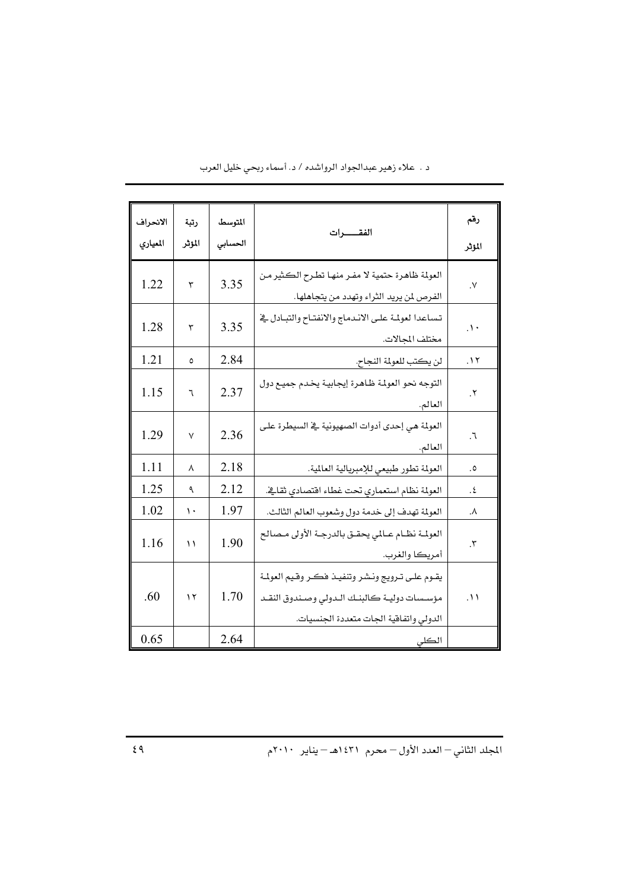| رقم المؤشر | الفقـــــرات | المتوسط الحسابي | رتبة المؤشر | الانحراف المعياري |
|---|---|---|---|---|
| .٧ | العولمة ظاهرة حتمية لا مفر منها تطرح الكثير من الفرص لمن يريد الثراء وتهدد من يتجاهلها. | 3.35 | ٣ | 1.22 |
| .١٠ | تساعدا لعولمة على الاندماج والانفتاح والتبادل في مختلف المجالات. | 3.35 | ٣ | 1.28 |
| .١٢ | لن يكتب للعولمة النجاح. | 2.84 | ٥ | 1.21 |
| .٢ | التوجه نحو العولمة ظاهرة إيجابية يخدم جميع دول العالم. | 2.37 | ٦ | 1.15 |
| .٦ | العولمة هي إحدى أدوات الصهيونية في السيطرة على العالم. | 2.36 | ٧ | 1.29 |
| .٥ | العولمة تطور طبيعي للإمبريالية العالمية. | 2.18 | ٨ | 1.11 |
| .٤ | العولمة نظام استعماري تحت غطاء اقتصادي ثقافي. | 2.12 | ٩ | 1.25 |
| .٨ | العولمة تهدف إلى خدمة دول وشعوب العالم الثالث. | 1.97 | ١٠ | 1.02 |
| .٣ | العولمة نظام عالمي يحقق بالدرجة الأولى مصالح أمريكا والغرب. | 1.90 | ١١ | 1.16 |
| .١١ | يقوم على ترويج ونشر وتنفيذ فكر وقيم العولمة مؤسسات دولية كالبنك الدولي وصندوق النقد الدولي واتفاقية الجات متعددة الجنسيات. | 1.70 | ١٢ | .60 |
| | الكلي | 2.64 | | 0.65 |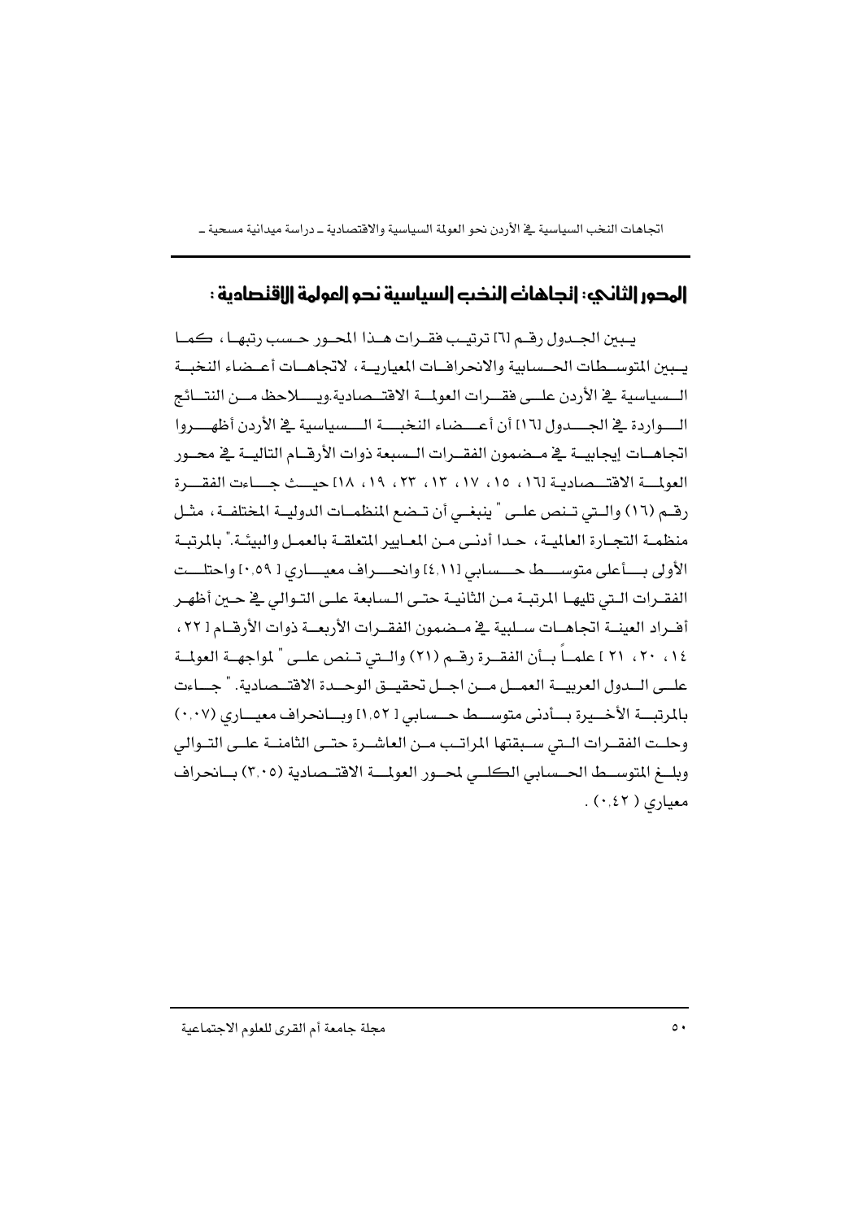## المحور الثاني: اتجاهات النخب السياسية نحو العولمة الاقتصادية :

يبين الجدول رقم [٦] ترتيب فقرات هذا المحور حسب رتبها ، كما يبين المتوسطات الحسابية والانحرافات المعيارية ، لاتجاهات أعضاء النخبة السياسية في الأردن على فقرات العولمة الاقتصادية.ويلاحظ من النتائج الواردة في الجدول [١٦] أن أعضاء النخبة السياسية في الأردن أظهروا اتجاهات إيجابية في مضمون الفقرات السبعة ذوات الأرقام التالية في محور العولمة الاقتصادية [١٦ ، ١٥ ، ١٧ ، ١٣ ، ٢٣ ، ١٩ ، ١٨] حيث جاءت الفقرة رقم (١٦) والتي تنص على " ينبغي أن تضع المنظمات الدولية المختلفة ، مثل منظمة التجارة العالمية ، حدا أدنى من المعايير المتعلقة بالعمل والبيئة." بالمرتبة الأولى بأعلى متوسط حسابي [٤,١١] وانحراف معياري [ ٠,٥٩] واحتلت الفقرات التي تليها المرتبة من الثانية حتى السابعة على التوالي في حين أظهر أفراد العينة اتجاهات سلبية في مضمون الفقرات الأربعة ذوات الأرقام [ ٢٢ ، ١٤ ، ٢٠ ، ٢١ ] علماً بأن الفقرة رقم (٢١) والتي تنص على " لمواجهة العولمة على الدول العربية العمل من اجل تحقيق الوحدة الاقتصادية. " جاءت بالمرتبة الأخيرة بأدنى متوسط حسابي [ ١,٥٢] وبانحراف معياري (٠,٠٧) وحلت الفقرات التي سبقتها المراتب من العاشرة حتى الثامنة على التوالي وبلغ المتوسط الحسابي الكلي لمحور العولمة الاقتصادية (٣,٠٥) بانحراف معياري ( ٠,٤٢) .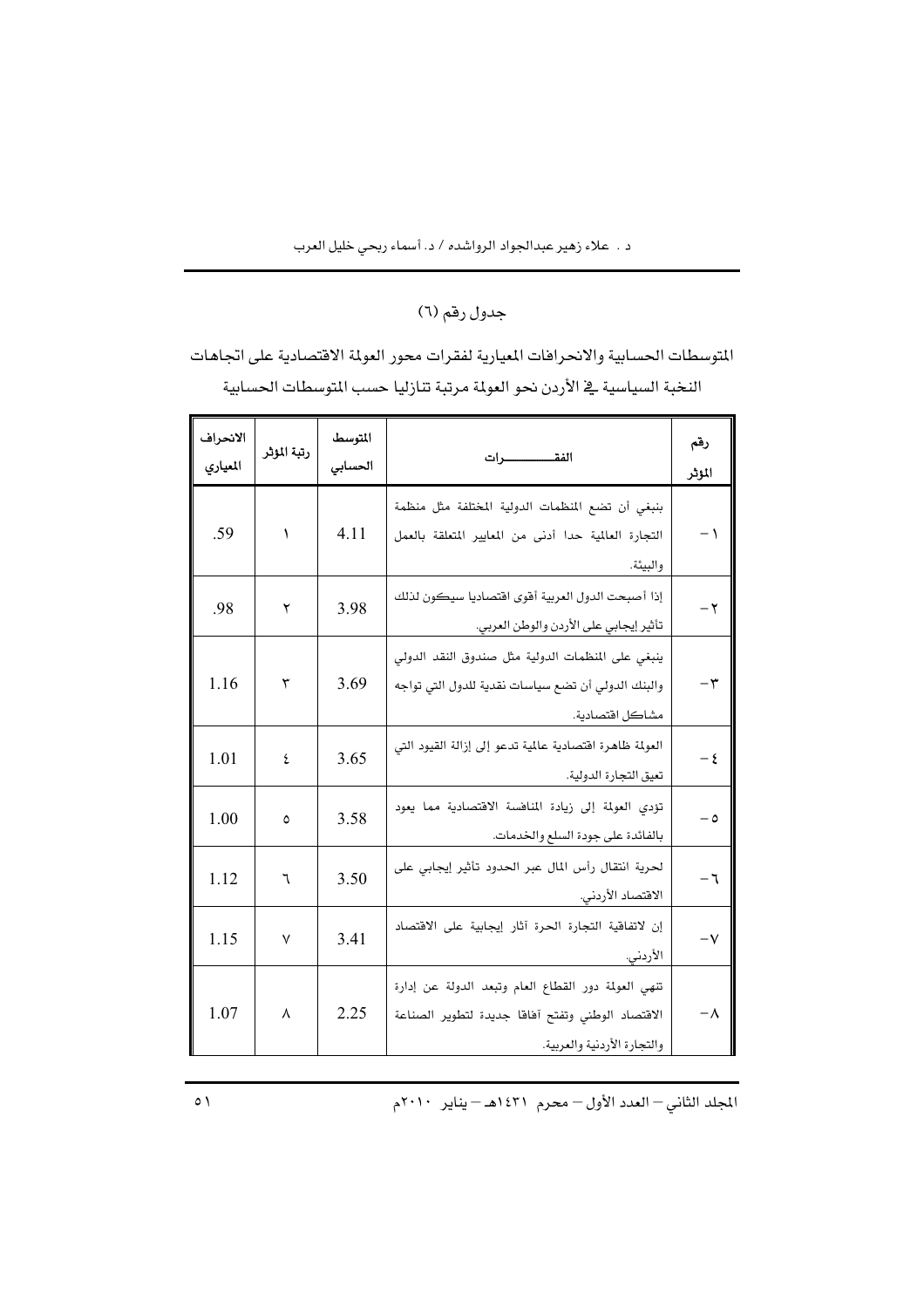جدول رقم (٦)

المتوسطات الحسابية والانحرافات المعيارية لفقرات محور العولمة الاقتصادية على اتجاهات النخبة السياسية في الأردن نحو العولمة مرتبة تنازليا حسب المتوسطات الحسابية

| رقم المؤشر | الفقـــــــــــرات | المتوسط الحسابي | رتبة المؤشر | الانحراف المعياري |
|---|---|---|---|---|
| ١- | ينبغي أن تضع المنظمات الدولية المختلفة مثل منظمة التجارة العالمية حدا أدنى من المعايير المتعلقة بالعمل والبيئة. | 4.11 | ١ | .59 |
| ٢- | إذا أصبحت الدول العربية أقوى اقتصاديا سيكون لذلك تأثير إيجابي على الأردن والوطن العربي. | 3.98 | ٢ | .98 |
| ٣- | ينبغي على المنظمات الدولية مثل صندوق النقد الدولي والبنك الدولي أن تضع سياسات نقدية للدول التي تواجه مشاكل اقتصادية. | 3.69 | ٣ | 1.16 |
| ٤- | العولمة ظاهرة اقتصادية عالمية تدعو إلى إزالة القيود التي تعيق التجارة الدولية. | 3.65 | ٤ | 1.01 |
| ٥- | تؤدي العولمة إلى زيادة المنافسة الاقتصادية مما يعود بالفائدة على جودة السلع والخدمات. | 3.58 | ٥ | 1.00 |
| ٦- | لحرية انتقال رأس المال عبر الحدود تأثير إيجابي على الاقتصاد الأردني. | 3.50 | ٦ | 1.12 |
| ٧- | إن لاتفاقية التجارة الحرة آثار إيجابية على الاقتصاد الأردني. | 3.41 | ٧ | 1.15 |
| ٨- | تنهي العولمة دور القطاع العام وتبعد الدولة عن إدارة الاقتصاد الوطني وتفتح آفاقا جديدة لتطوير الصناعة والتجارة الأردنية والعربية. | 2.25 | ٨ | 1.07 |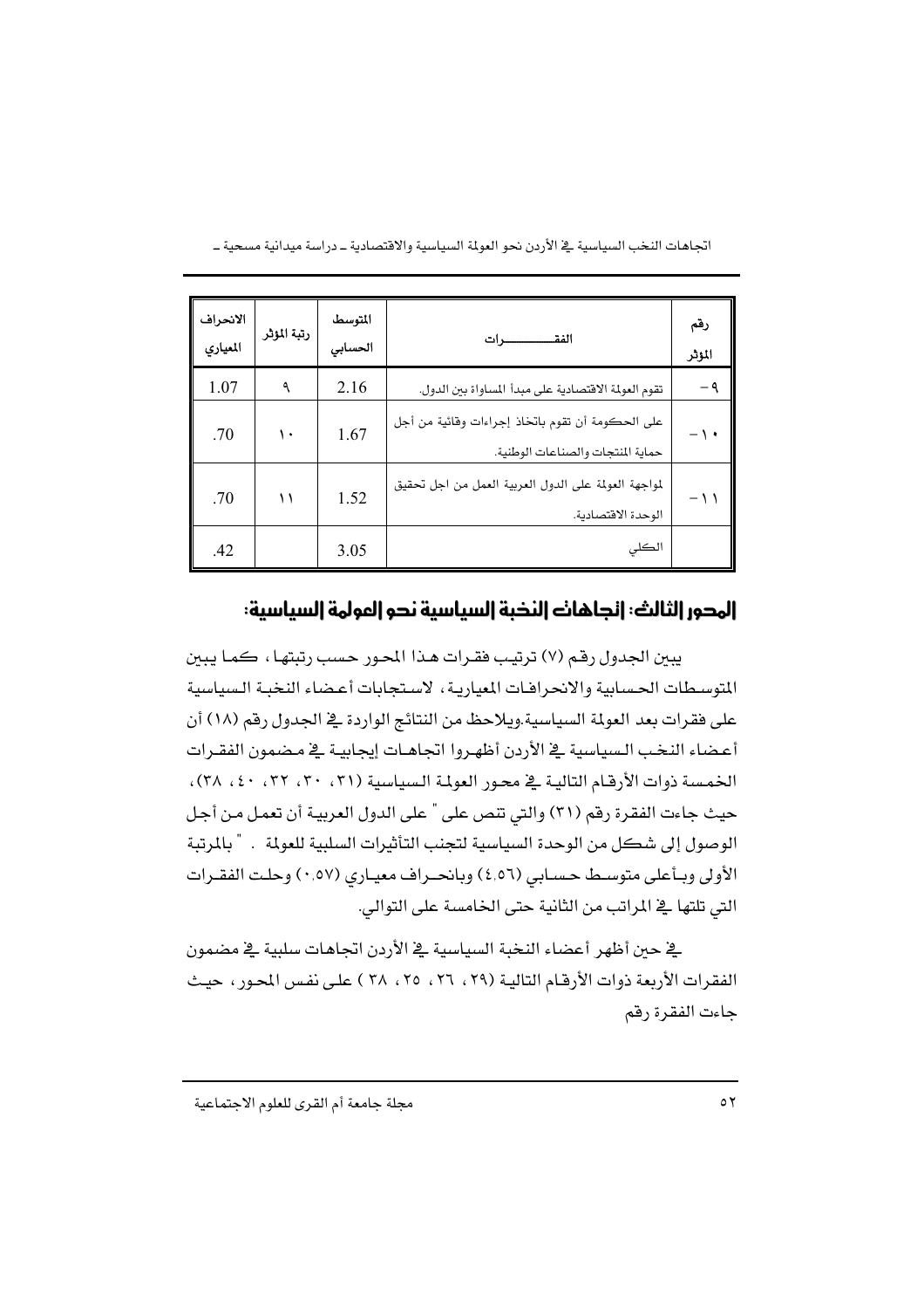| رقم المؤشر | الفقـــــــــــرات | المتوسط الحسابي | رتبة المؤشر | الانحراف المعياري |
|---|---|---|---|---|
| ٩- | تقوم العولمة الاقتصادية على مبدأ المساواة بين الدول. | 2.16 | ٩ | 1.07 |
| ١٠- | على الحكومة أن تقوم باتخاذ إجراءات وقائية من أجل حماية المنتجات والصناعات الوطنية. | 1.67 | ١٠ | .70 |
| ١١- | لمواجهة العولمة على الدول العربية العمل من اجل تحقيق الوحدة الاقتصادية. | 1.52 | ١١ | .70 |
| | الكلي | 3.05 | | .42 |

## المحور الثالث: اتجاهات النخبة السياسية نحو العولمة السياسية:

يبين الجدول رقم (٧) ترتيب فقرات هذا المحور حسب رتبتها، كما يبين المتوسطات الحسابية والانحرافات المعيارية، لاستجابات أعضاء النخبة السياسية على فقرات بعد العولمة السياسية.ويلاحظ من النتائج الواردة في الجدول رقم (١٨) أن أعضاء النخب السياسية في الأردن أظهروا اتجاهات إيجابية في مضمون الفقرات الخمسة ذوات الأرقام التالية في محور العولمة السياسية (٣١، ٣٠، ٣٢، ٤٠، ٣٨)، حيث جاءت الفقرة رقم (٣١) والتي تنص على " على الدول العربية أن تعمل من أجل الوصول إلى شكل من الوحدة السياسية لتجنب التأثيرات السلبية للعولمة . " بالمرتبة الأولى وبأعلى متوسط حسابي (٤,٥٦) وبانحراف معياري (٠,٥٧) وحلت الفقرات التي تلتها في المراتب من الثانية حتى الخامسة على التوالي.

في حين أظهر أعضاء النخبة السياسية في الأردن اتجاهات سلبية في مضمون الفقرات الأربعة ذوات الأرقام التالية (٢٩، ٢٦، ٢٥، ٣٨ ) على نفس المحور، حيث جاءت الفقرة رقم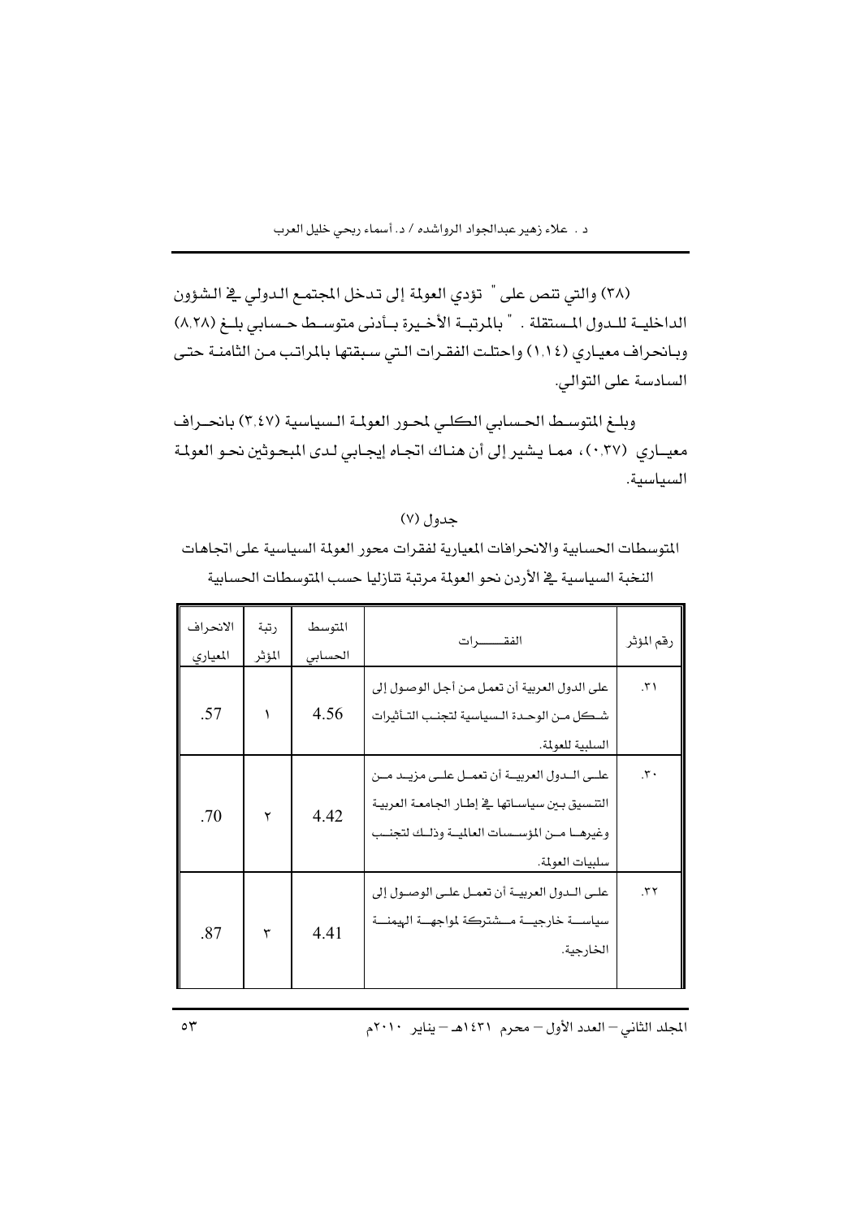(٣٨) والتي تنص على " تؤدي العولمة إلى تدخل المجتمع الدولي في الشؤون الداخلية للدول المستقلة . " بالمرتبة الأخيرة بأدنى متوسط حسابي بلغ (٨,٢٨) وبانحراف معياري (١,١٤) واحتلت الفقرات التي سبقتها بالمراتب من الثامنة حتى السادسة على التوالي.

وبلغ المتوسط الحسابي الكلي لمحور العولمة السياسية (٣,٤٧) بانحراف معياري (٠,٣٧)، مما يشير إلى أن هناك اتجاه إيجابي لدى المبحوثين نحو العولمة السياسية.

جدول (٧)

المتوسطات الحسابية والانحرافات المعيارية لفقرات محور العولمة السياسية على اتجاهات النخبة السياسية في الأردن نحو العولمة مرتبة تنازليا حسب المتوسطات الحسابية

| رقم المؤشر | الفقـــــرات | المتوسط الحسابي | رتبة المؤشر | الانحراف المعياري |
|---|---|---|---|---|
| ٣١. | على الدول العربية أن تعمل من أجل الوصول إلى شكل من الوحدة السياسية لتجنب التأثيرات السلبية للعولمة. | 4.56 | ١ | .57 |
| ٣٠. | على الدول العربية أن تعمل على مزيد من التنسيق بين سياساتها في إطار الجامعة العربية وغيرها من المؤسسات العالمية وذلك لتجنب سلبيات العولمة. | 4.42 | ٢ | .70 |
| ٣٢. | على الدول العربية أن تعمل على الوصول إلى سياسة خارجية مشتركة لمواجهة الهيمنة الخارجية. | 4.41 | ٣ | .87 |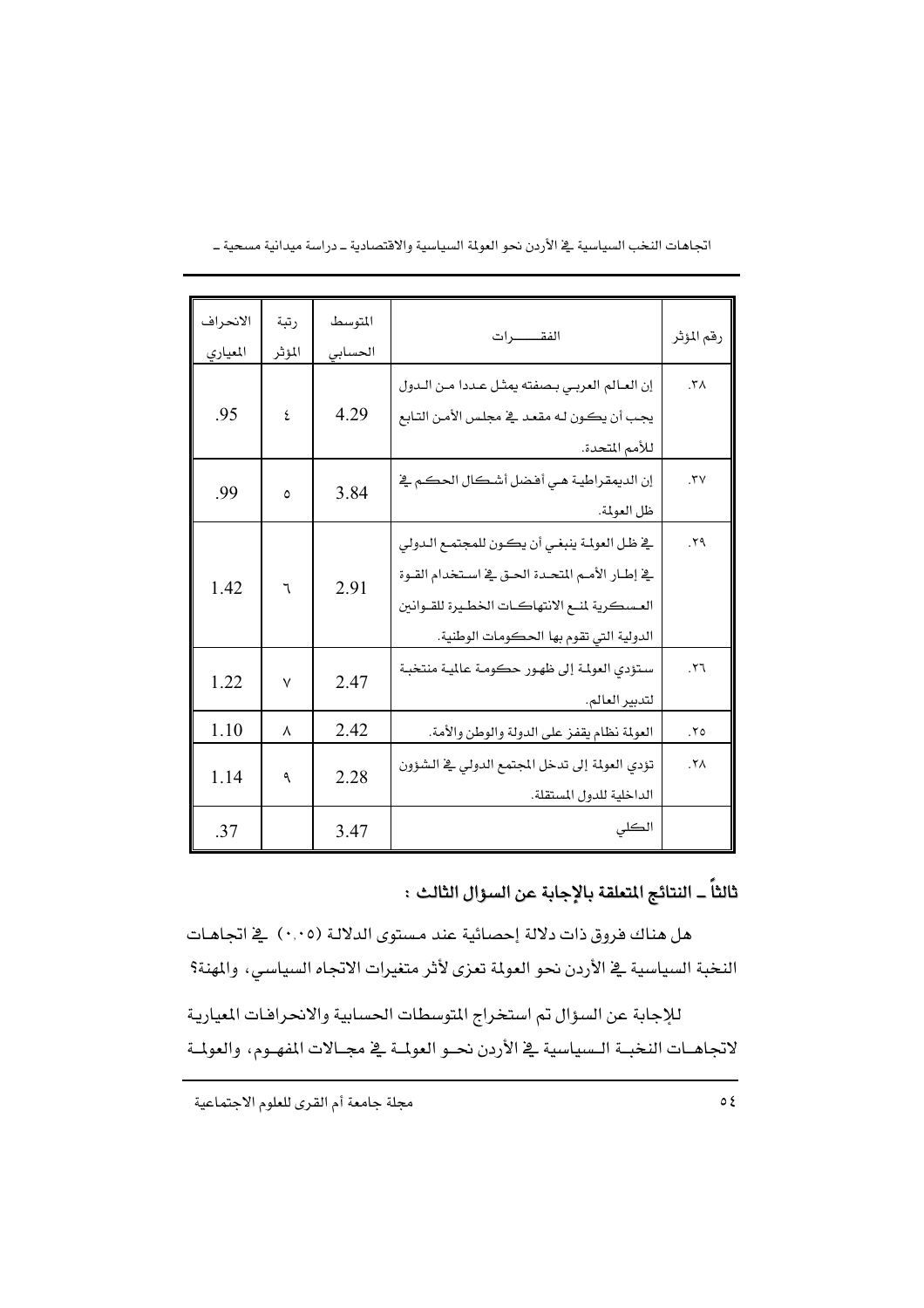| رقم المؤشر | الفقـــــرات | المتوسط الحسابي | رتبة المؤشر | الانحراف المعياري |
|---|---|---|---|---|
| ٣٨. | إن العالم العربي بصفته يمثل عددا من الدول يجب أن يكون له مقعد في مجلس الأمن التابع للأمم المتحدة. | 4.29 | ٤ | .95 |
| ٣٧. | إن الديمقراطية هي أفضل أشكال الحكم في ظل العولمة. | 3.84 | ٥ | .99 |
| ٢٩. | في ظل العولمة ينبغي أن يكون للمجتمع الدولي في إطار الأمم المتحدة الحق في استخدام القوة العسكرية لمنع الانتهاكات الخطيرة للقوانين الدولية التي تقوم بها الحكومات الوطنية. | 2.91 | ٦ | 1.42 |
| ٢٦. | ستؤدي العولمة إلى ظهور حكومة عالمية منتخبة لتدبير العالم. | 2.47 | ٧ | 1.22 |
| ٢٥. | العولمة نظام يقفز على الدولة والوطن والأمة. | 2.42 | ٨ | 1.10 |
| ٢٨. | تؤدي العولمة إلى تدخل المجتمع الدولي في الشؤون الداخلية للدول المستقلة. | 2.28 | ٩ | 1.14 |
| | الكلي | 3.47 | | .37 |

## ثالثاً ــ النتائج المتعلقة بالإجابة عن السؤال الثالث :

هل هناك فروق ذات دلالة إحصائية عند مستوى الدلالة (٠,٠٥) في اتجاهات النخبة السياسية في الأردن نحو العولمة تعزى لأثر متغيرات الاتجاه السياسي، والمهنة؟

للإجابة عن السؤال تم استخراج المتوسطات الحسابية والانحرافات المعيارية لاتجاهات النخبة السياسية في الأردن نحو العولمة في مجالات المفهوم، والعولمة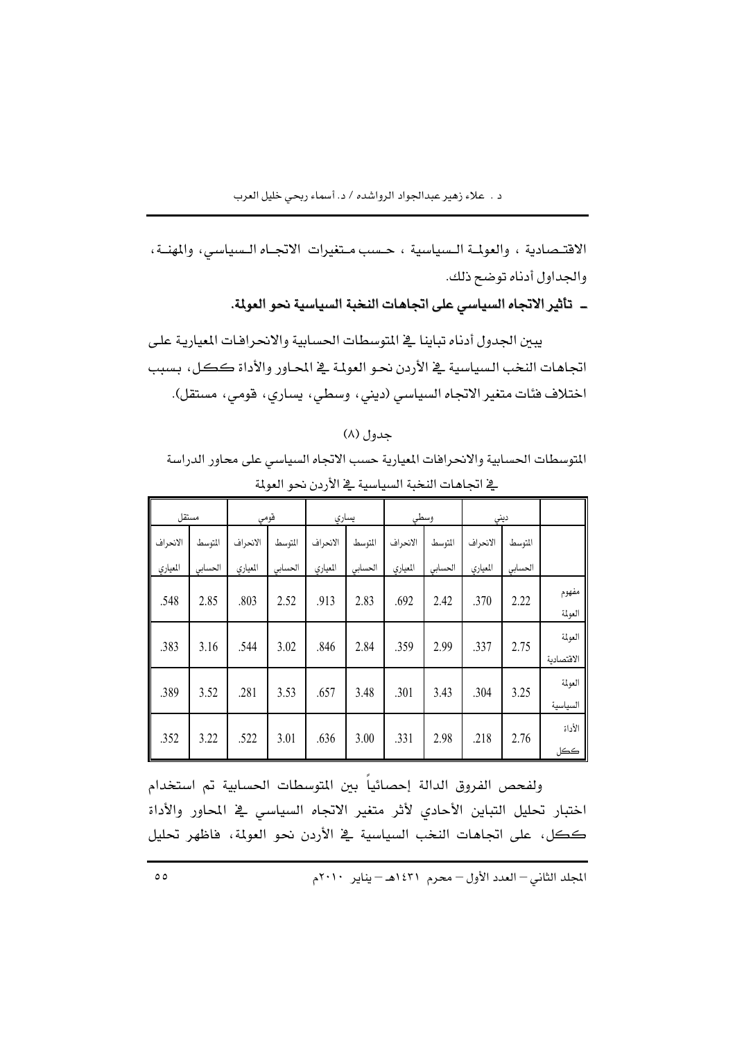الاقتصادية ، والعولمة السياسية ، حسب متغيرات الاتجاه السياسي، والمهنة، والجداول أدناه توضح ذلك.

**ـ تأثير الاتجاه السياسي على اتجاهات النخبة السياسية نحو العولمة.**

يبين الجدول أدناه تباينا في المتوسطات الحسابية والانحرافات المعيارية على اتجاهات النخب السياسية في الأردن نحو العولمة في المحاور والأداة ككل، بسبب اختلاف فئات متغير الاتجاه السياسي (ديني، وسطي، يساري، قومي، مستقل).

جدول (٨)

المتوسطات الحسابية والانحرافات المعيارية حسب الاتجاه السياسي على محاور الدراسة في اتجاهات النخبة السياسية في الأردن نحو العولمة

| | ديني | | وسطي | | يساري | | قومي | | مستقل | |
|---|---|---|---|---|---|---|---|---|---|---|
| | المتوسط الحسابي | الانحراف المعياري | المتوسط الحسابي | الانحراف المعياري | المتوسط الحسابي | الانحراف المعياري | المتوسط الحسابي | الانحراف المعياري | المتوسط الحسابي | الانحراف المعياري |
| مفهوم العولمة | 2.22 | .370 | 2.42 | .692 | 2.83 | .913 | 2.52 | .803 | 2.85 | .548 |
| العولمة الاقتصادية | 2.75 | .337 | 2.99 | .359 | 2.84 | .846 | 3.02 | .544 | 3.16 | .383 |
| العولمة السياسية | 3.25 | .304 | 3.43 | .301 | 3.48 | .657 | 3.53 | .281 | 3.52 | .389 |
| الأداة ككل | 2.76 | .218 | 2.98 | .331 | 3.00 | .636 | 3.01 | .522 | 3.22 | .352 |

ولفحص الفروق الدالة إحصائياً بين المتوسطات الحسابية تم استخدام اختبار تحليل التباين الأحادي لأثر متغير الاتجاه السياسي في المحاور والأداة ككل، على اتجاهات النخب السياسية في الأردن نحو العولمة، فاظهر تحليل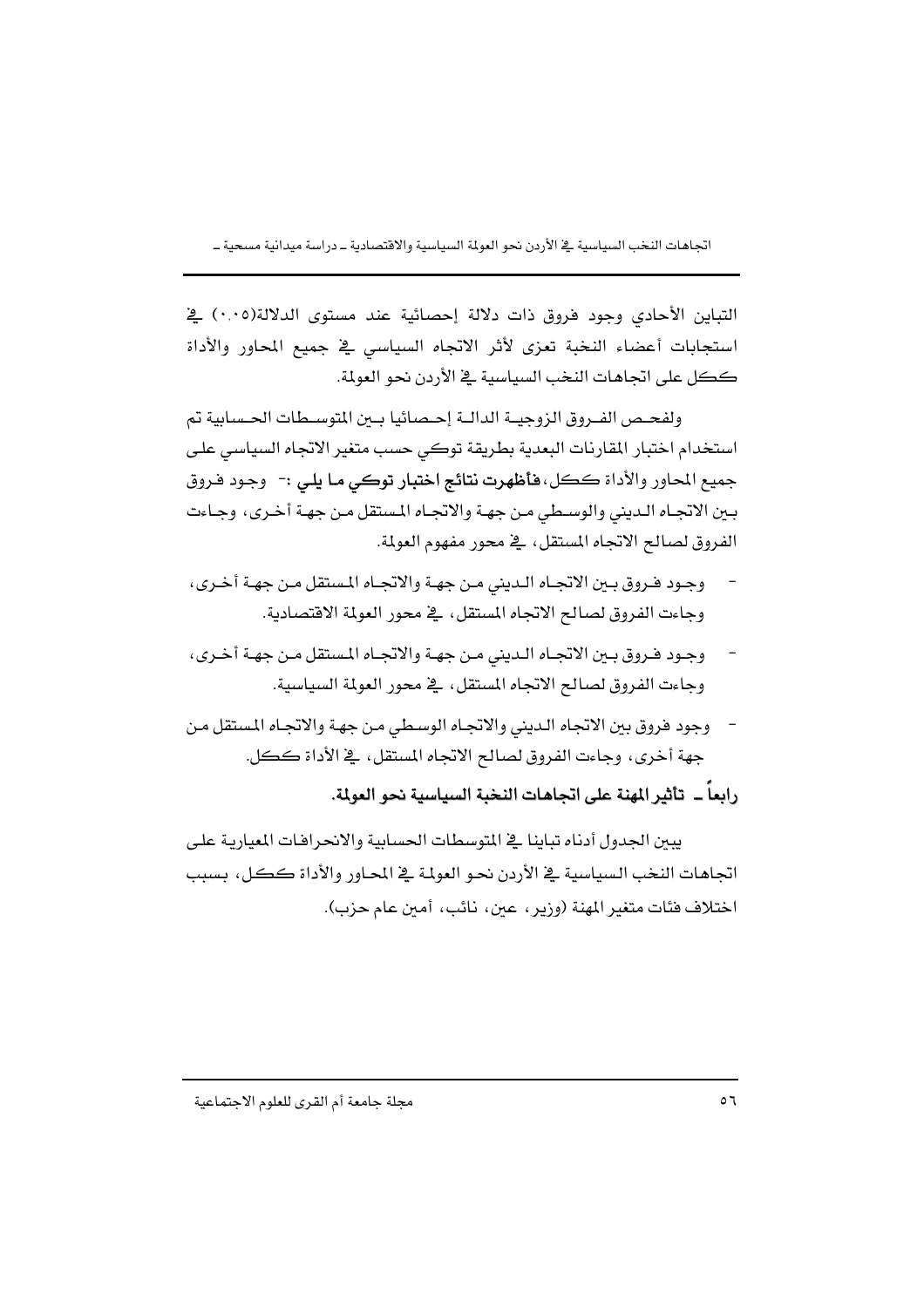التباين الأحادي وجود فروق ذات دلالة إحصائية عند مستوى الدلالة(٠,٠٥) في استجابات أعضاء النخبة تعزى لأثر الاتجاه السياسي في جميع المحاور والأداة ككل على اتجاهات النخب السياسية في الأردن نحو العولمة.

ولفحص الفروق الزوجية الدالة إحصائيا بين المتوسطات الحسابية تم استخدام اختبار المقارنات البعدية بطريقة توكي حسب متغير الاتجاه السياسي على جميع المحاور والأداة ككل، **فأظهرت نتائج اختبار توكي ما يلي :-** وجود فروق بين الاتجاه الديني والوسطي من جهة والاتجاه المستقل من جهة أخرى، وجاءت الفروق لصالح الاتجاه المستقل، في محور مفهوم العولمة.

- وجود فروق بين الاتجاه الديني من جهة والاتجاه المستقل من جهة أخرى، وجاءت الفروق لصالح الاتجاه المستقل، في محور العولمة الاقتصادية.
- وجود فروق بين الاتجاه الديني من جهة والاتجاه المستقل من جهة أخرى، وجاءت الفروق لصالح الاتجاه المستقل، في محور العولمة السياسية.
- وجود فروق بين الاتجاه الديني والاتجاه الوسطي من جهة والاتجاه المستقل من جهة أخرى، وجاءت الفروق لصالح الاتجاه المستقل، في الأداة ككل.

**رابعاً ـ تأثير المهنة على اتجاهات النخبة السياسية نحو العولمة.**

يبين الجدول أدناه تباينا في المتوسطات الحسابية والانحرافات المعيارية على اتجاهات النخب السياسية في الأردن نحو العولمة في المحاور والأداة ككل، بسبب اختلاف فئات متغير المهنة (وزير، عين، نائب، أمين عام حزب).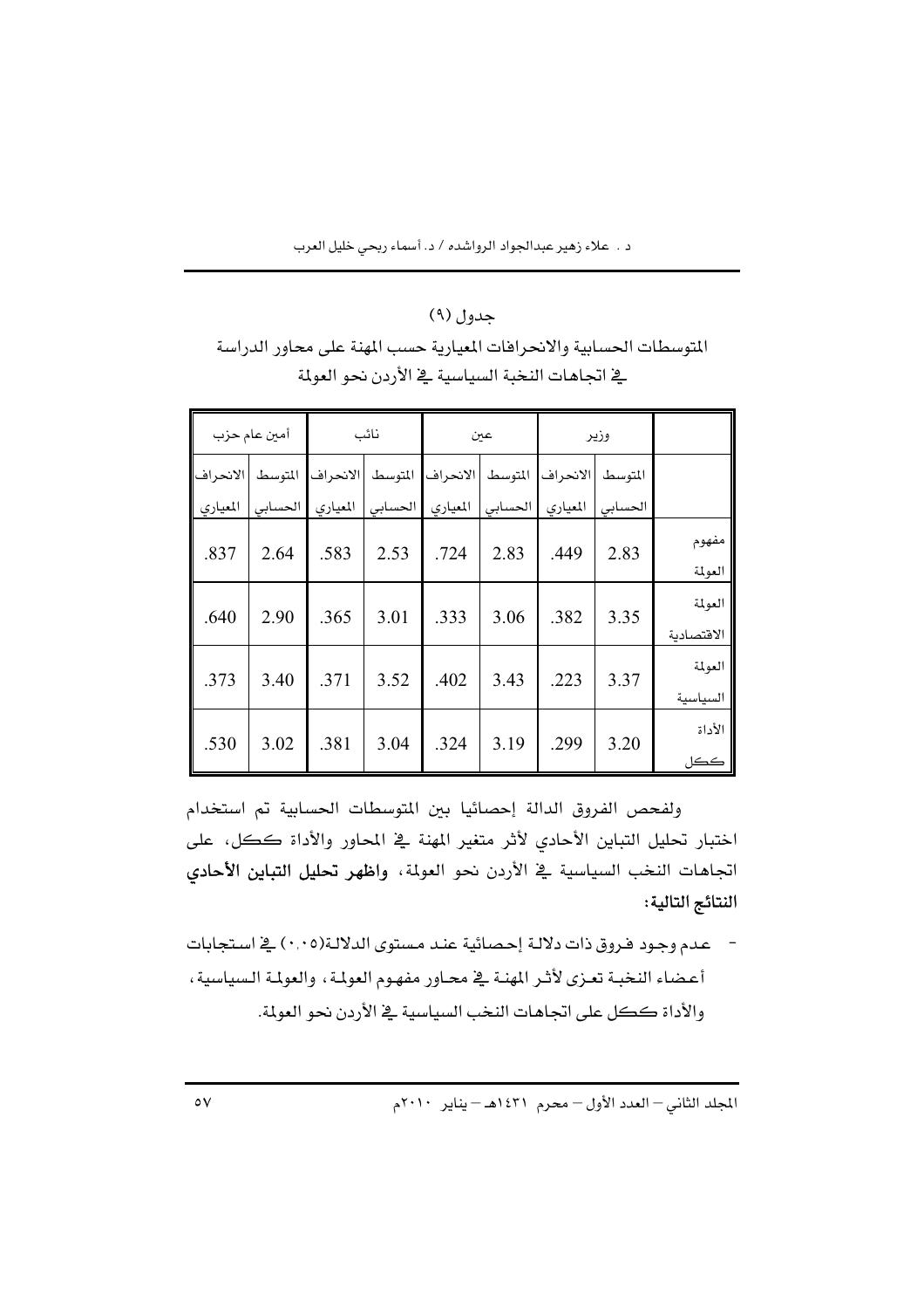جدول (٩)

المتوسطات الحسابية والانحرافات المعيارية حسب المهنة على محاور الدراسة في اتجاهات النخبة السياسية في الأردن نحو العولمة

| | وزير | | عين | | نائب | | أمين عام حزب | |
|---|---|---|---|---|---|---|---|---|
| | المتوسط الحسابي | الانحراف المعياري | المتوسط الحسابي | الانحراف المعياري | المتوسط الحسابي | الانحراف المعياري | المتوسط الحسابي | الانحراف المعياري |
| مفهوم العولمة | 2.83 | .449 | 2.83 | .724 | 2.53 | .583 | 2.64 | .837 |
| العولمة الاقتصادية | 3.35 | .382 | 3.06 | .333 | 3.01 | .365 | 2.90 | .640 |
| العولمة السياسية | 3.37 | .223 | 3.43 | .402 | 3.52 | .371 | 3.40 | .373 |
| الأداة ككل | 3.20 | .299 | 3.19 | .324 | 3.04 | .381 | 3.02 | .530 |

ولفحص الفروق الدالة إحصائيا بين المتوسطات الحسابية تم استخدام اختبار تحليل التباين الأحادي لأثر متغير المهنة في المحاور والأداة ككل، على اتجاهات النخب السياسية في الأردن نحو العولمة، **واظهر تحليل التباين الأحادي النتائج التالية:**

- عدم وجود فروق ذات دلالة إحصائية عند مستوى الدلالة(٠.٠٥) في استجابات أعضاء النخبة تعزى لأثر المهنة في محاور مفهوم العولمة، والعولمة السياسية، والأداة ككل على اتجاهات النخب السياسية في الأردن نحو العولمة.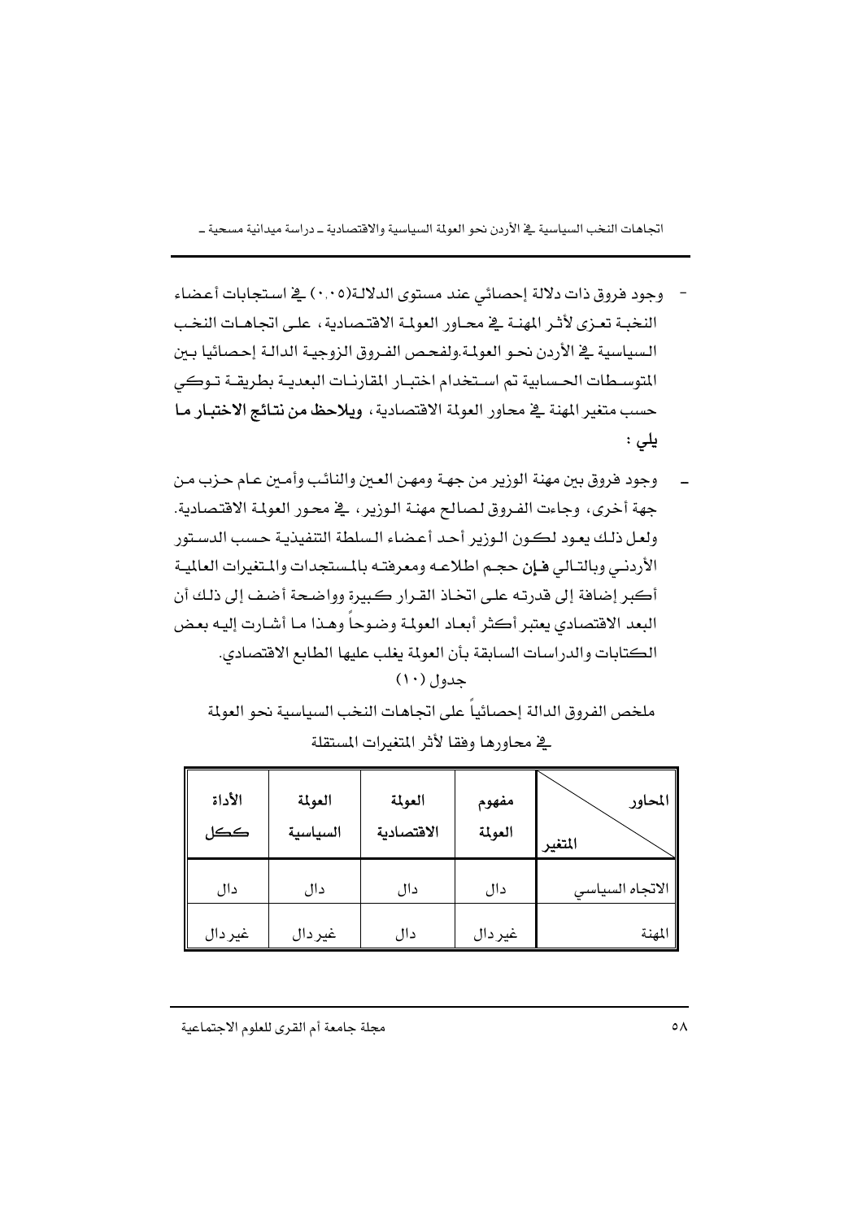- وجود فروق ذات دلالة إحصائي عند مستوى الدلالة(٠,٠٥) في استجابات أعضاء النخبة تعزى لأثر المهنة في محاور العولمة الاقتصادية، على اتجاهات النخب السياسية في الأردن نحو العولمة.ولفحص الفروق الزوجية الدالة إحصائيا بين المتوسطات الحسابية تم استخدام اختبار المقارنات البعدية بطريقة توكي حسب متغير المهنة في محاور العولمة الاقتصادية، **ويلاحظ من نتائج الاختبار ما يلي :**

- وجود فروق بين مهنة الوزير من جهة ومهن العين والنائب وأمين عام حزب من جهة أخرى، وجاءت الفروق لصالح مهنة الوزير، في محور العولمة الاقتصادية. ولعل ذلك يعود لكون الوزير أحد أعضاء السلطة التنفيذية حسب الدستور الأردني وبالتالي فإن حجم اطلاعه ومعرفته بالمستجدات والمتغيرات العالمية أكبر إضافة إلى قدرته على اتخاذ القرار كبيرة وواضحة أضف إلى ذلك أن البعد الاقتصادي يعتبر أكثر أبعاد العولمة وضوحاً وهذا ما أشارت إليه بعض الكتابات والدراسات السابقة بأن العولمة يغلب عليها الطابع الاقتصادي.

جدول (١٠)

ملخص الفروق الدالة إحصائياً على اتجاهات النخب السياسية نحو العولمة في محاورها وفقا لأثر المتغيرات المستقلة

| المحاور / المتغير | مفهوم العولمة | العولمة الاقتصادية | العولمة السياسية | الأداة ككل |
|---|---|---|---|---|
| الاتجاه السياسي | دال | دال | دال | دال |
| المهنة | غير دال | دال | غير دال | غير دال |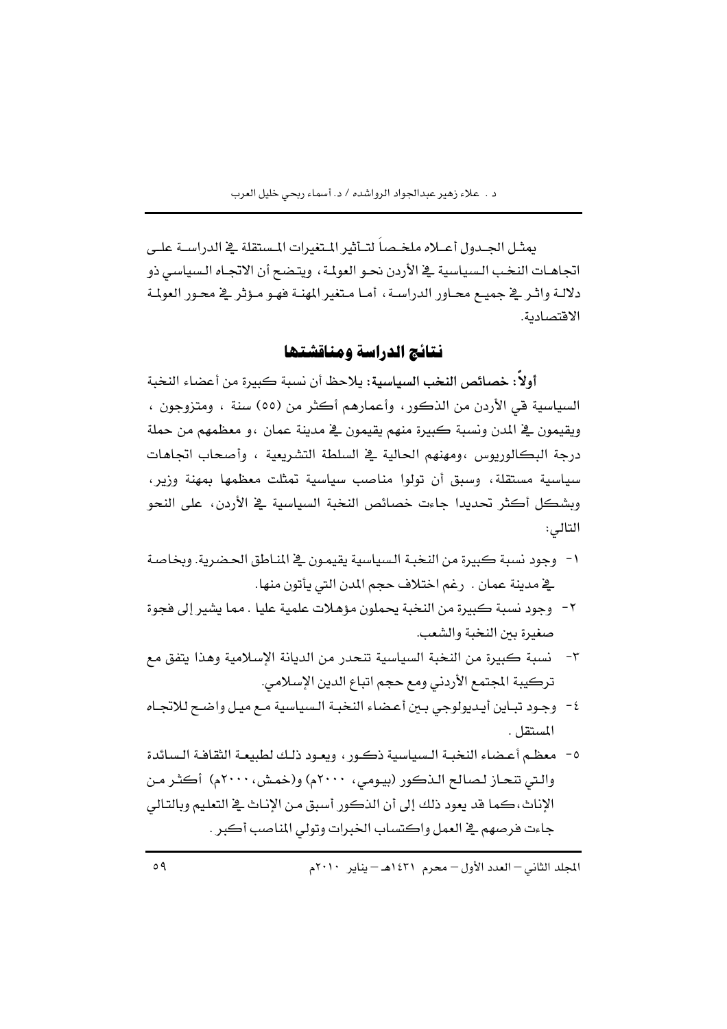يمثل الجدول أعلاه ملخصاً لتأثير المتغيرات المستقلة في الدراسة على اتجاهات النخب السياسية في الأردن نحو العولمة، ويتضح أن الاتجاه السياسي ذو دلالة واثر في جميع محاور الدراسة، أما متغير المهنة فهو مؤثر في محور العولمة الاقتصادية.

## نتائج الدراسة ومناقشتها

**أولاً: خصائص النخب السياسية:** يلاحظ أن نسبة كبيرة من أعضاء النخبة السياسية قي الأردن من الذكور، وأعمارهم أكثر من (٥٥) سنة ، ومتزوجون ، ويقيمون في المدن ونسبة كبيرة منهم يقيمون في مدينة عمان ،و معظمهم من حملة درجة البكالوريوس ،ومهنهم الحالية في السلطة التشريعية ، وأصحاب اتجاهات سياسية مستقلة، وسبق أن تولوا مناصب سياسية تمثلت معظمها بمهنة وزير، وبشكل أكثر تحديدا جاءت خصائص النخبة السياسية في الأردن، على النحو التالي:

١- وجود نسبة كبيرة من النخبة السياسية يقيمون في المناطق الحضرية. وبخاصة في مدينة عمان . رغم اختلاف حجم المدن التي يأتون منها.

٢- وجود نسبة كبيرة من النخبة يحملون مؤهلات علمية عليا . مما يشير إلى فجوة صغيرة بين النخبة والشعب.

٣- نسبة كبيرة من النخبة السياسية تنحدر من الديانة الإسلامية وهذا يتفق مع تركيبة المجتمع الأردني ومع حجم اتباع الدين الإسلامي.

٤- وجود تباين أيديولوجي بين أعضاء النخبة السياسية مع ميل واضح للاتجاه المستقل .

٥- معظم أعضاء النخبة السياسية ذكور، ويعود ذلك لطبيعة الثقافة السائدة والتي تنحاز لصالح الذكور (بيومي، ٢٠٠٠م) و(خمش، ٢٠٠٠م) أكثر من الإناث، كما قد يعود ذلك إلى أن الذكور أسبق من الإناث في التعليم وبالتالي جاءت فرصهم في العمل واكتساب الخبرات وتولي المناصب أكبر .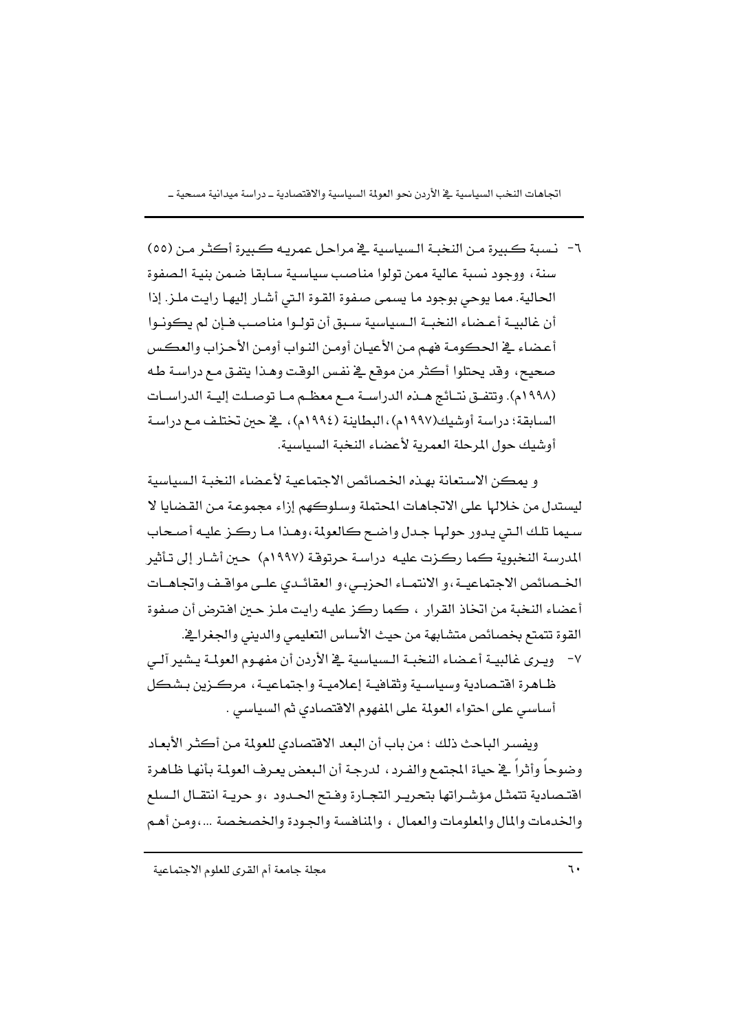٦- نسبة كبيرة من النخبة السياسية في مراحل عمريه كبيرة أكثر من (٥٥) سنة، ووجود نسبة عالية ممن تولوا مناصب سياسية سابقا ضمن بنية الصفوة الحالية. مما يوحي بوجود ما يسمى صفوة القوة التي أشار إليها رايت ملز. إذا أن غالبية أعضاء النخبة السياسية سبق أن تولوا مناصب فإن لم يكونوا أعضاء في الحكومة فهم من الأعيان أومن النواب أومن الأحزاب والعكس صحيح، وقد يحتلوا أكثر من موقع في نفس الوقت وهذا يتفق مع دراسة طه (١٩٩٨م). وتتفق نتائج هذه الدراسة مع معظم ما توصلت إلية الدراسات السابقة؛ دراسة أوشيك(١٩٩٧م)، البطاينة (١٩٩٤م)، في حين تختلف مع دراسة أوشيك حول المرحلة العمرية لأعضاء النخبة السياسية.

و يمكن الاستعانة بهذه الخصائص الاجتماعية لأعضاء النخبة السياسية ليستدل من خلالها على الاتجاهات المحتملة وسلوكهم إزاء مجموعة من القضايا لا سيما تلك التي يدور حولها جدل واضح كالعولمة، وهذا ما ركز عليه أصحاب المدرسة النخبوية كما ركزت عليه دراسة حرتوقة (١٩٩٧م) حين أشار إلى تأثير الخصائص الاجتماعية، و الانتماء الحزبي، و العقائدي على مواقف واتجاهات أعضاء النخبة من اتخاذ القرار ، كما ركز عليه رايت ملز حين افترض أن صفوة القوة تتمتع بخصائص متشابهة من حيث الأساس التعليمي والديني والجغرافي.

٧- ويرى غالبية أعضاء النخبة السياسية في الأردن أن مفهوم العولمة يشير آلي ظاهرة اقتصادية وسياسية وثقافية إعلامية واجتماعية، مركزين بشكل أساسي على احتواء العولمة على المفهوم الاقتصادي ثم السياسي .

ويفسر الباحث ذلك ؛ من باب أن البعد الاقتصادي للعولمة من أكثر الأبعاد وضوحاً وأثراً في حياة المجتمع والفرد، لدرجة أن البعض يعرف العولمة بأنها ظاهرة اقتصادية تتمثل مؤشراتها بتحرير التجارة وفتح الحدود ،و حرية انتقال السلع والخدمات والمال والمعلومات والعمال ، والمنافسة والجودة والخصخصة ...،ومن أهم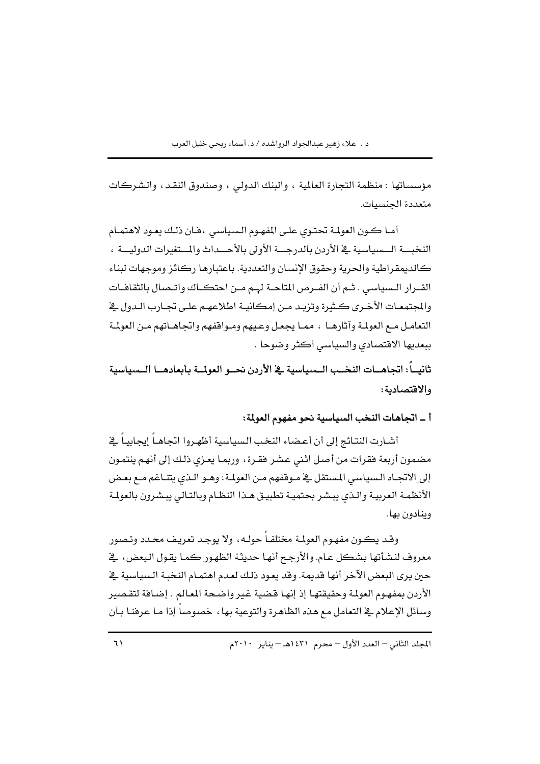مؤسساتها : منظمة التجارة العالمية ، والبنك الدولي ، وصندوق النقد، والشركات متعددة الجنسيات.

أما كون العولمة تحتوي على المفهوم السياسي ،فان ذلك يعود لاهتمام النخبة السياسية في الأردن بالدرجة الأولى بالأحداث والمتغيرات الدولية ، كالديمقراطية والحرية وحقوق الإنسان والتعددية. باعتبارها ركائز وموجهات لبناء القرار السياسي . ثم أن الفرص المتاحة لهم من احتكاك واتصال بالثقافات والمجتمعات الأخرى كثيرة وتزيد من إمكانية اطلاعهم على تجارب الدول في التعامل مع العولمة وآثارها ، مما يجعل وعيهم ومواقفهم واتجاهاتهم من العولمة ببعديها الاقتصادي والسياسي أكثر وضوحا .

### ثانياً: اتجاهات النخب السياسية في الأردن نحو العولمة بأبعادها السياسية والاقتصادية:

#### أ ـ اتجاهات النخب السياسية نحو مفهوم العولمة:

أشارت النتائج إلى أن أعضاء النخب السياسية أظهروا اتجاهاً إيجابياً في مضمون أربعة فقرات من أصل اثني عشر فقرة، وربما يعزي ذلك إلى أنهم ينتمون إلى الاتجاه السياسي المستقل في موقفهم من العولمة: وهو الذي يتناغم مع بعض الأنظمة العربية والذي يبشر بحتمية تطبيق هذا النظام وبالتالي يبشرون بالعولمة وينادون بها.

وقد يكون مفهوم العولمة مختلفاً حوله، ولا يوجد تعريف محدد وتصور معروف لنشأتها بشكل عام. والأرجح أنها حديثة الظهور كما يقول البعض، في حين يرى البعض الآخر أنها قديمة. وقد يعود ذلك لعدم اهتمام النخبة السياسية في الأردن بمفهوم العولمة وحقيقتها إذ إنها قضية غير واضحة المعالم . إضافة لتقصير وسائل الإعلام في التعامل مع هذه الظاهرة والتوعية بها، خصوصاً إذا ما عرفنا بأن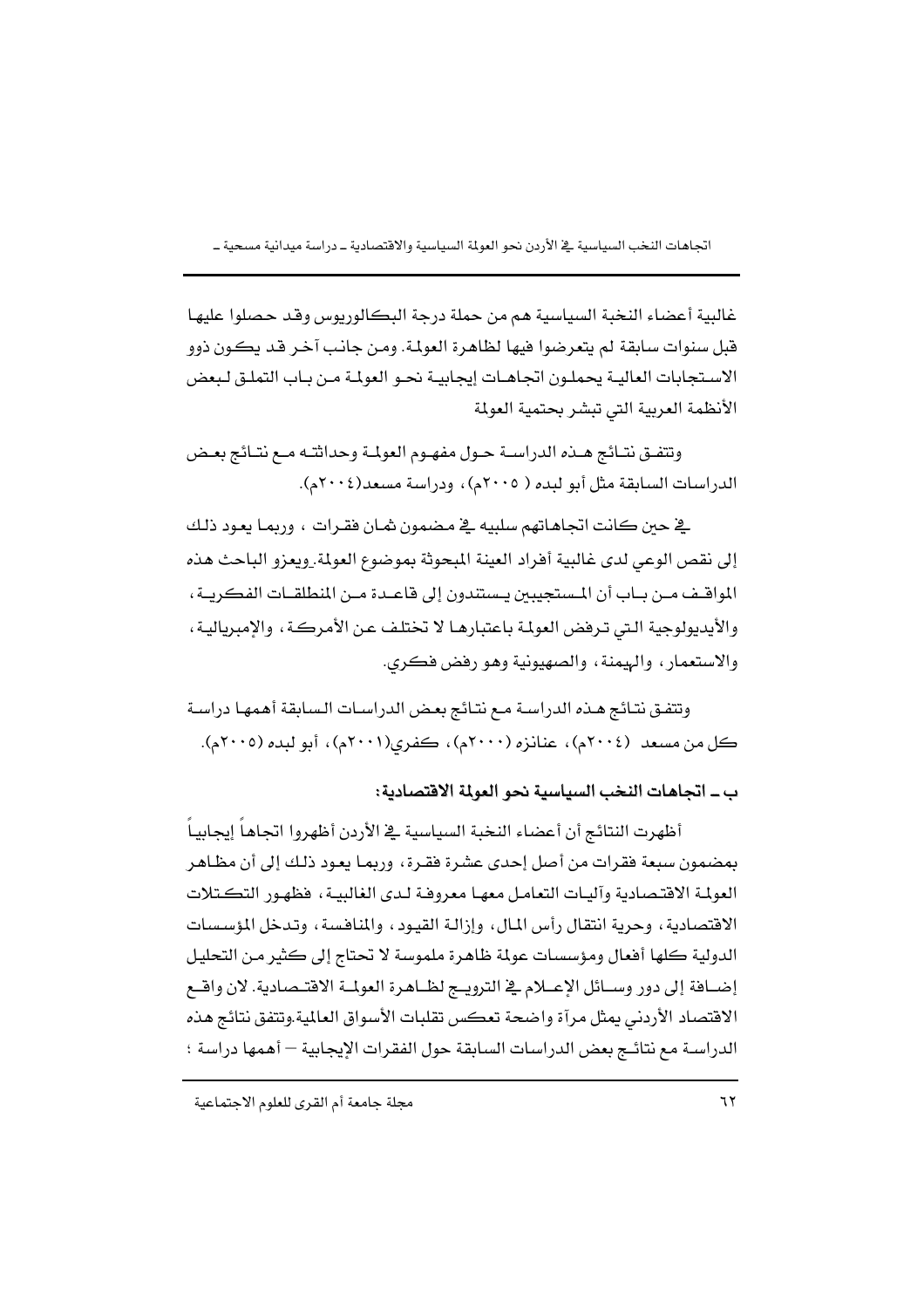غالبية أعضاء النخبة السياسية هم من حملة درجة البكالوريوس وقد حصلوا عليها قبل سنوات سابقة لم يتعرضوا فيها لظاهرة العولمة. ومن جانب آخر قد يكون ذوو الاستجابات العالية يحملون اتجاهات إيجابية نحو العولمة من باب التملق لبعض الأنظمة العربية التي تبشر بحتمية العولمة

وتتفق نتائج هذه الدراسة حول مفهوم العولمة وحداثته مع نتائج بعض الدراسات السابقة مثل أبو لبده ( ٢٠٠٥م)، ودراسة مسعد(٢٠٠٤م).

في حين كانت اتجاهاتهم سلبيه في مضمون ثمان فقرات ، وربما يعود ذلك إلى نقص الوعي لدى غالبية أفراد العينة المبحوثة بموضوع العولمة.ويعزو الباحث هذه المواقف من باب أن المستجيبين يستندون إلى قاعدة من المنطلقات الفكرية، والأيديولوجية التي ترفض العولمة باعتبارها لا تختلف عن الأمركة، والإمبريالية، والاستعمار، والهيمنة، والصهيونية وهو رفض فكري.

وتتفق نتائج هذه الدراسة مع نتائج بعض الدراسات السابقة أهمها دراسة كل من مسعد (٢٠٠٤م)، عنانزه (٢٠٠٠م)، كفري(٢٠٠١م)، أبو لبده (٢٠٠٥م).

**ب ـ اتجاهات النخب السياسية نحو العولمة الاقتصادية:**

أظهرت النتائج أن أعضاء النخبة السياسية في الأردن أظهروا اتجاهاً إيجابياً بمضمون سبعة فقرات من أصل إحدى عشرة فقرة، وربما يعود ذلك إلى أن مظاهر العولمة الاقتصادية وآليات التعامل معها معروفة لدى الغالبية، فظهور التكتلات الاقتصادية، وحرية انتقال رأس المال، وإزالة القيود، والمنافسة، وتدخل المؤسسات الدولية كلها أفعال ومؤسسات عولمة ظاهرة ملموسة لا تحتاج إلى كثير من التحليل إضافة إلى دور وسائل الإعلام في الترويج لظاهرة العولمة الاقتصادية. لان واقع الاقتصاد الأردني يمثل مرآة واضحة تعكس تقلبات الأسواق العالمية.وتتفق نتائج هذه الدراسة مع نتائج بعض الدراسات السابقة حول الفقرات الإيجابية – أهمها دراسة ؛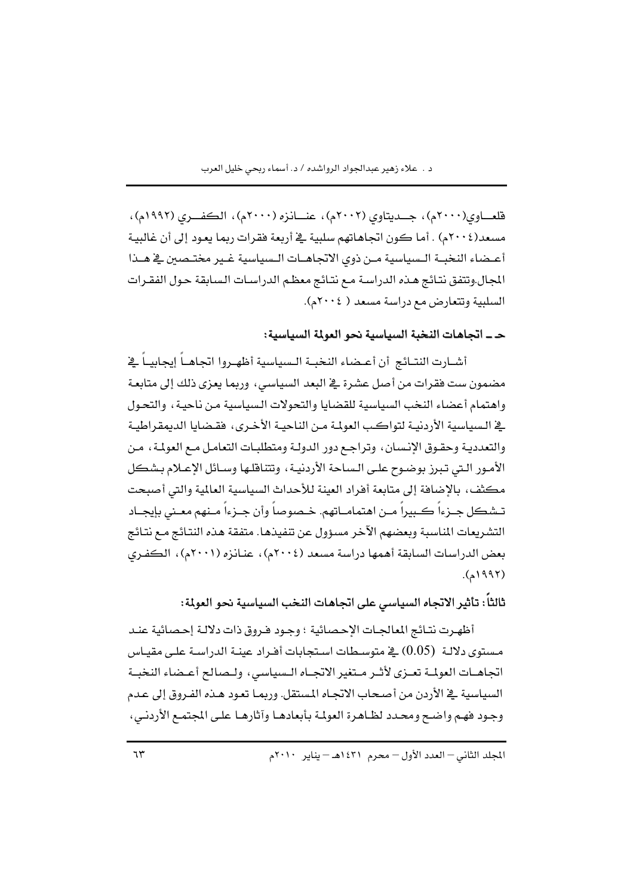قلعـاوي(٢٠٠٠م)، جـديتاوي (٢٠٠٢م)، عنـانزه (٢٠٠٠م)، الكفـري (١٩٩٢م)، مسعد(٢٠٠٤م) . أما كون اتجاهاتهم سلبية في أربعة فقرات ربما يعود إلى أن غالبية أعضاء النخبة السياسية من ذوي الاتجاهات السياسية غير مختصين في هذا المجال.وتتفق نتائج هذه الدراسة مع نتائج معظم الدراسات السابقة حول الفقرات السلبية وتتعارض مع دراسة مسعد ( ٢٠٠٤م).

**حـ ـ اتجاهات النخبة السياسية نحو العولمة السياسية:**

أشارت النتائج أن أعضاء النخبة السياسية أظهروا اتجاهاً إيجابياً في مضمون ست فقرات من أصل عشرة في البعد السياسي، وربما يعزى ذلك إلى متابعة واهتمام أعضاء النخب السياسية للقضايا والتحولات السياسية من ناحية، والتحول في السياسية الأردنية لتواكب العولمة من الناحية الأخرى، فقضايا الديمقراطية والتعددية وحقوق الإنسان، وتراجع دور الدولة ومتطلبات التعامل مع العولمة، من الأمور التي تبرز بوضوح على الساحة الأردنية، وتتناقلها وسائل الإعلام بشكل مكثف، بالإضافة إلى متابعة أفراد العينة للأحداث السياسية العالمية والتي أصبحت تشكل جزءاً كبيراً من اهتماماتهم. خصوصاً وأن جزءاً منهم معني بإيجاد التشريعات المناسبة وبعضهم الآخر مسؤول عن تنفيذها. متفقة هذه النتائج مع نتائج بعض الدراسات السابقة أهمها دراسة مسعد (٢٠٠٤م)، عنانزه (٢٠٠١م)، الكفري (١٩٩٢م).

**ثالثاً: تأثير الاتجاه السياسي على اتجاهات النخب السياسية نحو العولمة:**

أظهرت نتائج المعالجات الإحصائية ؛ وجود فروق ذات دلالة إحصائية عند مستوى دلالة (0.05) في متوسطات استجابات أفراد عينة الدراسة على مقياس اتجاهات العولمة تعزى لأثر متغير الاتجاه السياسي، ولصالح أعضاء النخبة السياسية في الأردن من أصحاب الاتجاه المستقل. وربما تعود هذه الفروق إلى عدم وجود فهم واضح ومحدد لظاهرة العولمة بأبعادها وآثارها على المجتمع الأردني،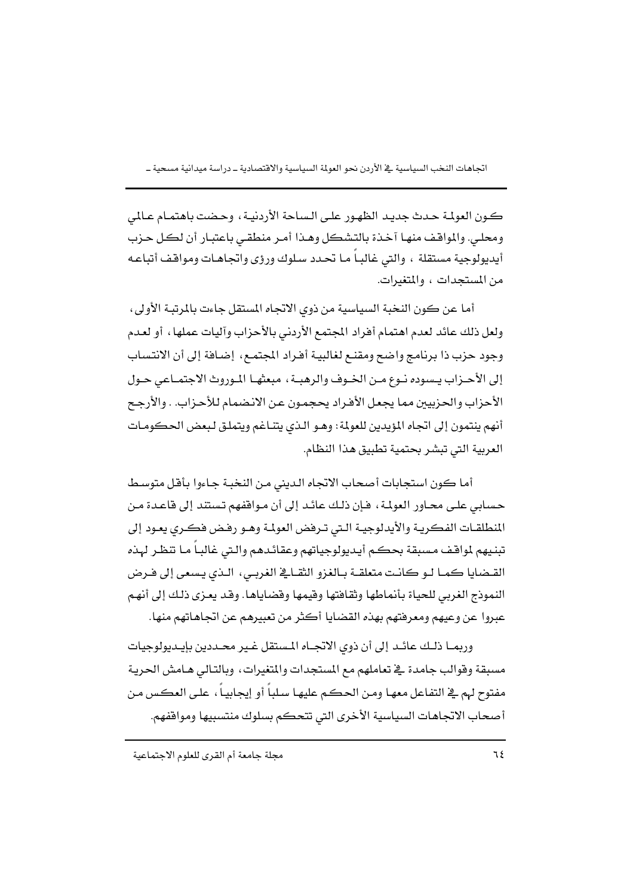كون العولمة حدث جديد الظهور على الساحة الأردنية، وحضت باهتمام عالمي ومحلي. والمواقف منها آخذة بالتشكل وهذا أمر منطقي باعتبار أن لكل حزب أيديولوجية مستقلة ، والتي غالباً ما تحدد سلوك ورؤى واتجاهات ومواقف أتباعه من المستجدات ، والمتغيرات.

أما عن كون النخبة السياسية من ذوي الاتجاه المستقل جاءت بالمرتبة الأولى، ولعل ذلك عائد لعدم اهتمام أفراد المجتمع الأردني بالأحزاب وآليات عملها، أو لعدم وجود حزب ذا برنامج واضح ومقنع لغالبية أفراد المجتمع، إضافة إلى أن الانتساب إلى الأحزاب يسوده نوع من الخوف والرهبة، مبعثها الموروث الاجتماعي حول الأحزاب والحزبيين مما يجعل الأفراد يحجمون عن الانضمام للأحزاب. . والأرجح أنهم ينتمون إلى اتجاه المؤيدين للعولمة: وهو الذي يتناغم ويتملق لبعض الحكومات العربية التي تبشر بحتمية تطبيق هذا النظام.

أما كون استجابات أصحاب الاتجاه الديني من النخبة جاءوا بأقل متوسط حسابي على محاور العولمة، فإن ذلك عائد إلى أن مواقفهم تستند إلى قاعدة من المنطلقات الفكرية والأيدلوجية التي ترفض العولمة وهو رفض فكري يعود إلى تبنيهم لمواقف مسبقة بحكم أيديولوجياتهم وعقائدهم والتي غالباً ما تنظر لهذه القضايا كما لو كانت متعلقة بالغزو الثقافي الغربي، الذي يسعى إلى فرض النموذج الغربي للحياة بأنماطها وثقافتها وقيمها وقضاياها. وقد يعزى ذلك إلى أنهم عبروا عن وعيهم ومعرفتهم بهذه القضايا أكثر من تعبيرهم عن اتجاهاتهم منها.

وربما ذلك عائد إلى أن ذوي الاتجاه المستقل غير محددين بإيديولوجيات مسبقة وقوالب جامدة في تعاملهم مع المستجدات والمتغيرات، وبالتالي هامش الحرية مفتوح لهم في التفاعل معها ومن الحكم عليها سلباً أو إيجابياً، على العكس من أصحاب الاتجاهات السياسية الأخرى التي تتحكم بسلوك منتسبيها ومواقفهم.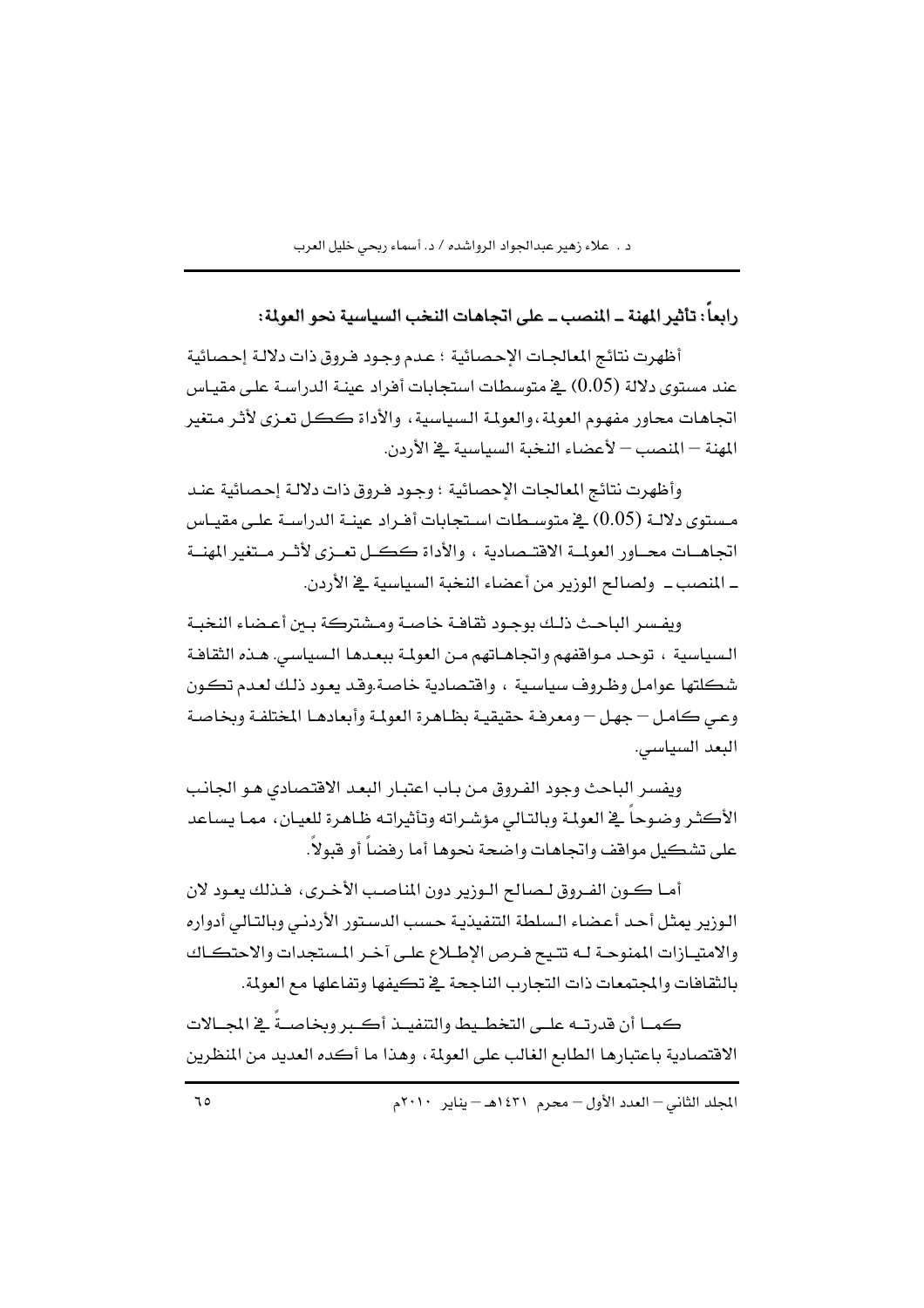### رابعاً: تأثير المهنة ـ المنصب ـ على اتجاهات النخب السياسية نحو العولمة:

أظهرت نتائج المعالجات الإحصائية ؛ عدم وجود فروق ذات دلالة إحصائية عند مستوى دلالة (0.05) في متوسطات استجابات أفراد عينة الدراسة على مقياس اتجاهات محاور مفهوم العولمة، والعولمة السياسية، والأداة ككل تعزى لأثر متغير المهنة – المنصب – لأعضاء النخبة السياسية في الأردن.

وأظهرت نتائج المعالجات الإحصائية ؛ وجود فروق ذات دلالة إحصائية عند مستوى دلالة (0.05) في متوسطات استجابات أفراد عينة الدراسة على مقياس اتجاهات محاور العولمة الاقتصادية ، والأداة ككل تعزى لأثر متغير المهنة ـ المنصب ـ ولصالح الوزير من أعضاء النخبة السياسية في الأردن.

ويفسر الباحث ذلك بوجود ثقافة خاصة ومشتركة بين أعضاء النخبة السياسية ، توحد مواقفهم واتجاهاتهم من العولمة ببعدها السياسي. هذه الثقافة شكلتها عوامل وظروف سياسية ، واقتصادية خاصة.وقد يعود ذلك لعدم تكون وعي كامل – جهل – ومعرفة حقيقية بظاهرة العولمة وأبعادها المختلفة وبخاصة البعد السياسي.

ويفسر الباحث وجود الفروق من باب اعتبار البعد الاقتصادي هو الجانب الأكثر وضوحاً في العولمة وبالتالي مؤشراته وتأثيراته ظاهرة للعيان، مما يساعد على تشكيل مواقف واتجاهات واضحة نحوها أما رفضاً أو قبولاً.

أما كون الفروق لصالح الوزير دون المناصب الأخرى، فذلك يعود لان الوزير يمثل أحد أعضاء السلطة التنفيذية حسب الدستور الأردني وبالتالي أدواره والامتيازات الممنوحة له تتيح فرص الإطلاع على آخر المستجدات والاحتكاك بالثقافات والمجتمعات ذات التجارب الناجحة في تكيفها وتفاعلها مع العولمة.

كما أن قدرته على التخطيط والتنفيذ أكبر وبخاصةً في المجالات الاقتصادية باعتبارها الطابع الغالب على العولمة، وهذا ما أكده العديد من المنظرين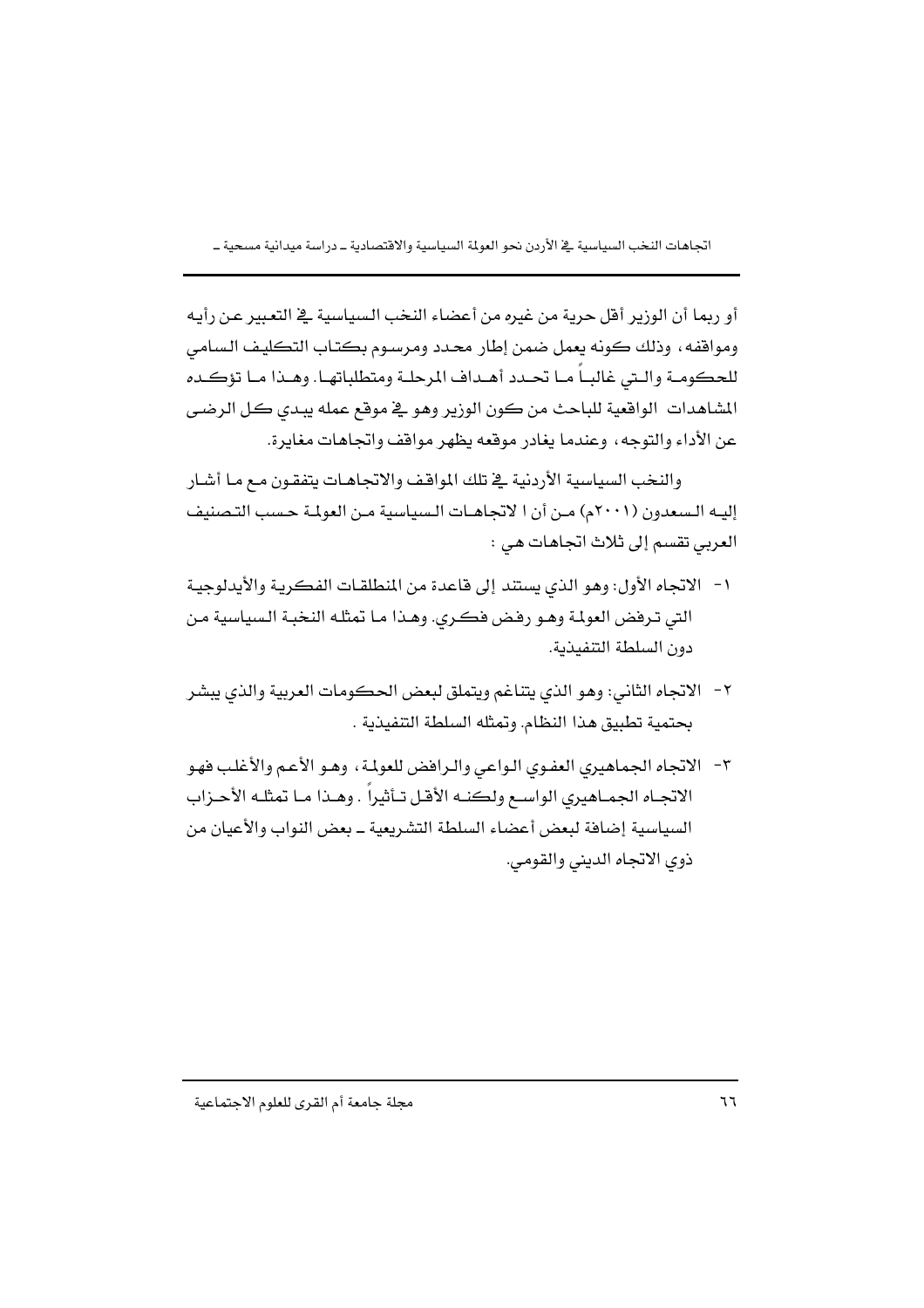أو ربما أن الوزير أقل حرية من غيره من أعضاء النخب السياسية في التعبير عن رأيه ومواقفه، وذلك كونه يعمل ضمن إطار محدد ومرسوم بكتاب التكليف السامي للحكومة والتي غالباً ما تحدد أهداف المرحلة ومتطلباتها. وهذا ما تؤكده المشاهدات الواقعية للباحث من كون الوزير وهو في موقع عمله يبدي كل الرضى عن الأداء والتوجه، وعندما يغادر موقعه يظهر مواقف واتجاهات مغايرة.

والنخب السياسية الأردنية في تلك المواقف والاتجاهات يتفقون مع ما أشار إليه السعدون (٢٠٠١م) من أن ا لاتجاهات السياسية من العولمة حسب التصنيف العربي تقسم إلى ثلاث اتجاهات هي :

١- الاتجاه الأول: وهو الذي يستند إلى قاعدة من المنطلقات الفكرية والأيدلوجية التي ترفض العولمة وهو رفض فكري. وهذا ما تمثله النخبة السياسية من دون السلطة التنفيذية.

٢- الاتجاه الثاني: وهو الذي يتناغم ويتملق لبعض الحكومات العربية والذي يبشر بحتمية تطبيق هذا النظام. وتمثله السلطة التنفيذية .

٣- الاتجاه الجماهيري العفوي الواعي والرافض للعولمة، وهو الأعم والأغلب فهو الاتجاه الجماهيري الواسع ولكنه الأقل تأثيراً . وهذا ما تمثله الأحزاب السياسية إضافة لبعض أعضاء السلطة التشريعية ـ بعض النواب والأعيان من ذوي الاتجاه الديني والقومي.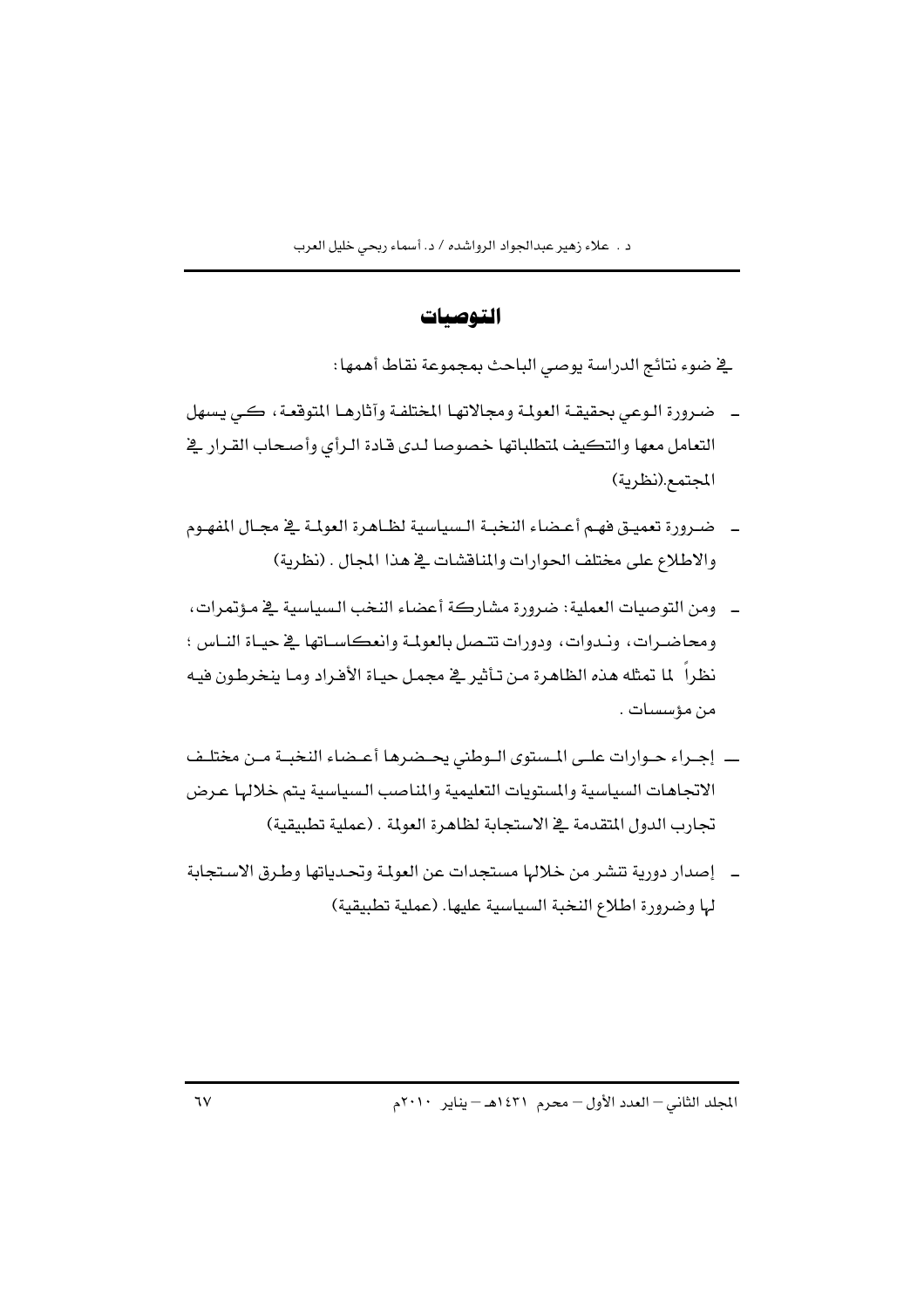## التوصيات

في ضوء نتائج الدراسة يوصي الباحث بمجموعة نقاط أهمها:

- ضرورة الوعي بحقيقة العولمة ومجالاتها المختلفة وآثارها المتوقعة، كي يسهل التعامل معها والتكيف لمتطلباتها خصوصا لدى قادة الرأي وأصحاب القرار في المجتمع.(نظرية)
- ضرورة تعميق فهم أعضاء النخبة السياسية لظاهرة العولمة في مجال المفهوم والاطلاع على مختلف الحوارات والمناقشات في هذا المجال . (نظرية)
- ومن التوصيات العملية: ضرورة مشاركة أعضاء النخب السياسية في مؤتمرات، ومحاضرات، وندوات، ودورات تتصل بالعولمة وانعكاساتها في حياة الناس ؛ نظراً لما تمثله هذه الظاهرة من تأثير في مجمل حياة الأفراد وما ينخرطون فيه من مؤسسات .
- إجراء حوارات على المستوى الوطني يحضرها أعضاء النخبة من مختلف الاتجاهات السياسية والمستويات التعليمية والمناصب السياسية يتم خلالها عرض تجارب الدول المتقدمة في الاستجابة لظاهرة العولمة . (عملية تطبيقية)
- إصدار دورية تنشر من خلالها مستجدات عن العولمة وتحدياتها وطرق الاستجابة لها وضرورة اطلاع النخبة السياسية عليها. (عملية تطبيقية)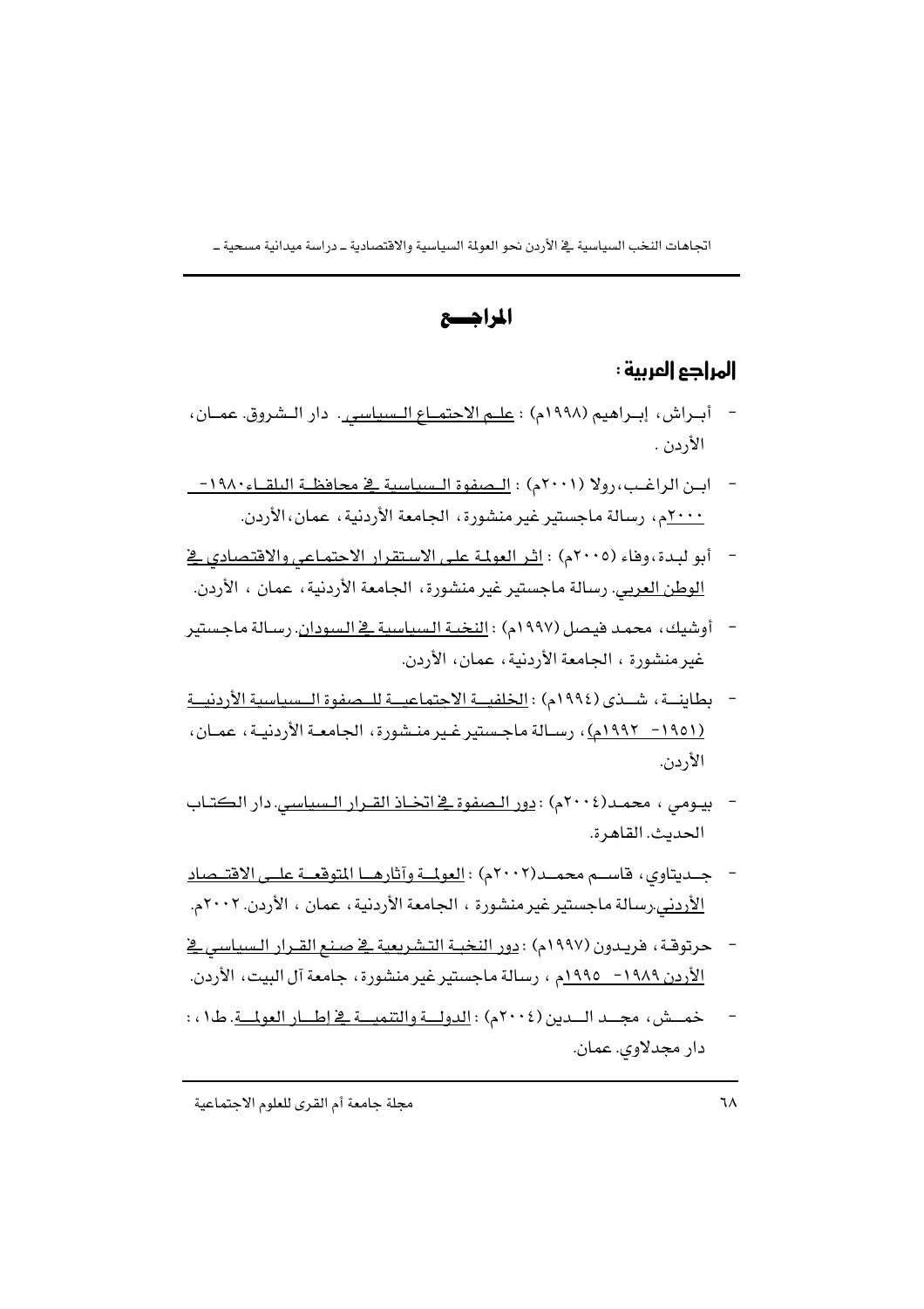# المراجـــع

## المراجع العربية :

- أبـراش، إبـراهيم (١٩٩٨م) : علـم الاجتمـاع الـسياسي. دار الـشروق. عمـان، الأردن .
- ابـن الراغـب،رولا (٢٠٠١م) : الـصفوة الـسياسية في محافظـة البلقـاء١٩٨٠-٢٠٠٠م، رسالة ماجستير غير منشورة، الجامعة الأردنية، عمان،الأردن.
- أبو لبـدة،وفاء (٢٠٠٥م) : اثـر العولمـة علـى الاسـتقرار الاجتماعـي والاقتصادي في الوطن العربي. رسالة ماجستير غير منشورة، الجامعة الأردنية، عمان ، الأردن.
- أوشيك، محمـد فيـصل (١٩٩٧م) : النخبـة الـسياسية في الـسودان. رسـالة ماجستير غير منشورة ، الجامعة الأردنية، عمان، الأردن.
- بطاينـــة، شـــذى (١٩٩٤م) : الخلفيـــة الاجتماعيـــة للـــصفوة الـــسياسية الأردنيـــة (١٩٥١- ١٩٩٢م)، رسـالة ماجـستير غـير منـشورة، الجامعـة الأردنيـة، عمـان، الأردن.
- بيـومي ، محمـد(٢٠٠٤م) : دور الـصفوة في اتخـاذ القـرار الـسياسي. دار الكتـاب الحديث. القاهرة.
- جـديتاوي، قاسـم محمـد(٢٠٠٢م) : العولمـة وآثارهـا المتوقعـة علـى الاقتـصاد الأردني.رسالة ماجستير غير منشورة ، الجامعة الأردنية، عمان ، الأردن. ٢٠٠٢م.
- حرتوقـة، فريـدون (١٩٩٧م) : دور النخبـة التـشريعية في صـنع القـرار الـسياسي في الأردن ١٩٨٩- ١٩٩٥م ، رسالة ماجستير غير منشورة، جامعة آل البيت، الأردن.
- خمــش، مجــد الــدين (٢٠٠٤م) : الدولــة والتنميــة في إطــار العولمــة. ط١، : دار مجدلاوي. عمان.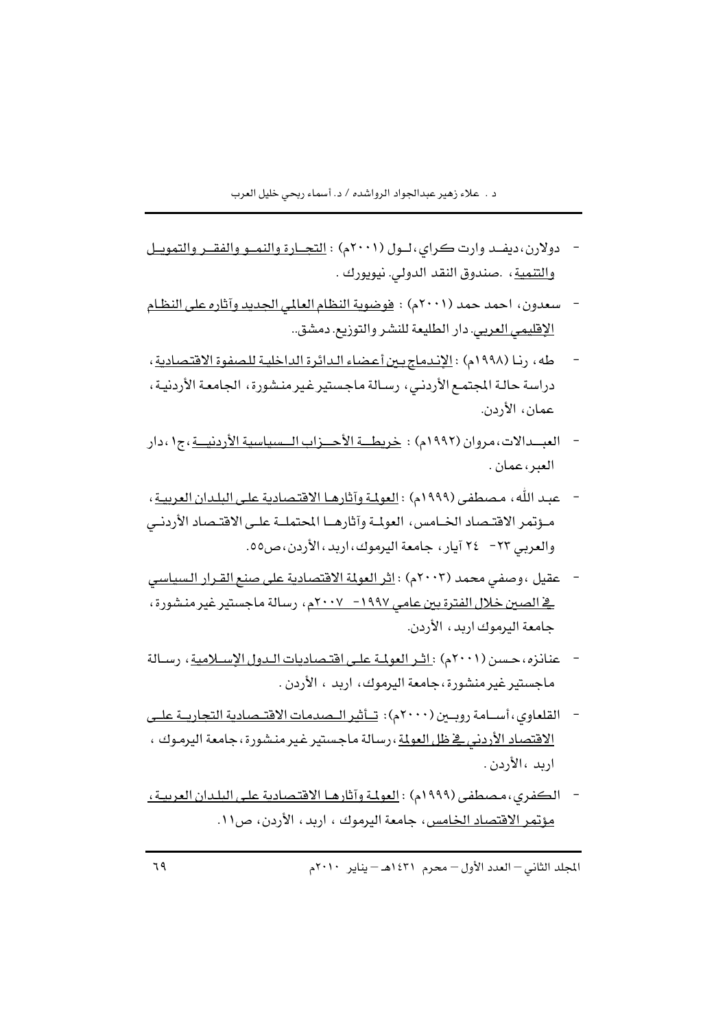- دولارن،ديفد وارت كراي،لول (٢٠٠١م) : التجارة والنمو والفقر والتمويل والتنمية، .صندوق النقد الدولي. نيويورك .

- سعدون، احمد حمد (٢٠٠١م) : فوضوية النظام العالمي الجديد وآثاره على النظام الإقليمي العربي. دار الطليعة للنشر والتوزيع. دمشق..

- طه، رنا (١٩٩٨م) : الإندماج بين أعضاء الدائرة الداخلية للصفوة الاقتصادية، دراسة حالة المجتمع الأردني، رسالة ماجستير غير منشورة، الجامعة الأردنية، عمان، الأردن.

- العبدالات،مروان (١٩٩٢م) : خريطة الأحزاب السياسية الأردنية،ج١،دار العبر،عمان .

- عبد الله، مصطفى (١٩٩٩م) : العولمة وآثارها الاقتصادية على البلدان العربية، مؤتمر الاقتصاد الخامس، العولمة وآثارها المحتملة على الاقتصاد الأردني والعربي ٢٣- ٢٤ آيار، جامعة اليرموك،اربد،الأردن،ص٥٥.

- عقيل ،وصفي محمد (٢٠٠٣م) : اثر العولمة الاقتصادية على صنع القرار السياسي في الصين خلال الفترة بين عامي ١٩٩٧- ٢٠٠٧م، رسالة ماجستير غير منشورة، جامعة اليرموك اربد ، الأردن.

- عنانزه،حسن (٢٠٠١م) : اثر العولمة على اقتصاديات الدول الإسلامية، رسالة ماجستير غير منشورة،جامعة اليرموك، اربد ، الأردن .

- القلعاوي،أسامة روبين (٢٠٠٠م): تأثير الصدمات الاقتصادية التجارية على الاقتصاد الأردني في ظل العولمة،رسالة ماجستير غير منشورة،جامعة اليرموك ، اربد ،الأردن .

- الكفري،مصطفى (١٩٩٩م) : العولمة وآثارها الاقتصادية على البلدان العربية، مؤتمر الاقتصاد الخامس، جامعة اليرموك ، اربد، الأردن، ص١١.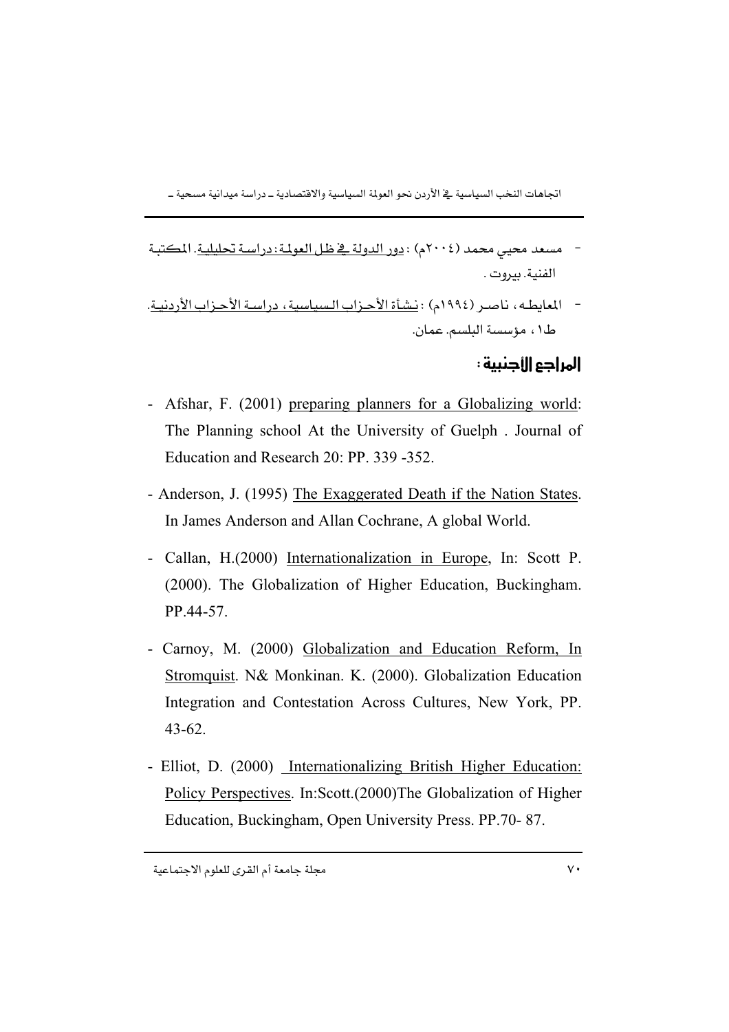- مسعد محيي محمد (٢٠٠٤م) : دور الدولة في ظل العولمة: دراسة تحليلية. المكتبة الفنية. بيروت .
- المعايطه، ناصر (١٩٩٤م) : نشأة الأحزاب السياسية، دراسة الأحزاب الأردنية. ط١، مؤسسة البلسم. عمان.

## المراجع الأجنبية :

- Afshar, F. (2001) preparing planners for a Globalizing world: The Planning school At the University of Guelph . Journal of Education and Research 20: PP. 339 -352.
- Anderson, J. (1995) The Exaggerated Death if the Nation States. In James Anderson and Allan Cochrane, A global World.
- Callan, H.(2000) Internationalization in Europe, In: Scott P. (2000). The Globalization of Higher Education, Buckingham. PP.44-57.
- Carnoy, M. (2000) Globalization and Education Reform, In Stromquist. N& Monkinan. K. (2000). Globalization Education Integration and Contestation Across Cultures, New York, PP. 43-62.
- Elliot, D. (2000) Internationalizing British Higher Education: Policy Perspectives. In:Scott.(2000)The Globalization of Higher Education, Buckingham, Open University Press. PP.70- 87.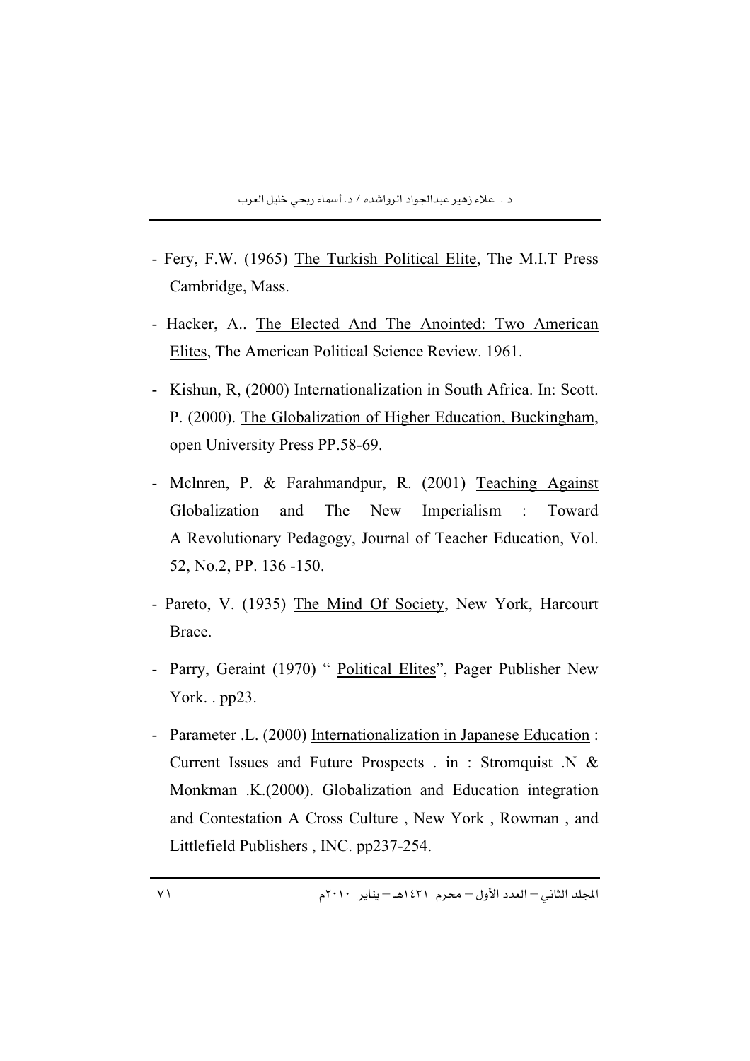- Fery, F.W. (1965) The Turkish Political Elite, The M.I.T Press Cambridge, Mass.

- Hacker, A.. The Elected And The Anointed: Two American Elites, The American Political Science Review. 1961.

- Kishun, R, (2000) Internationalization in South Africa. In: Scott. P. (2000). The Globalization of Higher Education, Buckingham, open University Press PP.58-69.

- Mclnren, P. & Farahmandpur, R. (2001) Teaching Against Globalization and The New Imperialism : Toward A Revolutionary Pedagogy, Journal of Teacher Education, Vol. 52, No.2, PP. 136 -150.

- Pareto, V. (1935) The Mind Of Society, New York, Harcourt Brace.

- Parry, Geraint (1970) " Political Elites", Pager Publisher New York. . pp23.

- Parameter .L. (2000) Internationalization in Japanese Education : Current Issues and Future Prospects . in : Stromquist .N & Monkman .K.(2000). Globalization and Education integration and Contestation A Cross Culture , New York , Rowman , and Littlefield Publishers , INC. pp237-254.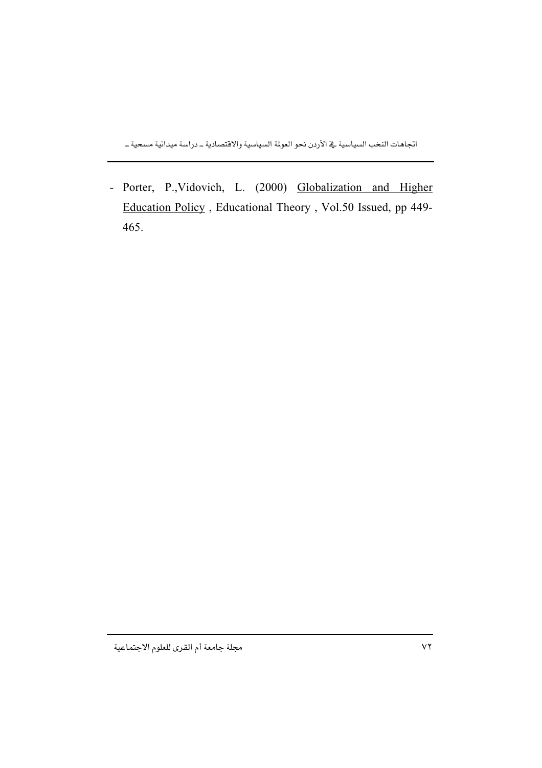- Porter, P.,Vidovich, L. (2000) Globalization and Higher Education Policy , Educational Theory , Vol.50 Issued, pp 449-465.